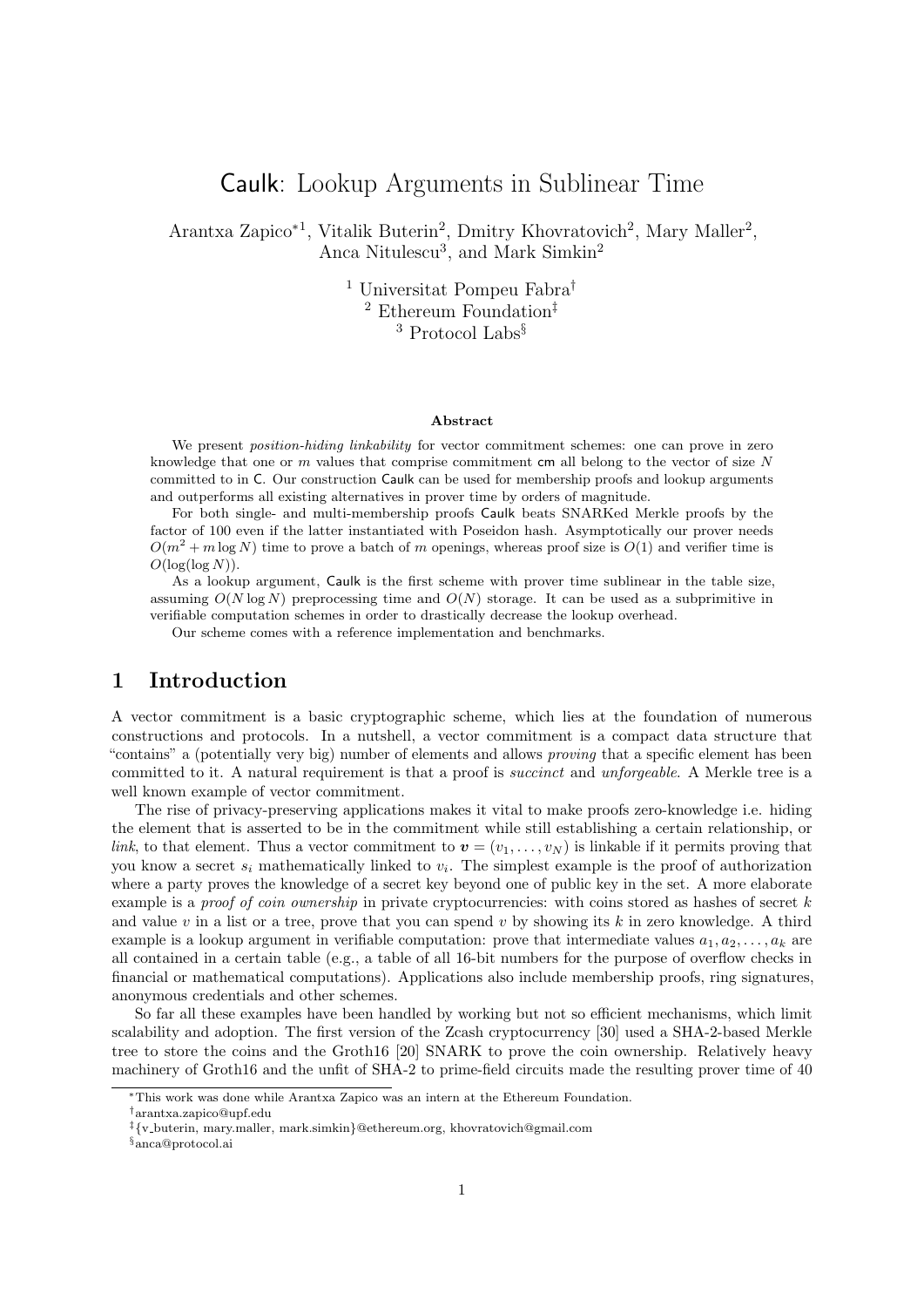# Caulk: Lookup Arguments in Sublinear Time

Arantxa Zapico[*1], Vitalik Buterin[2], Dmitry Khovratovich[2], Mary Maller[2], Anca Nitulescu[3], and Mark Simkin[2]

[1] Universitat Pompeu Fabra[†]
[2] Ethereum Foundation[‡]
[3] Protocol Labs[§]

**Abstract**

We present *position-hiding linkability* for vector commitment schemes: one can prove in zero knowledge that one or $m$ values that comprise commitment $\mathsf{cm}$ all belong to the vector of size $N$ committed to in $\mathsf{C}$. Our construction Caulk can be used for membership proofs and lookup arguments and outperforms all existing alternatives in prover time by orders of magnitude.

For both single- and multi-membership proofs Caulk beats SNARKed Merkle proofs by the factor of 100 even if the latter instantiated with Poseidon hash. Asymptotically our prover needs $O(m^2 + m \log N)$ time to prove a batch of $m$ openings, whereas proof size is $O(1)$ and verifier time is $O(\log(\log N))$.

As a lookup argument, Caulk is the first scheme with prover time sublinear in the table size, assuming $O(N \log N)$ preprocessing time and $O(N)$ storage. It can be used as a subprimitive in verifiable computation schemes in order to drastically decrease the lookup overhead.

Our scheme comes with a reference implementation and benchmarks.

## 1 Introduction

A vector commitment is a basic cryptographic scheme, which lies at the foundation of numerous constructions and protocols. In a nutshell, a vector commitment is a compact data structure that "contains" a (potentially very big) number of elements and allows *proving* that a specific element has been committed to it. A natural requirement is that a proof is *succinct* and *unforgeable*. A Merkle tree is a well known example of vector commitment.

The rise of privacy-preserving applications makes it vital to make proofs zero-knowledge i.e. hiding the element that is asserted to be in the commitment while still establishing a certain relationship, or *link*, to that element. Thus a vector commitment to $\boldsymbol{v} = (v_1, \ldots, v_N)$ is linkable if it permits proving that you know a secret $s_i$ mathematically linked to $v_i$. The simplest example is the proof of authorization where a party proves the knowledge of a secret key beyond one of public key in the set. A more elaborate example is a *proof of coin ownership* in private cryptocurrencies: with coins stored as hashes of secret $k$ and value $v$ in a list or a tree, prove that you can spend $v$ by showing its $k$ in zero knowledge. A third example is a lookup argument in verifiable computation: prove that intermediate values $a_1, a_2, \ldots, a_k$ are all contained in a certain table (e.g., a table of all 16-bit numbers for the purpose of overflow checks in financial or mathematical computations). Applications also include membership proofs, ring signatures, anonymous credentials and other schemes.

So far all these examples have been handled by working but not so efficient mechanisms, which limit scalability and adoption. The first version of the Zcash cryptocurrency [30] used a SHA-2-based Merkle tree to store the coins and the Groth16 [20] SNARK to prove the coin ownership. Relatively heavy machinery of Groth16 and the unfit of SHA-2 to prime-field circuits made the resulting prover time of 40

---

*This work was done while Arantxa Zapico was an intern at the Ethereum Foundation.
†arantxa.zapico@upf.edu
‡{v_buterin, mary.maller, mark.simkin}@ethereum.org, khovratovich@gmail.com
§anca@protocol.ai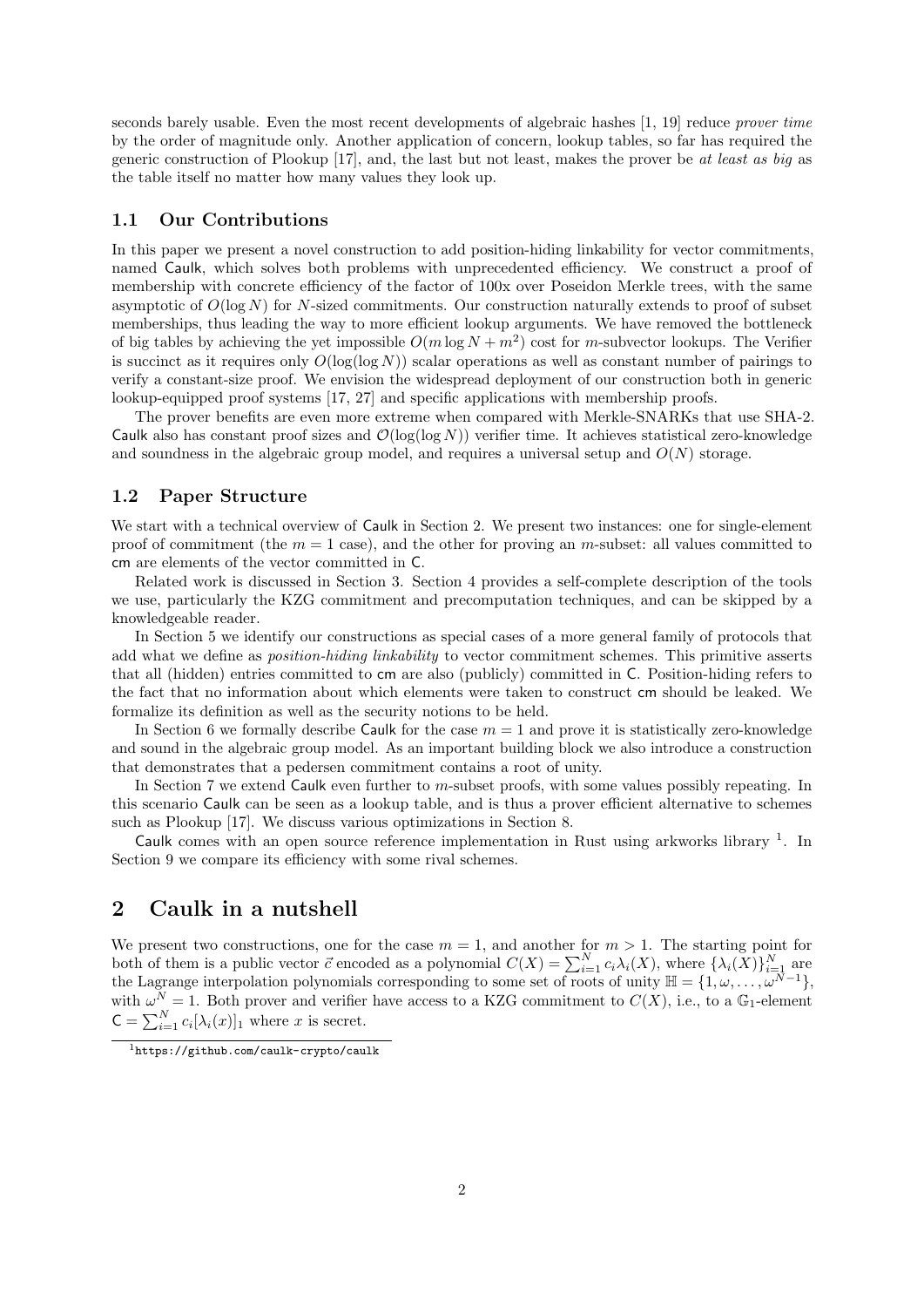seconds barely usable. Even the most recent developments of algebraic hashes [1, 19] reduce *prover time* by the order of magnitude only. Another application of concern, lookup tables, so far has required the generic construction of Plookup [17], and, the last but not least, makes the prover be *at least as big* as the table itself no matter how many values they look up.

### 1.1 Our Contributions

In this paper we present a novel construction to add position-hiding linkability for vector commitments, named Caulk, which solves both problems with unprecedented efficiency. We construct a proof of membership with concrete efficiency of the factor of 100x over Poseidon Merkle trees, with the same asymptotic of $O(\log N)$ for $N$-sized commitments. Our construction naturally extends to proof of subset memberships, thus leading the way to more efficient lookup arguments. We have removed the bottleneck of big tables by achieving the yet impossible $O(m \log N + m^2)$ cost for $m$-subvector lookups. The Verifier is succinct as it requires only $O(\log(\log N))$ scalar operations as well as constant number of pairings to verify a constant-size proof. We envision the widespread deployment of our construction both in generic lookup-equipped proof systems [17, 27] and specific applications with membership proofs.

The prover benefits are even more extreme when compared with Merkle-SNARKs that use SHA-2. Caulk also has constant proof sizes and $\mathcal{O}(\log(\log N))$ verifier time. It achieves statistical zero-knowledge and soundness in the algebraic group model, and requires a universal setup and $O(N)$ storage.

### 1.2 Paper Structure

We start with a technical overview of Caulk in Section 2. We present two instances: one for single-element proof of commitment (the $m = 1$ case), and the other for proving an $m$-subset: all values committed to cm are elements of the vector committed in C.

Related work is discussed in Section 3. Section 4 provides a self-complete description of the tools we use, particularly the KZG commitment and precomputation techniques, and can be skipped by a knowledgeable reader.

In Section 5 we identify our constructions as special cases of a more general family of protocols that add what we define as *position-hiding linkability* to vector commitment schemes. This primitive asserts that all (hidden) entries committed to cm are also (publicly) committed in C. Position-hiding refers to the fact that no information about which elements were taken to construct cm should be leaked. We formalize its definition as well as the security notions to be held.

In Section 6 we formally describe Caulk for the case $m = 1$ and prove it is statistically zero-knowledge and sound in the algebraic group model. As an important building block we also introduce a construction that demonstrates that a pedersen commitment contains a root of unity.

In Section 7 we extend Caulk even further to $m$-subset proofs, with some values possibly repeating. In this scenario Caulk can be seen as a lookup table, and is thus a prover efficient alternative to schemes such as Plookup [17]. We discuss various optimizations in Section 8.

Caulk comes with an open source reference implementation in Rust using arkworks library [1]. In Section 9 we compare its efficiency with some rival schemes.

## 2 Caulk in a nutshell

We present two constructions, one for the case $m = 1$, and another for $m > 1$. The starting point for both of them is a public vector $\vec{c}$ encoded as a polynomial $C(X) = \sum_{i=1}^{N} c_i \lambda_i(X)$, where $\{\lambda_i(X)\}_{i=1}^{N}$ are the Lagrange interpolation polynomials corresponding to some set of roots of unity $\mathbb{H} = \{1, \omega, \ldots, \omega^{N-1}\}$, with $\omega^N = 1$. Both prover and verifier have access to a KZG commitment to $C(X)$, i.e., to a $\mathbb{G}_1$-element $\mathsf{C} = \sum_{i=1}^{N} c_i [\lambda_i(x)]_1$ where $x$ is secret.

[1] https://github.com/caulk-crypto/caulk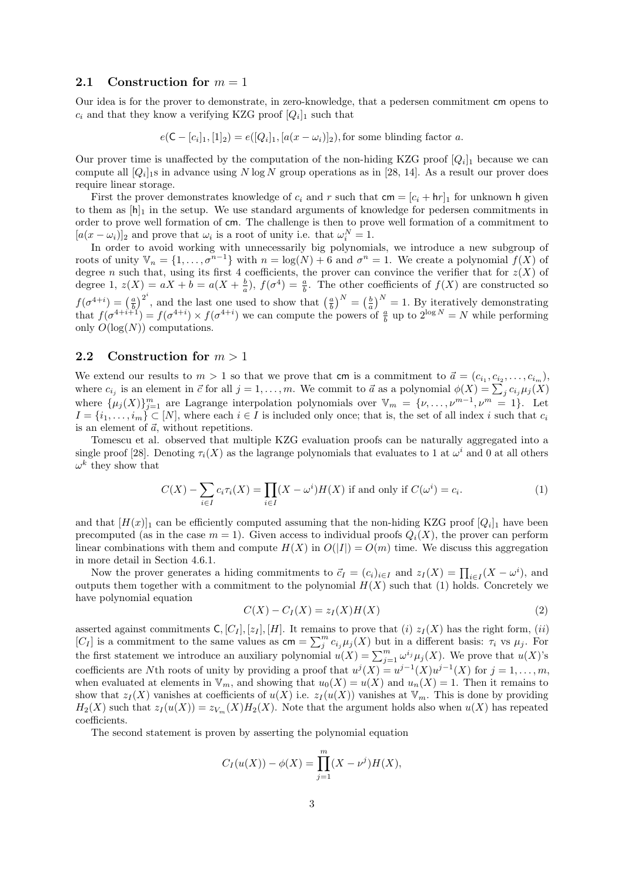### 2.1 Construction for $m = 1$

Our idea is for the prover to demonstrate, in zero-knowledge, that a pedersen commitment $\mathsf{cm}$ opens to $c_i$ and that they know a verifying KZG proof $[Q_i]_1$ such that

$$e(\mathsf{C} - [c_i]_1, [1]_2) = e([Q_i]_1, [a(x - \omega_i)]_2), \text{for some blinding factor } a.$$

Our prover time is unaffected by the computation of the non-hiding KZG proof $[Q_i]_1$ because we can compute all $[Q_i]_1$s in advance using $N \log N$ group operations as in [28, 14]. As a result our prover does require linear storage.

First the prover demonstrates knowledge of $c_i$ and $r$ such that $\mathsf{cm} = [c_i + \mathsf{h}r]_1$ for unknown $\mathsf{h}$ given to them as $[\mathsf{h}]_1$ in the setup. We use standard arguments of knowledge for pedersen commitments in order to prove well formation of $\mathsf{cm}$. The challenge is then to prove well formation of a commitment to $[a(x - \omega_i)]_2$ and prove that $\omega_i$ is a root of unity i.e. that $\omega_i^N = 1$.

In order to avoid working with unnecessarily big polynomials, we introduce a new subgroup of roots of unity $\mathbb{V}_n = \{1, \ldots, \sigma^{n-1}\}$ with $n = \log(N) + 6$ and $\sigma^n = 1$. We create a polynomial $f(X)$ of degree $n$ such that, using its first 4 coefficients, the prover can convince the verifier that for $z(X)$ of degree 1, $z(X) = aX + b = a(X + \frac{b}{a})$, $f(\sigma^4) = \frac{a}{b}$. The other coefficients of $f(X)$ are constructed so $f(\sigma^{4+i}) = \left(\frac{a}{b}\right)^{2^i}$, and the last one used to show that $\left(\frac{a}{b}\right)^N = \left(\frac{b}{a}\right)^N = 1$. By iteratively demonstrating that $f(\sigma^{4+i+1}) = f(\sigma^{4+i}) \times f(\sigma^{4+i})$ we can compute the powers of $\frac{a}{b}$ up to $2^{\log N} = N$ while performing only $O(\log(N))$ computations.

### 2.2 Construction for $m > 1$

We extend our results to $m > 1$ so that we prove that $\mathsf{cm}$ is a commitment to $\vec{a} = (c_{i_1}, c_{i_2}, \ldots, c_{i_m})$, where $c_{i_j}$ is an element in $\vec{c}$ for all $j = 1, \ldots, m$. We commit to $\vec{a}$ as a polynomial $\phi(X) = \sum_j c_{i_j}\mu_j(X)$ where $\{\mu_j(X)\}_{j=1}^m$ are Lagrange interpolation polynomials over $\mathbb{V}_m = \{\nu, \ldots, \nu^{m-1}, \nu^m = 1\}$. Let $I = \{i_1, \ldots, i_m\} \subset [N]$, where each $i \in I$ is included only once; that is, the set of all index $i$ such that $c_i$ is an element of $\vec{a}$, without repetitions.

Tomescu et al. observed that multiple KZG evaluation proofs can be naturally aggregated into a single proof [28]. Denoting $\tau_i(X)$ as the lagrange polynomials that evaluates to 1 at $\omega^i$ and 0 at all others $\omega^k$ they show that

$$C(X) - \sum_{i \in I} c_i \tau_i(X) = \prod_{i \in I}(X - \omega^i)H(X) \text{ if and only if } C(\omega^i) = c_i. \tag{1}$$

and that $[H(x)]_1$ can be efficiently computed assuming that the non-hiding KZG proof $[Q_i]_1$ have been precomputed (as in the case $m = 1$). Given access to individual proofs $Q_i(X)$, the prover can perform linear combinations with them and compute $H(X)$ in $O(|I|) = O(m)$ time. We discuss this aggregation in more detail in Section 4.6.1.

Now the prover generates a hiding commitments to $\vec{c}_I = (c_i)_{i \in I}$ and $z_I(X) = \prod_{i \in I}(X - \omega^i)$, and outputs them together with a commitment to the polynomial $H(X)$ such that (1) holds. Concretely we have polynomial equation

$$C(X) - C_I(X) = z_I(X)H(X) \tag{2}$$

asserted against commitments $\mathsf{C}, [C_I], [z_I], [H]$. It remains to prove that $(i)$ $z_I(X)$ has the right form, $(ii)$ $[C_I]$ is a commitment to the same values as $\mathsf{cm} = \sum_j^m c_{i_j}\mu_j(X)$ but in a different basis: $\tau_i$ vs $\mu_j$. For the first statement we introduce an auxiliary polynomial $u(X) = \sum_{j=1}^m \omega^{i_j}\mu_j(X)$. We prove that $u(X)$'s coefficients are $N$th roots of unity by providing a proof that $u^j(X) = u^{j-1}(X)u^{j-1}(X)$ for $j = 1, \ldots, m$, when evaluated at elements in $\mathbb{V}_m$, and showing that $u_0(X) = u(X)$ and $u_n(X) = 1$. Then it remains to show that $z_I(X)$ vanishes at coefficients of $u(X)$ i.e. $z_I(u(X))$ vanishes at $\mathbb{V}_m$. This is done by providing $H_2(X)$ such that $z_I(u(X)) = z_{V_m}(X)H_2(X)$. Note that the argument holds also when $u(X)$ has repeated coefficients.

The second statement is proven by asserting the polynomial equation

$$C_I(u(X)) - \phi(X) = \prod_{j=1}^m (X - \nu^j)H(X),$$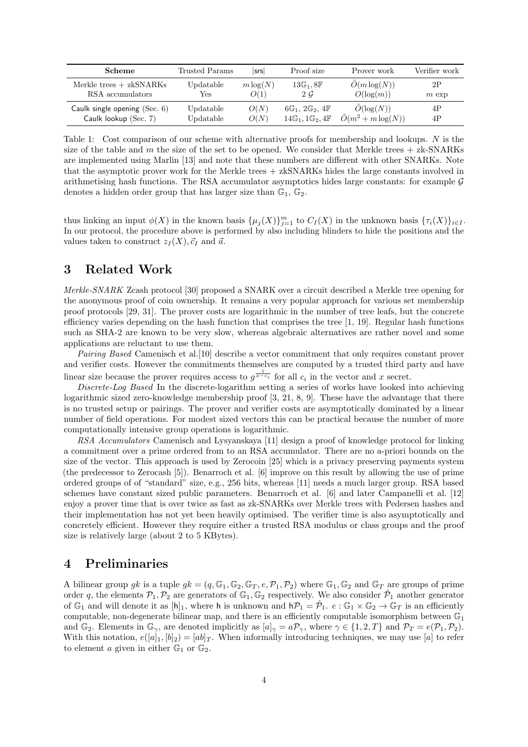| Scheme | Trusted Params | \|srs\| | Proof size | Prover work | Verifier work |
|---|---|---|---|---|---|
| Merkle trees + zkSNARKs | Updatable | $m\log(N)$ | $13\mathbb{G}_1, 8\mathbb{F}$ | $\tilde{O}(m\log(N))$ | 2P |
| RSA accumulators | Yes | $O(1)$ | $2\ \mathcal{G}$ | $O(\log(m))$ | $m$ exp |
| Caulk single opening (Sec. 6) | Updatable | $O(N)$ | $6\mathbb{G}_1, 2\mathbb{G}_2, 4\mathbb{F}$ | $\tilde{O}(\log(N))$ | 4P |
| Caulk lookup (Sec. 7) | Updatable | $O(N)$ | $14\mathbb{G}_1, 1\mathbb{G}_2, 4\mathbb{F}$ | $\tilde{O}(m^2 + m\log(N))$ | 4P |

Table 1: Cost comparison of our scheme with alternative proofs for membership and lookups. $N$ is the size of the table and $m$ the size of the set to be opened. We consider that Merkle trees + zk-SNARKs are implemented using Marlin [13] and note that these numbers are different with other SNARKs. Note that the asymptotic prover work for the Merkle trees + zkSNARKs hides the large constants involved in arithmetising hash functions. The RSA accumulator asymptotics hides large constants: for example $\mathcal{G}$ denotes a hidden order group that has larger size than $\mathbb{G}_1$, $\mathbb{G}_2$.

thus linking an input $\phi(X)$ in the known basis $\{\mu_j(X)\}_{j=1}^m$ to $C_I(X)$ in the unknown basis $\{\tau_i(X)\}_{i\in I}$. In our protocol, the procedure above is performed by also including blinders to hide the positions and the values taken to construct $z_I(X), \vec{c}_I$ and $\vec{a}$.

# 3 Related Work

*Merkle-SNARK* Zcash protocol [30] proposed a SNARK over a circuit described a Merkle tree opening for the anonymous proof of coin ownership. It remains a very popular approach for various set membership proof protocols [29, 31]. The prover costs are logarithmic in the number of tree leafs, but the concrete efficiency varies depending on the hash function that comprises the tree [1, 19]. Regular hash functions such as SHA-2 are known to be very slow, whereas algebraic alternatives are rather novel and some applications are reluctant to use them.

*Pairing Based* Camenisch et al.[10] describe a vector commitment that only requires constant prover and verifier costs. However the commitments themselves are computed by a trusted third party and have linear size because the prover requires access to $g^{\frac{1}{x-c_i}}$ for all $c_i$ in the vector and $x$ secret.

*Discrete-Log Based* In the discrete-logarithm setting a series of works have looked into achieving logarithmic sized zero-knowledge membership proof [3, 21, 8, 9]. These have the advantage that there is no trusted setup or pairings. The prover and verifier costs are asymptotically dominated by a linear number of field operations. For modest sized vectors this can be practical because the number of more computationally intensive group operations is logarithmic.

*RSA Accumulators* Camenisch and Lysyanskaya [11] design a proof of knowledge protocol for linking a commitment over a prime ordered from to an RSA accumulator. There are no a-priori bounds on the size of the vector. This approach is used by Zerocoin [25] which is a privacy preserving payments system (the predecessor to Zerocash [5]). Benarroch et al. [6] improve on this result by allowing the use of prime ordered groups of of "standard" size, e.g., 256 bits, whereas [11] needs a much larger group. RSA based schemes have constant sized public parameters. Benarroch et al. [6] and later Campanelli et al. [12] enjoy a prover time that is over twice as fast as zk-SNARKs over Merkle trees with Pedersen hashes and their implementation has not yet been heavily optimised. The verifier time is also asymptotically and concretely efficient. However they require either a trusted RSA modulus or class groups and the proof size is relatively large (about 2 to 5 KBytes).

# 4 Preliminaries

A bilinear group $gk$ is a tuple $gk = (q, \mathbb{G}_1, \mathbb{G}_2, \mathbb{G}_T, e, \mathcal{P}_1, \mathcal{P}_2)$ where $\mathbb{G}_1, \mathbb{G}_2$ and $\mathbb{G}_T$ are groups of prime order $q$, the elements $\mathcal{P}_1, \mathcal{P}_2$ are generators of $\mathbb{G}_1, \mathbb{G}_2$ respectively. We also consider $\hat{\mathcal{P}}_1$ another generator of $\mathbb{G}_1$ and will denote it as $[\mathsf{h}]_1$, where $\mathsf{h}$ is unknown and $\mathsf{h}\mathcal{P}_1 = \hat{\mathcal{P}}_1$. $e : \mathbb{G}_1 \times \mathbb{G}_2 \to \mathbb{G}_T$ is an efficiently computable, non-degenerate bilinear map, and there is an efficiently computable isomorphism between $\mathbb{G}_1$ and $\mathbb{G}_2$. Elements in $\mathbb{G}_\gamma$, are denoted implicitly as $[a]_\gamma = a\mathcal{P}_\gamma$, where $\gamma \in \{1, 2, T\}$ and $\mathcal{P}_T = e(\mathcal{P}_1, \mathcal{P}_2)$. With this notation, $e([a]_1, [b]_2) = [ab]_T$. When informally introducing techniques, we may use $[a]$ to refer to element $a$ given in either $\mathbb{G}_1$ or $\mathbb{G}_2$.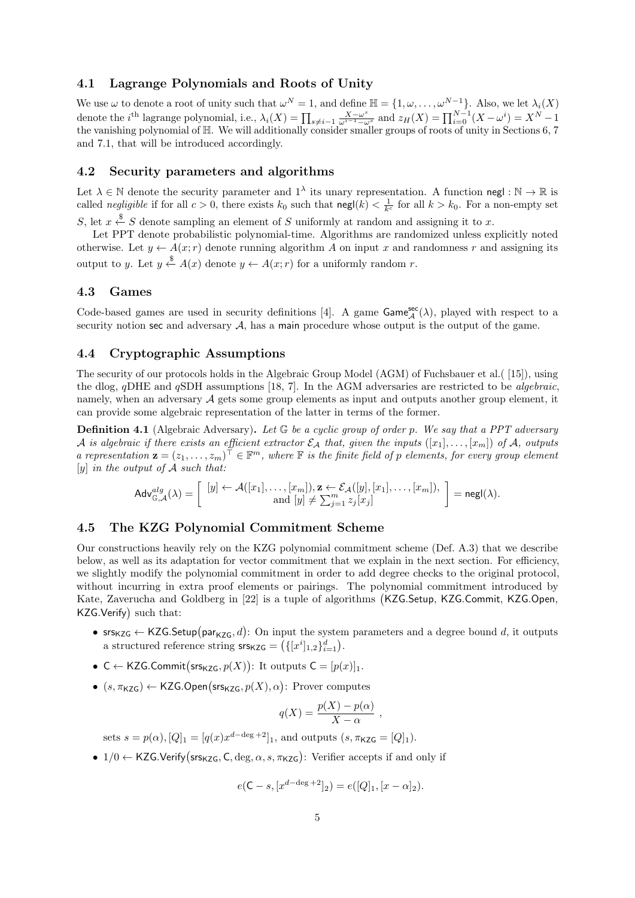### 4.1 Lagrange Polynomials and Roots of Unity

We use $\omega$ to denote a root of unity such that $\omega^N = 1$, and define $\mathbb{H} = \{1, \omega, \ldots, \omega^{N-1}\}$. Also, we let $\lambda_i(X)$ denote the $i^{\text{th}}$ lagrange polynomial, i.e., $\lambda_i(X) = \prod_{s \neq i-1} \frac{X - \omega^s}{\omega^{i-1} - \omega^s}$ and $z_H(X) = \prod_{i=0}^{N-1}(X - \omega^i) = X^N - 1$ the vanishing polynomial of $\mathbb{H}$. We will additionally consider smaller groups of roots of unity in Sections 6, 7 and 7.1, that will be introduced accordingly.

### 4.2 Security parameters and algorithms

Let $\lambda \in \mathbb{N}$ denote the security parameter and $1^\lambda$ its unary representation. A function $\mathsf{negl} : \mathbb{N} \to \mathbb{R}$ is called *negligible* if for all $c > 0$, there exists $k_0$ such that $\mathsf{negl}(k) < \frac{1}{k^c}$ for all $k > k_0$. For a non-empty set $S$, let $x \xleftarrow{\$} S$ denote sampling an element of $S$ uniformly at random and assigning it to $x$.

Let PPT denote probabilistic polynomial-time. Algorithms are randomized unless explicitly noted otherwise. Let $y \leftarrow A(x; r)$ denote running algorithm $A$ on input $x$ and randomness $r$ and assigning its output to $y$. Let $y \xleftarrow{\$} A(x)$ denote $y \leftarrow A(x; r)$ for a uniformly random $r$.

### 4.3 Games

Code-based games are used in security definitions [4]. A game $\mathsf{Game}^{\mathsf{sec}}_{\mathcal{A}}(\lambda)$, played with respect to a security notion $\mathsf{sec}$ and adversary $\mathcal{A}$, has a $\mathsf{main}$ procedure whose output is the output of the game.

### 4.4 Cryptographic Assumptions

The security of our protocols holds in the Algebraic Group Model (AGM) of Fuchsbauer et al.( [15]), using the dlog, $q$DHE and $q$SDH assumptions [18, 7]. In the AGM adversaries are restricted to be *algebraic*, namely, when an adversary $\mathcal{A}$ gets some group elements as input and outputs another group element, it can provide some algebraic representation of the latter in terms of the former.

**Definition 4.1** (Algebraic Adversary)**.** *Let $\mathbb{G}$ be a cyclic group of order $p$. We say that a PPT adversary $\mathcal{A}$ is algebraic if there exists an efficient extractor $\mathcal{E}_{\mathcal{A}}$ that, given the inputs $([x_1], \ldots, [x_m])$ of $\mathcal{A}$, outputs a representation $\mathbf{z} = (z_1, \ldots, z_m)^\top \in \mathbb{F}^m$, where $\mathbb{F}$ is the finite field of $p$ elements, for every group element $[y]$ in the output of $\mathcal{A}$ such that:*

$$\mathsf{Adv}^{alg}_{\mathbb{G},\mathcal{A}}(\lambda) = \left[ \begin{array}{c} [y] \leftarrow \mathcal{A}([x_1], \ldots, [x_m]), \mathbf{z} \leftarrow \mathcal{E}_{\mathcal{A}}([y], [x_1], \ldots, [x_m]), \\ \text{and } [y] \neq \sum_{j=1}^m z_j [x_j] \end{array} \right] = \mathsf{negl}(\lambda).$$

### 4.5 The KZG Polynomial Commitment Scheme

Our constructions heavily rely on the KZG polynomial commitment scheme (Def. A.3) that we describe below, as well as its adaptation for vector commitment that we explain in the next section. For efficiency, we slightly modify the polynomial commitment in order to add degree checks to the original protocol, without incurring in extra proof elements or pairings. The polynomial commitment introduced by Kate, Zaverucha and Goldberg in [22] is a tuple of algorithms $\big(\mathsf{KZG.Setup}, \mathsf{KZG.Commit}, \mathsf{KZG.Open}, \mathsf{KZG.Verify}\big)$ such that:

- $\mathsf{srs}_{\mathsf{KZG}} \leftarrow \mathsf{KZG.Setup}\big(\mathsf{par}_{\mathsf{KZG}}, d\big)$: On input the system parameters and a degree bound $d$, it outputs a structured reference string $\mathsf{srs}_{\mathsf{KZG}} = \big(\{[x^i]_{1,2}\}_{i=1}^d\big)$.
- $\mathsf{C} \leftarrow \mathsf{KZG.Commit}\big(\mathsf{srs}_{\mathsf{KZG}}, p(X)\big)$: It outputs $\mathsf{C} = [p(x)]_1$.
- $(s, \pi_{\mathsf{KZG}}) \leftarrow \mathsf{KZG.Open}\big(\mathsf{srs}_{\mathsf{KZG}}, p(X), \alpha\big)$: Prover computes

$$q(X) = \frac{p(X) - p(\alpha)}{X - \alpha} \ ,$$

  sets $s = p(\alpha), [Q]_1 = [q(x)x^{d - \deg + 2}]_1$, and outputs $(s, \pi_{\mathsf{KZG}} = [Q]_1)$.
- $1/0 \leftarrow \mathsf{KZG.Verify}\big(\mathsf{srs}_{\mathsf{KZG}}, \mathsf{C}, \deg, \alpha, s, \pi_{\mathsf{KZG}}\big)$: Verifier accepts if and only if

$$e(\mathsf{C} - s, [x^{d - \deg + 2}]_2) = e([Q]_1, [x - \alpha]_2).$$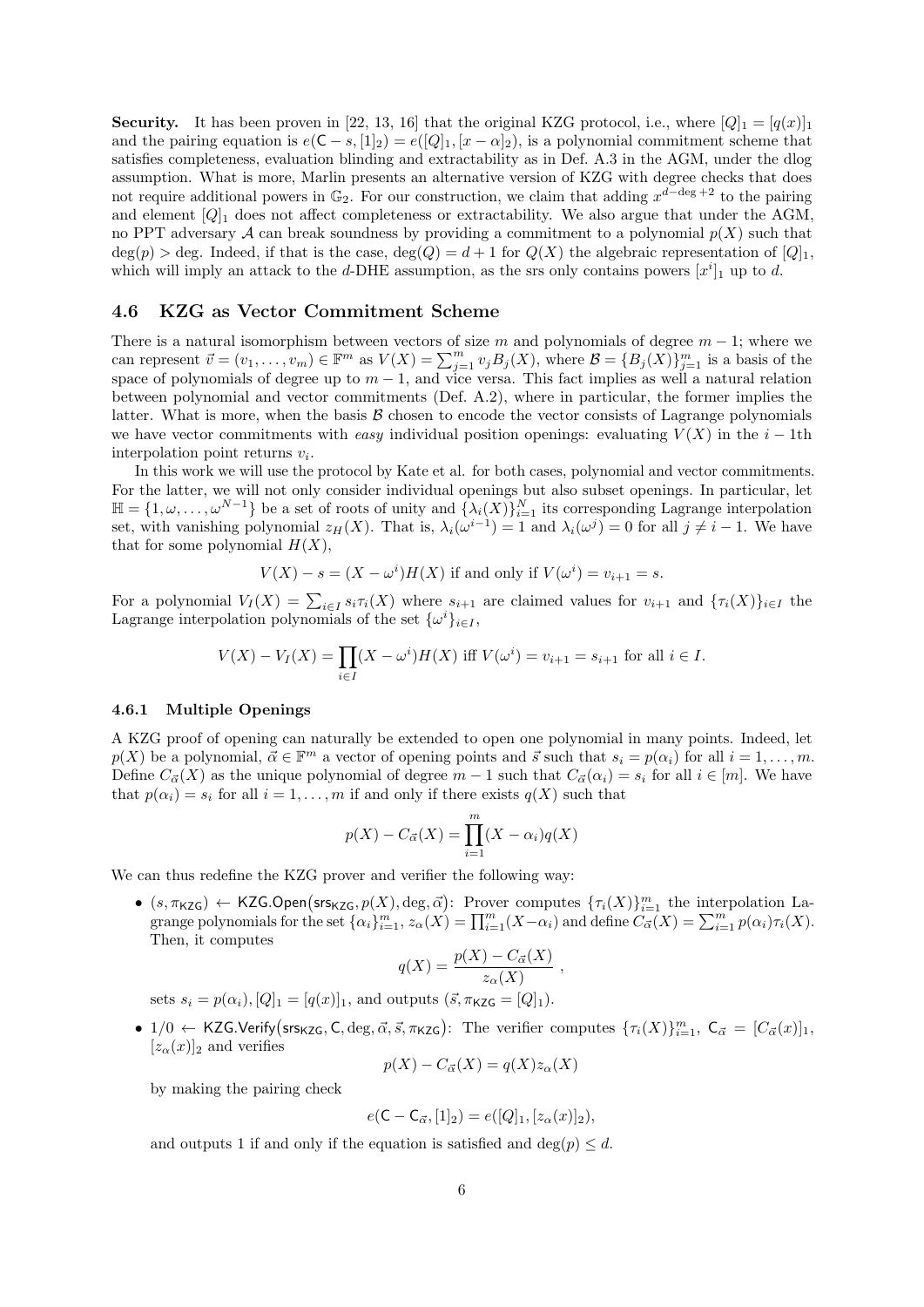**Security.** It has been proven in [22, 13, 16] that the original KZG protocol, i.e., where $[Q]_1 = [q(x)]_1$ and the pairing equation is $e(\mathsf{C} - s, [1]_2) = e([Q]_1, [x - \alpha]_2)$, is a polynomial commitment scheme that satisfies completeness, evaluation blinding and extractability as in Def. A.3 in the AGM, under the dlog assumption. What is more, Marlin presents an alternative version of KZG with degree checks that does not require additional powers in $\mathbb{G}_2$. For our construction, we claim that adding $x^{d-\deg+2}$ to the pairing and element $[Q]_1$ does not affect completeness or extractability. We also argue that under the AGM, no PPT adversary $\mathcal{A}$ can break soundness by providing a commitment to a polynomial $p(X)$ such that $\deg(p) > \deg$. Indeed, if that is the case, $\deg(Q) = d + 1$ for $Q(X)$ the algebraic representation of $[Q]_1$, which will imply an attack to the $d$-DHE assumption, as the srs only contains powers $[x^i]_1$ up to $d$.

## 4.6 KZG as Vector Commitment Scheme

There is a natural isomorphism between vectors of size $m$ and polynomials of degree $m - 1$; where we can represent $\vec{v} = (v_1, \ldots, v_m) \in \mathbb{F}^m$ as $V(X) = \sum_{j=1}^{m} v_j B_j(X)$, where $\mathcal{B} = \{B_j(X)\}_{j=1}^{m}$ is a basis of the space of polynomials of degree up to $m - 1$, and vice versa. This fact implies as well a natural relation between polynomial and vector commitments (Def. A.2), where in particular, the former implies the latter. What is more, when the basis $\mathcal{B}$ chosen to encode the vector consists of Lagrange polynomials we have vector commitments with *easy* individual position openings: evaluating $V(X)$ in the $i - 1$th interpolation point returns $v_i$.

In this work we will use the protocol by Kate et al. for both cases, polynomial and vector commitments. For the latter, we will not only consider individual openings but also subset openings. In particular, let $\mathbb{H} = \{1, \omega, \ldots, \omega^{N-1}\}$ be a set of roots of unity and $\{\lambda_i(X)\}_{i=1}^{N}$ its corresponding Lagrange interpolation set, with vanishing polynomial $z_H(X)$. That is, $\lambda_i(\omega^{i-1}) = 1$ and $\lambda_i(\omega^j) = 0$ for all $j \neq i - 1$. We have that for some polynomial $H(X)$,

$$V(X) - s = (X - \omega^i)H(X) \text{ if and only if } V(\omega^i) = v_{i+1} = s.$$

For a polynomial $V_I(X) = \sum_{i \in I} s_i \tau_i(X)$ where $s_{i+1}$ are claimed values for $v_{i+1}$ and $\{\tau_i(X)\}_{i \in I}$ the Lagrange interpolation polynomials of the set $\{\omega^i\}_{i \in I}$,

$$V(X) - V_I(X) = \prod_{i \in I}(X - \omega^i)H(X) \text{ iff } V(\omega^i) = v_{i+1} = s_{i+1} \text{ for all } i \in I.$$

### 4.6.1 Multiple Openings

A KZG proof of opening can naturally be extended to open one polynomial in many points. Indeed, let $p(X)$ be a polynomial, $\vec{\alpha} \in \mathbb{F}^m$ a vector of opening points and $\vec{s}$ such that $s_i = p(\alpha_i)$ for all $i = 1, \ldots, m$. Define $C_{\vec{\alpha}}(X)$ as the unique polynomial of degree $m - 1$ such that $C_{\vec{\alpha}}(\alpha_i) = s_i$ for all $i \in [m]$. We have that $p(\alpha_i) = s_i$ for all $i = 1, \ldots, m$ if and only if there exists $q(X)$ such that

$$p(X) - C_{\vec{\alpha}}(X) = \prod_{i=1}^{m}(X - \alpha_i)q(X)$$

We can thus redefine the KZG prover and verifier the following way:

- $(s, \pi_{\mathsf{KZG}}) \leftarrow \mathsf{KZG.Open}(\mathsf{srs}_{\mathsf{KZG}}, p(X), \deg, \vec{\alpha})$: Prover computes $\{\tau_i(X)\}_{i=1}^{m}$ the interpolation Lagrange polynomials for the set $\{\alpha_i\}_{i=1}^{m}$, $z_\alpha(X) = \prod_{i=1}^{m}(X - \alpha_i)$ and define $C_{\vec{\alpha}}(X) = \sum_{i=1}^{m} p(\alpha_i)\tau_i(X)$. Then, it computes
$$q(X) = \frac{p(X) - C_{\vec{\alpha}}(X)}{z_\alpha(X)} \ ,$$
sets $s_i = p(\alpha_i), [Q]_1 = [q(x)]_1$, and outputs $(\vec{s}, \pi_{\mathsf{KZG}} = [Q]_1)$.

- $1/0 \leftarrow \mathsf{KZG.Verify}(\mathsf{srs}_{\mathsf{KZG}}, \mathsf{C}, \deg, \vec{\alpha}, \vec{s}, \pi_{\mathsf{KZG}})$: The verifier computes $\{\tau_i(X)\}_{i=1}^{m}$, $\mathsf{C}_{\vec{\alpha}} = [C_{\vec{\alpha}}(x)]_1$, $[z_\alpha(x)]_2$ and verifies
$$p(X) - C_{\vec{\alpha}}(X) = q(X)z_\alpha(X)$$
by making the pairing check
$$e(\mathsf{C} - \mathsf{C}_{\vec{\alpha}}, [1]_2) = e([Q]_1, [z_\alpha(x)]_2),$$
and outputs 1 if and only if the equation is satisfied and $\deg(p) \leq d$.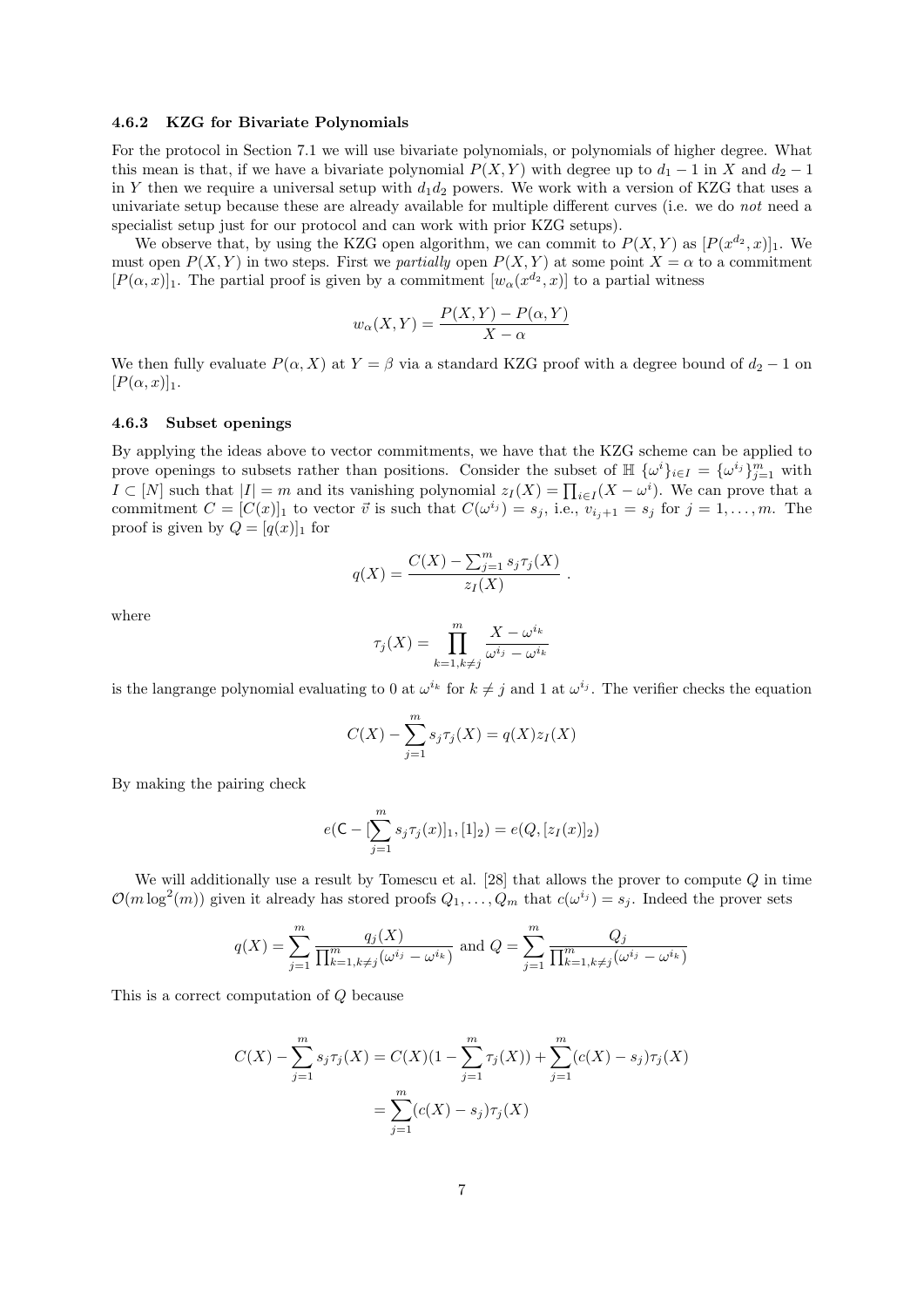### 4.6.2 KZG for Bivariate Polynomials

For the protocol in Section 7.1 we will use bivariate polynomials, or polynomials of higher degree. What this mean is that, if we have a bivariate polynomial $P(X, Y)$ with degree up to $d_1 - 1$ in $X$ and $d_2 - 1$ in $Y$ then we require a universal setup with $d_1 d_2$ powers. We work with a version of KZG that uses a univariate setup because these are already available for multiple different curves (i.e. we do *not* need a specialist setup just for our protocol and can work with prior KZG setups).

We observe that, by using the KZG open algorithm, we can commit to $P(X, Y)$ as $[P(x^{d_2}, x)]_1$. We must open $P(X, Y)$ in two steps. First we *partially* open $P(X, Y)$ at some point $X = \alpha$ to a commitment $[P(\alpha, x)]_1$. The partial proof is given by a commitment $[w_\alpha(x^{d_2}, x)]$ to a partial witness

$$w_\alpha(X, Y) = \frac{P(X, Y) - P(\alpha, Y)}{X - \alpha}$$

We then fully evaluate $P(\alpha, X)$ at $Y = \beta$ via a standard KZG proof with a degree bound of $d_2 - 1$ on $[P(\alpha, x)]_1$.

### 4.6.3 Subset openings

By applying the ideas above to vector commitments, we have that the KZG scheme can be applied to prove openings to subsets rather than positions. Consider the subset of $\mathbb{H}$ $\{\omega^i\}_{i \in I} = \{\omega^{i_j}\}_{j=1}^m$ with $I \subset [N]$ such that $|I| = m$ and its vanishing polynomial $z_I(X) = \prod_{i \in I}(X - \omega^i)$. We can prove that a commitment $C = [C(x)]_1$ to vector $\vec{v}$ is such that $C(\omega^{i_j}) = s_j$, i.e., $v_{i_j+1} = s_j$ for $j = 1, \ldots, m$. The proof is given by $Q = [q(x)]_1$ for

$$q(X) = \frac{C(X) - \sum_{j=1}^m s_j \tau_j(X)}{z_I(X)} .$$

where

$$\tau_j(X) = \prod_{k=1, k \neq j}^m \frac{X - \omega^{i_k}}{\omega^{i_j} - \omega^{i_k}}$$

is the langrange polynomial evaluating to 0 at $\omega^{i_k}$ for $k \neq j$ and 1 at $\omega^{i_j}$. The verifier checks the equation

$$C(X) - \sum_{j=1}^m s_j \tau_j(X) = q(X) z_I(X)$$

By making the pairing check

$$e(\mathsf{C} - [\sum_{j=1}^m s_j \tau_j(x)]_1, [1]_2) = e(Q, [z_I(x)]_2)$$

We will additionally use a result by Tomescu et al. [28] that allows the prover to compute $Q$ in time $\mathcal{O}(m \log^2(m))$ given it already has stored proofs $Q_1, \ldots, Q_m$ that $c(\omega^{i_j}) = s_j$. Indeed the prover sets

$$q(X) = \sum_{j=1}^m \frac{q_j(X)}{\prod_{k=1, k \neq j}^m (\omega^{i_j} - \omega^{i_k})} \text{ and } Q = \sum_{j=1}^m \frac{Q_j}{\prod_{k=1, k \neq j}^m (\omega^{i_j} - \omega^{i_k})}$$

This is a correct computation of $Q$ because

$$\begin{aligned}
C(X) - \sum_{j=1}^m s_j \tau_j(X) &= C(X)(1 - \sum_{j=1}^m \tau_j(X)) + \sum_{j=1}^m (c(X) - s_j) \tau_j(X) \\
&= \sum_{j=1}^m (c(X) - s_j) \tau_j(X)
\end{aligned}$$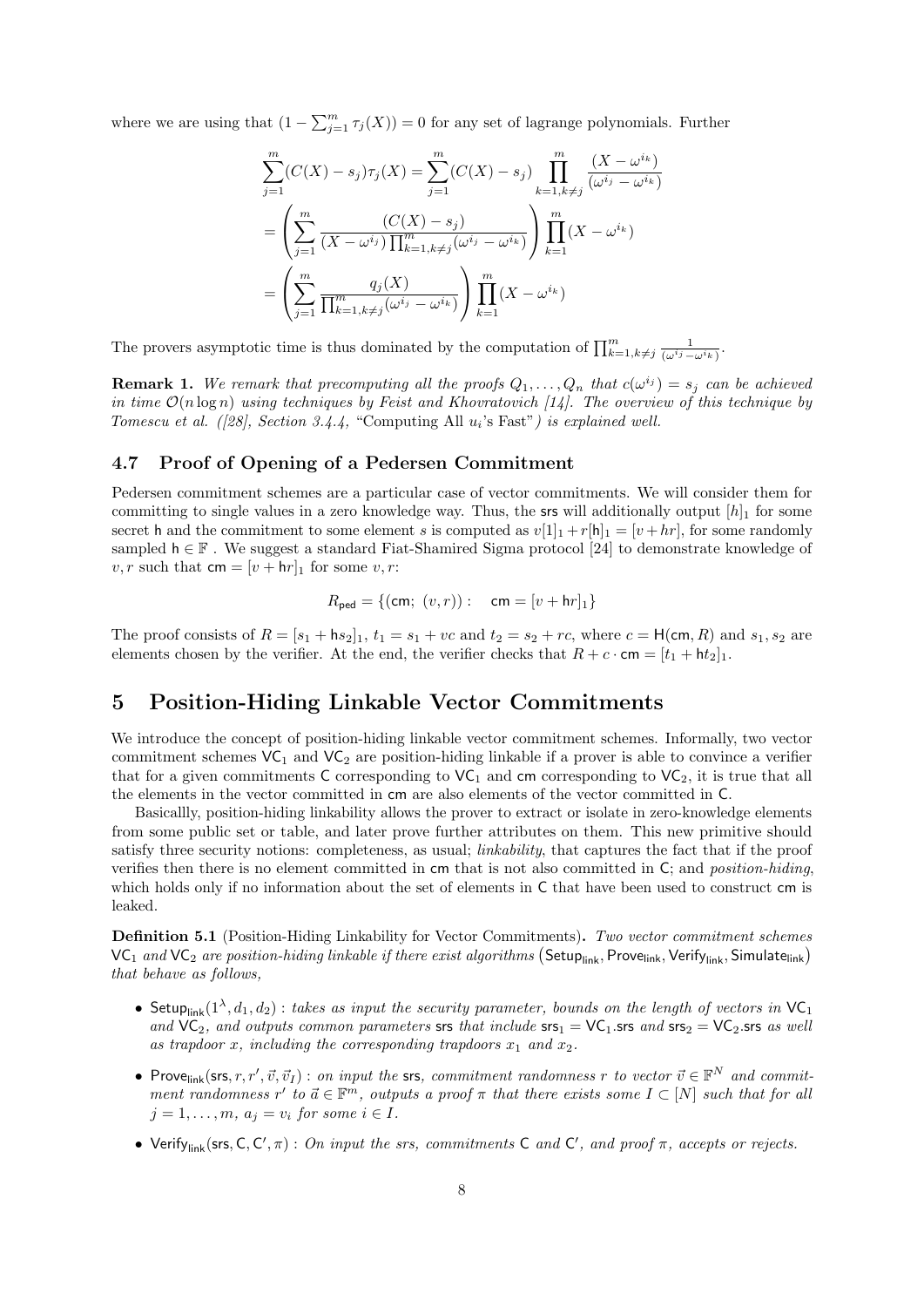where we are using that $(1 - \sum_{j=1}^{m} \tau_j(X)) = 0$ for any set of lagrange polynomials. Further

$$
\begin{aligned}
\sum_{j=1}^{m}(C(X) - s_j)\tau_j(X) &= \sum_{j=1}^{m}(C(X) - s_j)\prod_{k=1,k\neq j}^{m}\frac{(X - \omega^{i_k})}{(\omega^{i_j} - \omega^{i_k})} \\
&= \left(\sum_{j=1}^{m}\frac{(C(X) - s_j)}{(X - \omega^{i_j})\prod_{k=1,k\neq j}^{m}(\omega^{i_j} - \omega^{i_k})}\right)\prod_{k=1}^{m}(X - \omega^{i_k}) \\
&= \left(\sum_{j=1}^{m}\frac{q_j(X)}{\prod_{k=1,k\neq j}^{m}(\omega^{i_j} - \omega^{i_k})}\right)\prod_{k=1}^{m}(X - \omega^{i_k})
\end{aligned}
$$

The provers asymptotic time is thus dominated by the computation of $\prod_{k=1,k\neq j}^{m}\frac{1}{(\omega^{i_j} - \omega^{i_k})}$.

**Remark 1.** *We remark that precomputing all the proofs $Q_1, \ldots, Q_n$ that $c(\omega^{i_j}) = s_j$ can be achieved in time $\mathcal{O}(n \log n)$ using techniques by Feist and Khovratovich [14]. The overview of this technique by Tomescu et al. ([28], Section 3.4.4,* "Computing All $u_i$'s Fast"*) is explained well.*

### 4.7 Proof of Opening of a Pedersen Commitment

Pedersen commitment schemes are a particular case of vector commitments. We will consider them for committing to single values in a zero knowledge way. Thus, the $\mathsf{srs}$ will additionally output $[h]_1$ for some secret h and the commitment to some element $s$ is computed as $v[1]_1 + r[\mathsf{h}]_1 = [v + hr]$, for some randomly sampled $\mathsf{h} \in \mathbb{F}$ . We suggest a standard Fiat-Shamired Sigma protocol [24] to demonstrate knowledge of $v, r$ such that $\mathsf{cm} = [v + \mathsf{h}r]_1$ for some $v, r$:

$$R_{\mathsf{ped}} = \{(\mathsf{cm};\ (v,r)) : \quad \mathsf{cm} = [v + \mathsf{h}r]_1\}$$

The proof consists of $R = [s_1 + \mathsf{h}s_2]_1$, $t_1 = s_1 + vc$ and $t_2 = s_2 + rc$, where $c = \mathsf{H}(\mathsf{cm}, R)$ and $s_1, s_2$ are elements chosen by the verifier. At the end, the verifier checks that $R + c \cdot \mathsf{cm} = [t_1 + \mathsf{h}t_2]_1$.

## 5 Position-Hiding Linkable Vector Commitments

We introduce the concept of position-hiding linkable vector commitment schemes. Informally, two vector commitment schemes $\mathsf{VC}_1$ and $\mathsf{VC}_2$ are position-hiding linkable if a prover is able to convince a verifier that for a given commitments $\mathsf{C}$ corresponding to $\mathsf{VC}_1$ and $\mathsf{cm}$ corresponding to $\mathsf{VC}_2$, it is true that all the elements in the vector committed in $\mathsf{cm}$ are also elements of the vector committed in $\mathsf{C}$.

Basicallly, position-hiding linkability allows the prover to extract or isolate in zero-knowledge elements from some public set or table, and later prove further attributes on them. This new primitive should satisfy three security notions: completeness, as usual; *linkability*, that captures the fact that if the proof verifies then there is no element committed in $\mathsf{cm}$ that is not also committed in $\mathsf{C}$; and *position-hiding*, which holds only if no information about the set of elements in $\mathsf{C}$ that have been used to construct $\mathsf{cm}$ is leaked.

**Definition 5.1** (Position-Hiding Linkability for Vector Commitments)**.** *Two vector commitment schemes $\mathsf{VC}_1$ and $\mathsf{VC}_2$ are position-hiding linkable if there exist algorithms $(\mathsf{Setup}_{\mathsf{link}}, \mathsf{Prove}_{\mathsf{link}}, \mathsf{Verify}_{\mathsf{link}}, \mathsf{Simulate}_{\mathsf{link}})$ that behave as follows,*

- $\mathsf{Setup}_{\mathsf{link}}(1^\lambda, d_1, d_2)$ *: takes as input the security parameter, bounds on the length of vectors in $\mathsf{VC}_1$ and $\mathsf{VC}_2$, and outputs common parameters $\mathsf{srs}$ that include $\mathsf{srs}_1 = \mathsf{VC}_1.\mathsf{srs}$ and $\mathsf{srs}_2 = \mathsf{VC}_2.\mathsf{srs}$ as well as trapdoor $x$, including the corresponding trapdoors $x_1$ and $x_2$.*
- $\mathsf{Prove}_{\mathsf{link}}(\mathsf{srs}, r, r', \vec{v}, \vec{v}_I)$ *: on input the $\mathsf{srs}$, commitment randomness $r$ to vector $\vec{v} \in \mathbb{F}^N$ and commitment randomness $r'$ to $\vec{a} \in \mathbb{F}^m$, outputs a proof $\pi$ that there exists some $I \subset [N]$ such that for all $j = 1, \ldots, m$, $a_j = v_i$ for some $i \in I$.*
- $\mathsf{Verify}_{\mathsf{link}}(\mathsf{srs}, \mathsf{C}, \mathsf{C}', \pi)$ *: On input the srs, commitments $\mathsf{C}$ and $\mathsf{C}'$, and proof $\pi$, accepts or rejects.*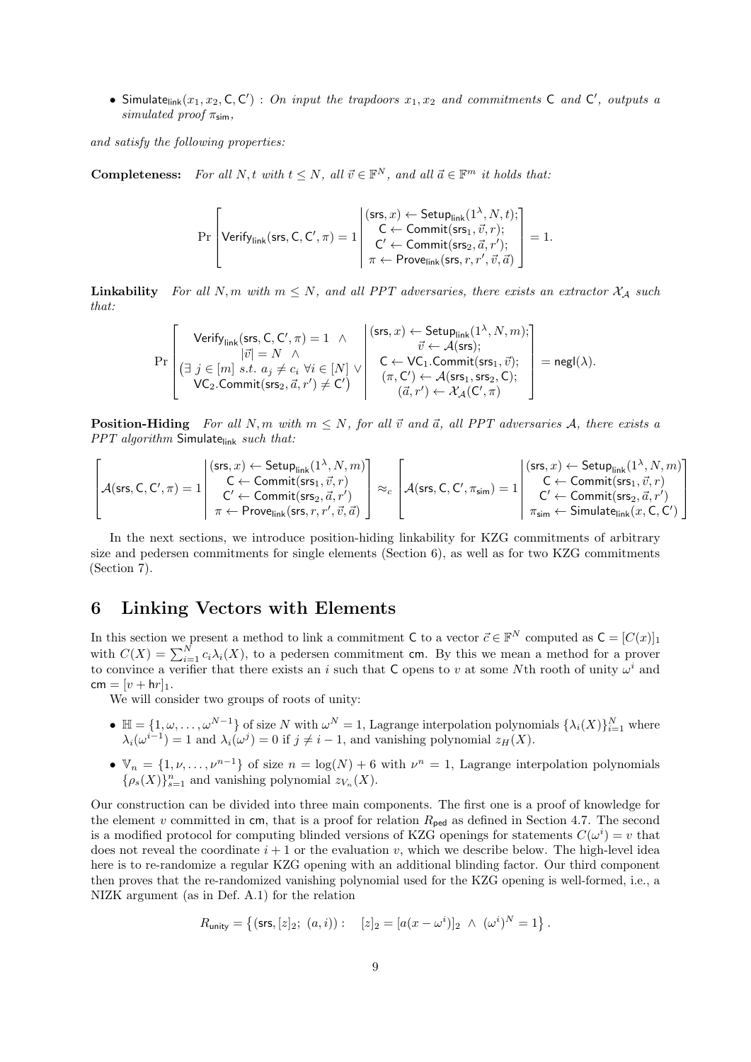- $\mathsf{Simulate}_{\mathsf{link}}(x_1, x_2, \mathsf{C}, \mathsf{C}')$ : *On input the trapdoors $x_1, x_2$ and commitments $\mathsf{C}$ and $\mathsf{C}'$, outputs a simulated proof $\pi_{\mathsf{sim}}$,*

*and satisfy the following properties:*

**Completeness:** *For all $N, t$ with $t \leq N$, all $\vec{v} \in \mathbb{F}^N$, and all $\vec{a} \in \mathbb{F}^m$ it holds that:*

$$\Pr\left[\mathsf{Verify}_{\mathsf{link}}(\mathsf{srs}, \mathsf{C}, \mathsf{C}', \pi) = 1 \;\middle|\; \begin{array}{c} (\mathsf{srs}, x) \leftarrow \mathsf{Setup}_{\mathsf{link}}(1^\lambda, N, t); \\ \mathsf{C} \leftarrow \mathsf{Commit}(\mathsf{srs}_1, \vec{v}, r); \\ \mathsf{C}' \leftarrow \mathsf{Commit}(\mathsf{srs}_2, \vec{a}, r'); \\ \pi \leftarrow \mathsf{Prove}_{\mathsf{link}}(\mathsf{srs}, r, r', \vec{v}, \vec{a}) \end{array}\right] = 1.$$

**Linkability** *For all $N, m$ with $m \leq N$, and all PPT adversaries, there exists an extractor $\mathcal{X}_{\mathcal{A}}$ such that:*

$$\Pr\left[\begin{array}{c} \mathsf{Verify}_{\mathsf{link}}(\mathsf{srs}, \mathsf{C}, \mathsf{C}', \pi) = 1 \;\;\wedge \\ |\vec{v}| = N \;\;\wedge \\ \big(\exists\; j \in [m] \;s.t.\; a_j \neq c_i \;\forall i \in [N] \;\vee \\ \mathsf{VC}_2.\mathsf{Commit}(\mathsf{srs}_2, \vec{a}, r') \neq \mathsf{C}'\big) \end{array} \;\middle|\; \begin{array}{c} (\mathsf{srs}, x) \leftarrow \mathsf{Setup}_{\mathsf{link}}(1^\lambda, N, m); \\ \vec{v} \leftarrow \mathcal{A}(\mathsf{srs}); \\ \mathsf{C} \leftarrow \mathsf{VC}_1.\mathsf{Commit}(\mathsf{srs}_1, \vec{v}); \\ (\pi, \mathsf{C}') \leftarrow \mathcal{A}(\mathsf{srs}_1, \mathsf{srs}_2, \mathsf{C}); \\ (\vec{a}, r') \leftarrow \mathcal{X}_{\mathcal{A}}(\mathsf{C}', \pi) \end{array}\right] = \mathsf{negl}(\lambda).$$

**Position-Hiding** *For all $N, m$ with $m \leq N$, for all $\vec{v}$ and $\vec{a}$, all PPT adversaries $\mathcal{A}$, there exists a PPT algorithm $\mathsf{Simulate}_{\mathsf{link}}$ such that:*

$$\left[\mathcal{A}(\mathsf{srs}, \mathsf{C}, \mathsf{C}', \pi) = 1 \;\middle|\; \begin{array}{c} (\mathsf{srs}, x) \leftarrow \mathsf{Setup}_{\mathsf{link}}(1^\lambda, N, m) \\ \mathsf{C} \leftarrow \mathsf{Commit}(\mathsf{srs}_1, \vec{v}, r) \\ \mathsf{C}' \leftarrow \mathsf{Commit}(\mathsf{srs}_2, \vec{a}, r') \\ \pi \leftarrow \mathsf{Prove}_{\mathsf{link}}(\mathsf{srs}, r, r', \vec{v}, \vec{a}) \end{array}\right] \approx_c \left[\mathcal{A}(\mathsf{srs}, \mathsf{C}, \mathsf{C}', \pi_{\mathsf{sim}}) = 1 \;\middle|\; \begin{array}{c} (\mathsf{srs}, x) \leftarrow \mathsf{Setup}_{\mathsf{link}}(1^\lambda, N, m) \\ \mathsf{C} \leftarrow \mathsf{Commit}(\mathsf{srs}_1, \vec{v}, r) \\ \mathsf{C}' \leftarrow \mathsf{Commit}(\mathsf{srs}_2, \vec{a}, r') \\ \pi_{\mathsf{sim}} \leftarrow \mathsf{Simulate}_{\mathsf{link}}(x, \mathsf{C}, \mathsf{C}') \end{array}\right]$$

In the next sections, we introduce position-hiding linkability for KZG commitments of arbitrary size and pedersen commitments for single elements (Section 6), as well as for two KZG commitments (Section 7).

# 6 Linking Vectors with Elements

In this section we present a method to link a commitment $\mathsf{C}$ to a vector $\vec{c} \in \mathbb{F}^N$ computed as $\mathsf{C} = [C(x)]_1$ with $C(X) = \sum_{i=1}^{N} c_i \lambda_i(X)$, to a pedersen commitment $\mathsf{cm}$. By this we mean a method for a prover to convince a verifier that there exists an $i$ such that $\mathsf{C}$ opens to $v$ at some $N$th rooth of unity $\omega^i$ and $\mathsf{cm} = [v + \mathsf{h}r]_1$.

We will consider two groups of roots of unity:

- $\mathbb{H} = \{1, \omega, \ldots, \omega^{N-1}\}$ of size $N$ with $\omega^N = 1$, Lagrange interpolation polynomials $\{\lambda_i(X)\}_{i=1}^N$ where $\lambda_i(\omega^{i-1}) = 1$ and $\lambda_i(\omega^j) = 0$ if $j \neq i - 1$, and vanishing polynomial $z_H(X)$.
- $\mathbb{V}_n = \{1, \nu, \ldots, \nu^{n-1}\}$ of size $n = \log(N) + 6$ with $\nu^n = 1$, Lagrange interpolation polynomials $\{\rho_s(X)\}_{s=1}^n$ and vanishing polynomial $z_{V_n}(X)$.

Our construction can be divided into three main components. The first one is a proof of knowledge for the element $v$ committed in $\mathsf{cm}$, that is a proof for relation $R_{\mathsf{ped}}$ as defined in Section 4.7. The second is a modified protocol for computing blinded versions of KZG openings for statements $C(\omega^i) = v$ that does not reveal the coordinate $i + 1$ or the evaluation $v$, which we describe below. The high-level idea here is to re-randomize a regular KZG opening with an additional blinding factor. Our third component then proves that the re-randomized vanishing polynomial used for the KZG opening is well-formed, i.e., a NIZK argument (as in Def. A.1) for the relation

$$R_{\mathsf{unity}} = \left\{ (\mathsf{srs}, [z]_2;\; (a, i)) : \quad [z]_2 = [a(x - \omega^i)]_2 \;\wedge\; (\omega^i)^N = 1 \right\}.$$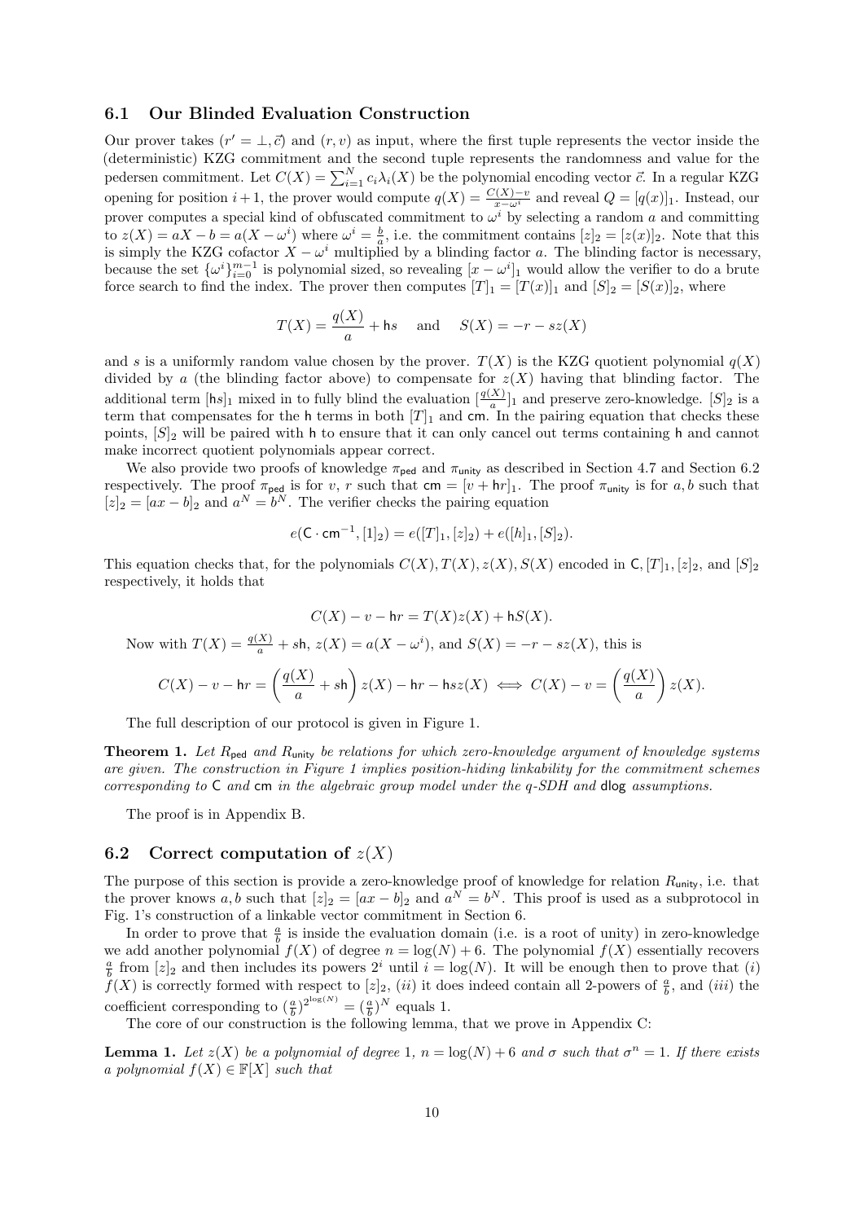### 6.1 Our Blinded Evaluation Construction

Our prover takes $(r' = \bot, \vec{c})$ and $(r, v)$ as input, where the first tuple represents the vector inside the (deterministic) KZG commitment and the second tuple represents the randomness and value for the pedersen commitment. Let $C(X) = \sum_{i=1}^{N} c_i \lambda_i(X)$ be the polynomial encoding vector $\vec{c}$. In a regular KZG opening for position $i+1$, the prover would compute $q(X) = \frac{C(X)-v}{x-\omega^i}$ and reveal $Q = [q(x)]_1$. Instead, our prover computes a special kind of obfuscated commitment to $\omega^i$ by selecting a random $a$ and committing to $z(X) = aX - b = a(X - \omega^i)$ where $\omega^i = \frac{b}{a}$, i.e. the commitment contains $[z]_2 = [z(x)]_2$. Note that this is simply the KZG cofactor $X - \omega^i$ multiplied by a blinding factor $a$. The blinding factor is necessary, because the set $\{\omega^i\}_{i=0}^{m-1}$ is polynomial sized, so revealing $[x - \omega^i]_1$ would allow the verifier to do a brute force search to find the index. The prover then computes $[T]_1 = [T(x)]_1$ and $[S]_2 = [S(x)]_2$, where

$$T(X) = \frac{q(X)}{a} + \mathsf{h}s \quad \text{and} \quad S(X) = -r - sz(X)$$

and $s$ is a uniformly random value chosen by the prover. $T(X)$ is the KZG quotient polynomial $q(X)$ divided by $a$ (the blinding factor above) to compensate for $z(X)$ having that blinding factor. The additional term $[\mathsf{h}s]_1$ mixed in to fully blind the evaluation $[\frac{q(X)}{a}]_1$ and preserve zero-knowledge. $[S]_2$ is a term that compensates for the $\mathsf{h}$ terms in both $[T]_1$ and $\mathsf{cm}$. In the pairing equation that checks these points, $[S]_2$ will be paired with $\mathsf{h}$ to ensure that it can only cancel out terms containing $\mathsf{h}$ and cannot make incorrect quotient polynomials appear correct.

We also provide two proofs of knowledge $\pi_{\mathsf{ped}}$ and $\pi_{\mathsf{unity}}$ as described in Section 4.7 and Section 6.2 respectively. The proof $\pi_{\mathsf{ped}}$ is for $v$, $r$ such that $\mathsf{cm} = [v + \mathsf{h}r]_1$. The proof $\pi_{\mathsf{unity}}$ is for $a, b$ such that $[z]_2 = [ax - b]_2$ and $a^N = b^N$. The verifier checks the pairing equation

$$e(\mathsf{C} \cdot \mathsf{cm}^{-1}, [1]_2) = e([T]_1, [z]_2) + e([h]_1, [S]_2).$$

This equation checks that, for the polynomials $C(X), T(X), z(X), S(X)$ encoded in $\mathsf{C}, [T]_1, [z]_2$, and $[S]_2$ respectively, it holds that

$$C(X) - v - \mathsf{h}r = T(X)z(X) + \mathsf{h}S(X).$$

Now with $T(X) = \frac{q(X)}{a} + s\mathsf{h}$, $z(X) = a(X - \omega^i)$, and $S(X) = -r - sz(X)$, this is

$$C(X) - v - \mathsf{h}r = \left(\frac{q(X)}{a} + s\mathsf{h}\right) z(X) - \mathsf{h}r - \mathsf{h}sz(X) \iff C(X) - v = \left(\frac{q(X)}{a}\right) z(X).$$

The full description of our protocol is given in Figure 1.

**Theorem 1.** *Let $R_{\mathsf{ped}}$ and $R_{\mathsf{unity}}$ be relations for which zero-knowledge argument of knowledge systems are given. The construction in Figure 1 implies position-hiding linkability for the commitment schemes corresponding to $\mathsf{C}$ and $\mathsf{cm}$ in the algebraic group model under the q-SDH and $\mathsf{dlog}$ assumptions.*

The proof is in Appendix B.

### 6.2 Correct computation of $z(X)$

The purpose of this section is provide a zero-knowledge proof of knowledge for relation $R_{\mathsf{unity}}$, i.e. that the prover knows $a, b$ such that $[z]_2 = [ax - b]_2$ and $a^N = b^N$. This proof is used as a subprotocol in Fig. 1's construction of a linkable vector commitment in Section 6.

In order to prove that $\frac{a}{b}$ is inside the evaluation domain (i.e. is a root of unity) in zero-knowledge we add another polynomial $f(X)$ of degree $n = \log(N) + 6$. The polynomial $f(X)$ essentially recovers $\frac{a}{b}$ from $[z]_2$ and then includes its powers $2^i$ until $i = \log(N)$. It will be enough then to prove that $(i)$ $f(X)$ is correctly formed with respect to $[z]_2$, $(ii)$ it does indeed contain all 2-powers of $\frac{a}{b}$, and $(iii)$ the coefficient corresponding to $(\frac{a}{b})^{2^{\log(N)}} = (\frac{a}{b})^N$ equals 1.

The core of our construction is the following lemma, that we prove in Appendix C:

**Lemma 1.** *Let $z(X)$ be a polynomial of degree 1, $n = \log(N) + 6$ and $\sigma$ such that $\sigma^n = 1$. If there exists a polynomial $f(X) \in \mathbb{F}[X]$ such that*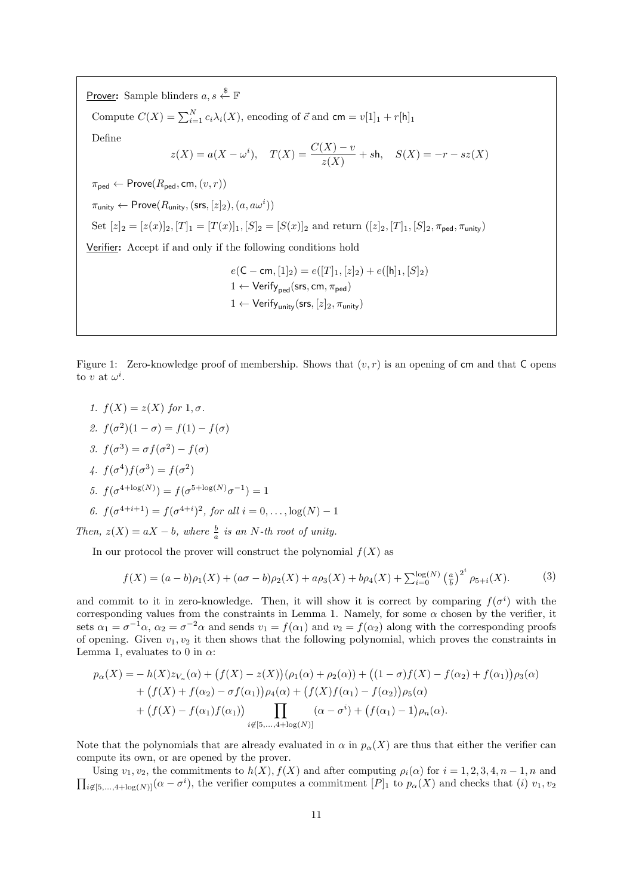**Prover:** Sample blinders $a, s \xleftarrow{\$} \mathbb{F}$

Compute $C(X) = \sum_{i=1}^{N} c_i \lambda_i(X)$, encoding of $\vec{c}$ and $\mathsf{cm} = v[1]_1 + r[\mathsf{h}]_1$

Define

$$z(X) = a(X - \omega^i), \quad T(X) = \frac{C(X) - v}{z(X)} + s\mathsf{h}, \quad S(X) = -r - sz(X)$$

$\pi_{\mathsf{ped}} \leftarrow \mathsf{Prove}(R_{\mathsf{ped}}, \mathsf{cm}, (v, r))$

$\pi_{\mathsf{unity}} \leftarrow \mathsf{Prove}(R_{\mathsf{unity}}, (\mathsf{srs}, [z]_2), (a, a\omega^i))$

Set $[z]_2 = [z(x)]_2, [T]_1 = [T(x)]_1, [S]_2 = [S(x)]_2$ and return $([z]_2, [T]_1, [S]_2, \pi_{\mathsf{ped}}, \pi_{\mathsf{unity}})$

**Verifier:** Accept if and only if the following conditions hold

$$e(\mathsf{C} - \mathsf{cm}, [1]_2) = e([T]_1, [z]_2) + e([\mathsf{h}]_1, [S]_2)$$
$$1 \leftarrow \mathsf{Verify}_{\mathsf{ped}}(\mathsf{srs}, \mathsf{cm}, \pi_{\mathsf{ped}})$$
$$1 \leftarrow \mathsf{Verify}_{\mathsf{unity}}(\mathsf{srs}, [z]_2, \pi_{\mathsf{unity}})$$

Figure 1: Zero-knowledge proof of membership. Shows that $(v, r)$ is an opening of $\mathsf{cm}$ and that $\mathsf{C}$ opens to $v$ at $\omega^i$.

1. $f(X) = z(X)$ *for* $1, \sigma$.
2. $f(\sigma^2)(1 - \sigma) = f(1) - f(\sigma)$
3. $f(\sigma^3) = \sigma f(\sigma^2) - f(\sigma)$
4. $f(\sigma^4) f(\sigma^3) = f(\sigma^2)$
5. $f(\sigma^{4+\log(N)}) = f(\sigma^{5+\log(N)}\sigma^{-1}) = 1$
6. $f(\sigma^{4+i+1}) = f(\sigma^{4+i})^2$, *for all* $i = 0, \ldots, \log(N) - 1$

*Then,* $z(X) = aX - b$*, where* $\frac{b}{a}$ *is an* $N$*-th root of unity.*

In our protocol the prover will construct the polynomial $f(X)$ as

$$f(X) = (a - b)\rho_1(X) + (a\sigma - b)\rho_2(X) + a\rho_3(X) + b\rho_4(X) + \sum_{i=0}^{\log(N)} \left(\tfrac{a}{b}\right)^{2^i} \rho_{5+i}(X). \tag{3}$$

and commit to it in zero-knowledge. Then, it will show it is correct by comparing $f(\sigma^i)$ with the corresponding values from the constraints in Lemma 1. Namely, for some $\alpha$ chosen by the verifier, it sets $\alpha_1 = \sigma^{-1}\alpha$, $\alpha_2 = \sigma^{-2}\alpha$ and sends $v_1 = f(\alpha_1)$ and $v_2 = f(\alpha_2)$ along with the corresponding proofs of opening. Given $v_1, v_2$ it then shows that the following polynomial, which proves the constraints in Lemma 1, evaluates to 0 in $\alpha$:

$$\begin{aligned}
p_\alpha(X) = &- h(X) z_{V_n}(\alpha) + \big(f(X) - z(X)\big)\big(\rho_1(\alpha) + \rho_2(\alpha)\big) + \big((1 - \sigma) f(X) - f(\alpha_2) + f(\alpha_1)\big)\rho_3(\alpha) \\
&+ \big(f(X) + f(\alpha_2) - \sigma f(\alpha_1)\big)\rho_4(\alpha) + \big(f(X) f(\alpha_1) - f(\alpha_2)\big)\rho_5(\alpha) \\
&+ \big(f(X) - f(\alpha_1) f(\alpha_1)\big) \prod_{i \notin [5, \ldots, 4+\log(N)]} (\alpha - \sigma^i) + \big(f(\alpha_1) - 1\big)\rho_n(\alpha).
\end{aligned}$$

Note that the polynomials that are already evaluated in $\alpha$ in $p_\alpha(X)$ are thus that either the verifier can compute its own, or are opened by the prover.

Using $v_1, v_2$, the commitments to $h(X), f(X)$ and after computing $\rho_i(\alpha)$ for $i = 1, 2, 3, 4, n-1, n$ and $\prod_{i \notin [5, \ldots, 4+\log(N)]} (\alpha - \sigma^i)$, the verifier computes a commitment $[P]_1$ to $p_\alpha(X)$ and checks that (*i*) $v_1, v_2$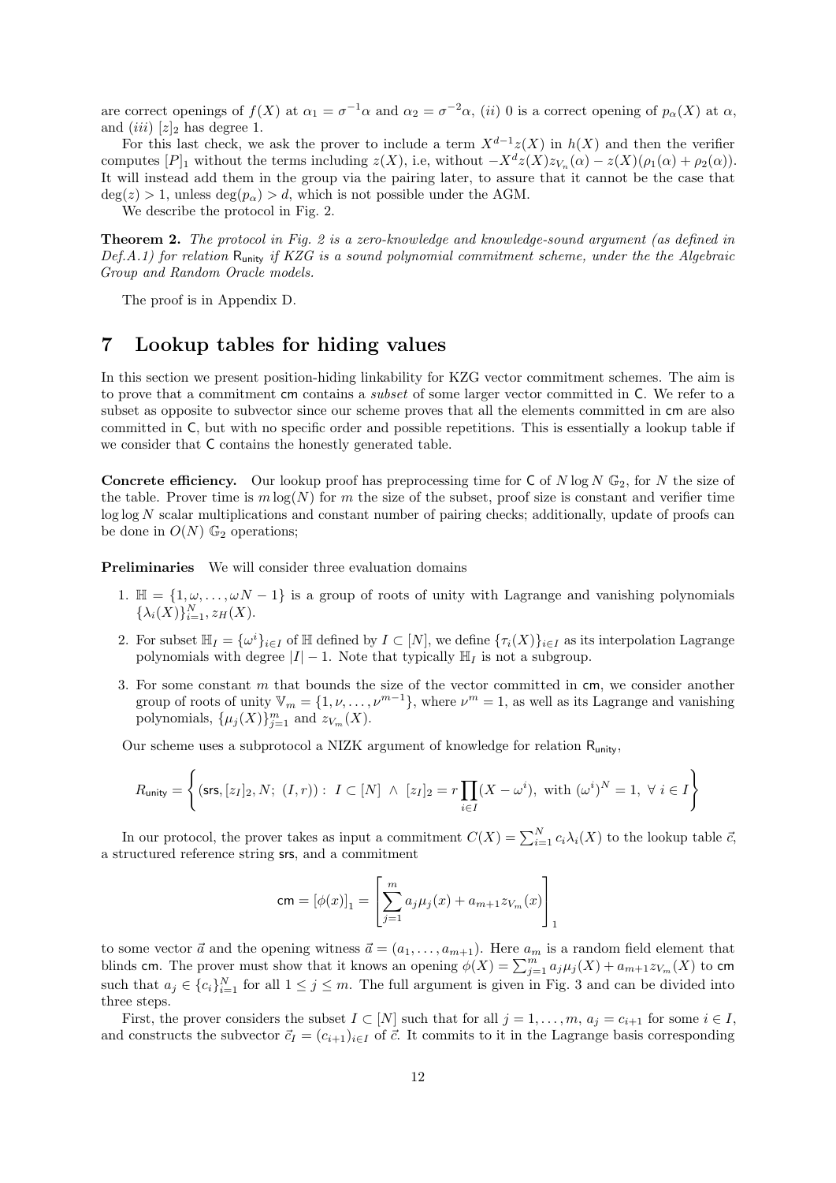are correct openings of $f(X)$ at $\alpha_1 = \sigma^{-1}\alpha$ and $\alpha_2 = \sigma^{-2}\alpha$, (*ii*) 0 is a correct opening of $p_\alpha(X)$ at $\alpha$, and (*iii*) $[z]_2$ has degree 1.

For this last check, we ask the prover to include a term $X^{d-1}z(X)$ in $h(X)$ and then the verifier computes $[P]_1$ without the terms including $z(X)$, i.e, without $-X^d z(X) z_{V_n}(\alpha) - z(X)(\rho_1(\alpha) + \rho_2(\alpha))$. It will instead add them in the group via the pairing later, to assure that it cannot be the case that $\deg(z) > 1$, unless $\deg(p_\alpha) > d$, which is not possible under the AGM.

We describe the protocol in Fig. 2.

**Theorem 2.** *The protocol in Fig. 2 is a zero-knowledge and knowledge-sound argument (as defined in Def.A.1) for relation* $\mathsf{R}_{\mathsf{unity}}$ *if KZG is a sound polynomial commitment scheme, under the the Algebraic Group and Random Oracle models.*

The proof is in Appendix D.

# 7 Lookup tables for hiding values

In this section we present position-hiding linkability for KZG vector commitment schemes. The aim is to prove that a commitment $\mathsf{cm}$ contains a *subset* of some larger vector committed in $\mathsf{C}$. We refer to a subset as opposite to subvector since our scheme proves that all the elements committed in $\mathsf{cm}$ are also committed in $\mathsf{C}$, but with no specific order and possible repetitions. This is essentially a lookup table if we consider that $\mathsf{C}$ contains the honestly generated table.

**Concrete efficiency.** Our lookup proof has preprocessing time for $\mathsf{C}$ of $N \log N$ $\mathbb{G}_2$, for $N$ the size of the table. Prover time is $m \log(N)$ for $m$ the size of the subset, proof size is constant and verifier time $\log \log N$ scalar multiplications and constant number of pairing checks; additionally, update of proofs can be done in $O(N)$ $\mathbb{G}_2$ operations;

**Preliminaries** We will consider three evaluation domains

1. $\mathbb{H} = \{1, \omega, \ldots, \omega N - 1\}$ is a group of roots of unity with Lagrange and vanishing polynomials $\{\lambda_i(X)\}_{i=1}^N, z_H(X)$.
2. For subset $\mathbb{H}_I = \{\omega^i\}_{i \in I}$ of $\mathbb{H}$ defined by $I \subset [N]$, we define $\{\tau_i(X)\}_{i \in I}$ as its interpolation Lagrange polynomials with degree $|I| - 1$. Note that typically $\mathbb{H}_I$ is not a subgroup.
3. For some constant $m$ that bounds the size of the vector committed in $\mathsf{cm}$, we consider another group of roots of unity $\mathbb{V}_m = \{1, \nu, \ldots, \nu^{m-1}\}$, where $\nu^m = 1$, as well as its Lagrange and vanishing polynomials, $\{\mu_j(X)\}_{j=1}^m$ and $z_{V_m}(X)$.

Our scheme uses a subprotocol a NIZK argument of knowledge for relation $\mathsf{R}_{\mathsf{unity}}$,

$$R_{\mathsf{unity}} = \left\{ (\mathsf{srs}, [z_I]_2, N;\ (I, r)) :\ I \subset [N]\ \wedge\ [z_I]_2 = r \prod_{i \in I} (X - \omega^i),\ \text{with } (\omega^i)^N = 1,\ \forall\, i \in I \right\}$$

In our protocol, the prover takes as input a commitment $C(X) = \sum_{i=1}^N c_i \lambda_i(X)$ to the lookup table $\vec{c}$, a structured reference string $\mathsf{srs}$, and a commitment

$$\mathsf{cm} = [\phi(x)]_1 = \left[ \sum_{j=1}^m a_j \mu_j(x) + a_{m+1} z_{V_m}(x) \right]_1$$

to some vector $\vec{a}$ and the opening witness $\vec{a} = (a_1, \ldots, a_{m+1})$. Here $a_m$ is a random field element that blinds $\mathsf{cm}$. The prover must show that it knows an opening $\phi(X) = \sum_{j=1}^m a_j \mu_j(X) + a_{m+1} z_{V_m}(X)$ to $\mathsf{cm}$ such that $a_j \in \{c_i\}_{i=1}^N$ for all $1 \le j \le m$. The full argument is given in Fig. 3 and can be divided into three steps.

First, the prover considers the subset $I \subset [N]$ such that for all $j = 1, \ldots, m$, $a_j = c_{i+1}$ for some $i \in I$, and constructs the subvector $\vec{c}_I = (c_{i+1})_{i \in I}$ of $\vec{c}$. It commits to it in the Lagrange basis corresponding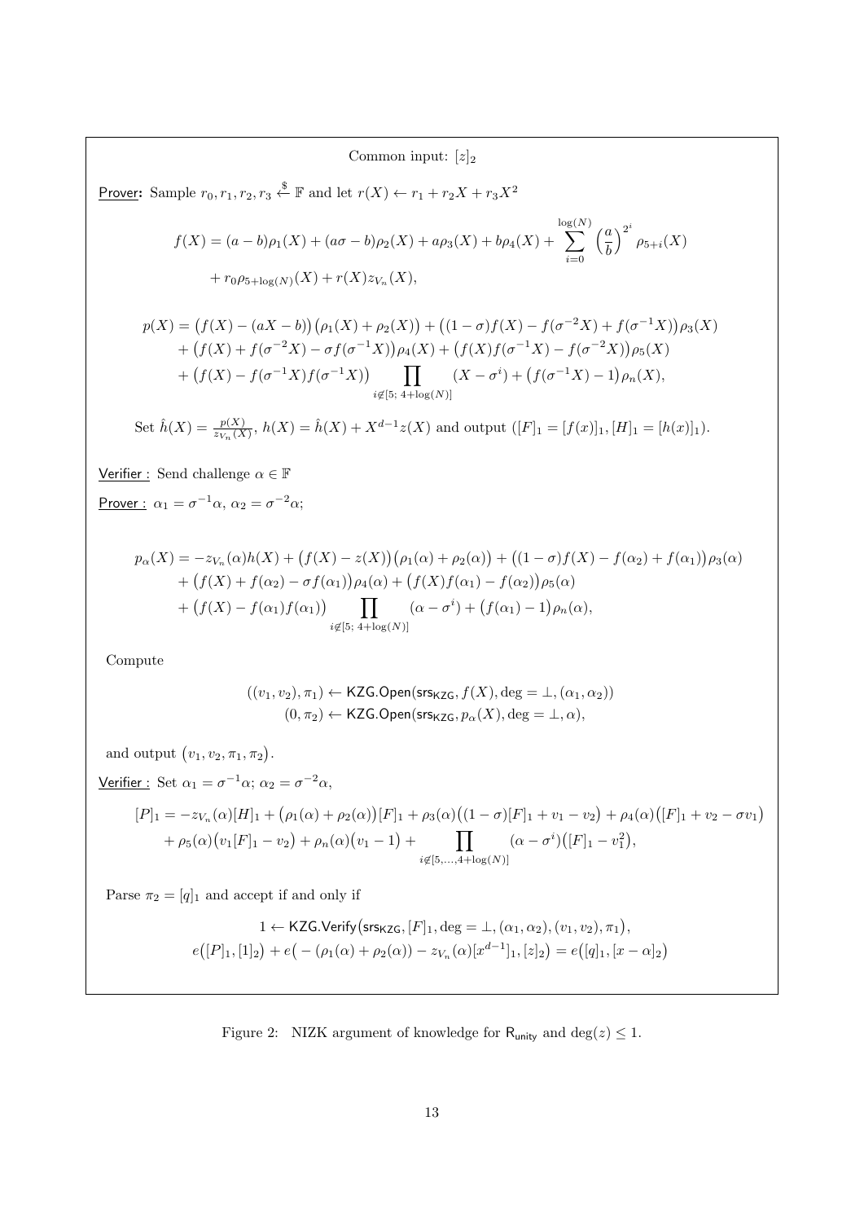Common input: $[z]_2$

<u>Prover</u>: Sample $r_0, r_1, r_2, r_3 \xleftarrow{\$} \mathbb{F}$ and let $r(X) \leftarrow r_1 + r_2 X + r_3 X^2$

$$f(X) = (a-b)\rho_1(X) + (a\sigma - b)\rho_2(X) + a\rho_3(X) + b\rho_4(X) + \sum_{i=0}^{\log(N)} \left(\frac{a}{b}\right)^{2^i} \rho_{5+i}(X)$$
$$+ r_0 \rho_{5+\log(N)}(X) + r(X) z_{V_n}(X),$$

$$p(X) = \big(f(X) - (aX - b)\big)\big(\rho_1(X) + \rho_2(X)\big) + \big((1-\sigma)f(X) - f(\sigma^{-2}X) + f(\sigma^{-1}X)\big)\rho_3(X)$$
$$+ \big(f(X) + f(\sigma^{-2}X) - \sigma f(\sigma^{-1}X)\big)\rho_4(X) + \big(f(X)f(\sigma^{-1}X) - f(\sigma^{-2}X)\big)\rho_5(X)$$
$$+ \big(f(X) - f(\sigma^{-1}X)f(\sigma^{-1}X)\big) \prod_{i \notin [5;\, 4+\log(N)]} (X - \sigma^i) + \big(f(\sigma^{-1}X) - 1\big)\rho_n(X),$$

Set $\hat{h}(X) = \frac{p(X)}{z_{V_n}(X)}$, $h(X) = \hat{h}(X) + X^{d-1} z(X)$ and output $([F]_1 = [f(x)]_1, [H]_1 = [h(x)]_1)$.

<u>Verifier</u>: Send challenge $\alpha \in \mathbb{F}$

<u>Prover</u>: $\alpha_1 = \sigma^{-1}\alpha$, $\alpha_2 = \sigma^{-2}\alpha$;

$$p_\alpha(X) = -z_{V_n}(\alpha)h(X) + \big(f(X) - z(X)\big)\big(\rho_1(\alpha) + \rho_2(\alpha)\big) + \big((1-\sigma)f(X) - f(\alpha_2) + f(\alpha_1)\big)\rho_3(\alpha)$$
$$+ \big(f(X) + f(\alpha_2) - \sigma f(\alpha_1)\big)\rho_4(\alpha) + \big(f(X)f(\alpha_1) - f(\alpha_2)\big)\rho_5(\alpha)$$
$$+ \big(f(X) - f(\alpha_1)f(\alpha_1)\big) \prod_{i \notin [5;\, 4+\log(N)]} (\alpha - \sigma^i) + \big(f(\alpha_1) - 1\big)\rho_n(\alpha),$$

Compute

$$((v_1, v_2), \pi_1) \leftarrow \mathsf{KZG.Open}(\mathsf{srs}_{\mathsf{KZG}}, f(X), \deg = \bot, (\alpha_1, \alpha_2))$$
$$(0, \pi_2) \leftarrow \mathsf{KZG.Open}(\mathsf{srs}_{\mathsf{KZG}}, p_\alpha(X), \deg = \bot, \alpha),$$

and output $(v_1, v_2, \pi_1, \pi_2)$.

<u>Verifier</u>: Set $\alpha_1 = \sigma^{-1}\alpha$; $\alpha_2 = \sigma^{-2}\alpha$,

$$[P]_1 = -z_{V_n}(\alpha)[H]_1 + \big(\rho_1(\alpha) + \rho_2(\alpha)\big)[F]_1 + \rho_3(\alpha)\big((1-\sigma)[F]_1 + v_1 - v_2\big) + \rho_4(\alpha)\big([F]_1 + v_2 - \sigma v_1\big)$$
$$+ \rho_5(\alpha)\big(v_1[F]_1 - v_2\big) + \rho_n(\alpha)\big(v_1 - 1\big) + \prod_{i \notin [5, \ldots, 4+\log(N)]} (\alpha - \sigma^i)\big([F]_1 - v_1^2\big),$$

Parse $\pi_2 = [q]_1$ and accept if and only if

$$1 \leftarrow \mathsf{KZG.Verify}\big(\mathsf{srs}_{\mathsf{KZG}}, [F]_1, \deg = \bot, (\alpha_1, \alpha_2), (v_1, v_2), \pi_1\big),$$
$$e\big([P]_1, [1]_2\big) + e\big(-(\rho_1(\alpha) + \rho_2(\alpha)) - z_{V_n}(\alpha)[x^{d-1}]_1, [z]_2\big) = e\big([q]_1, [x - \alpha]_2\big)$$

Figure 2: NIZK argument of knowledge for $\mathsf{R}_{\mathsf{unity}}$ and $\deg(z) \leq 1$.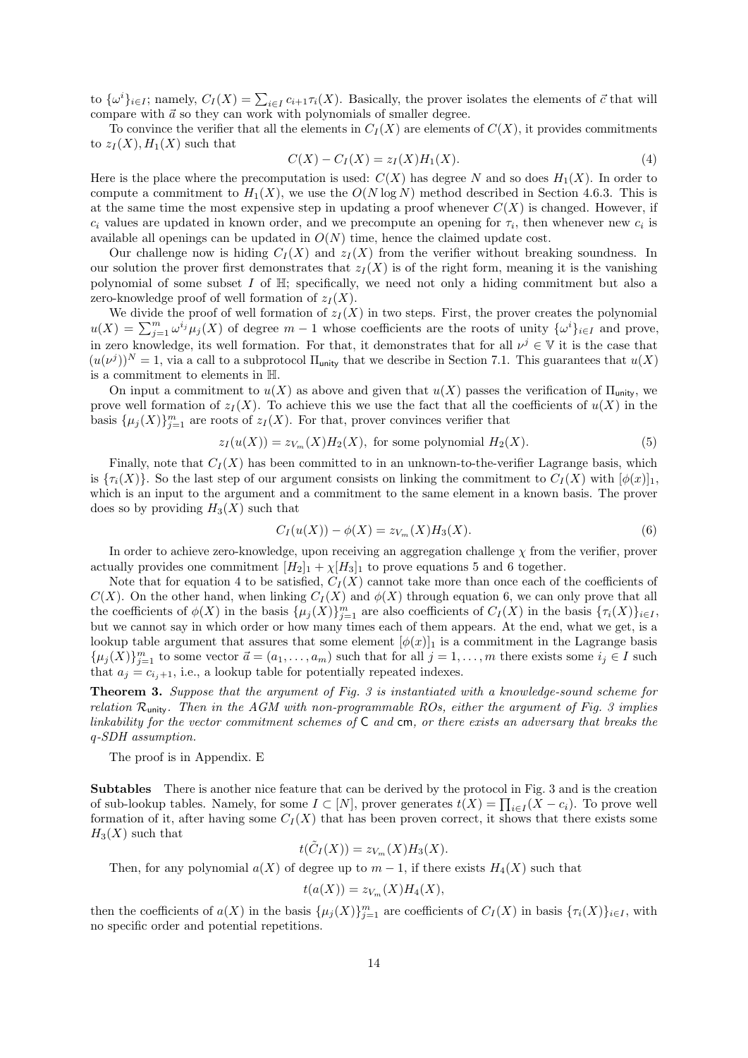to $\{\omega^i\}_{i\in I}$; namely, $C_I(X) = \sum_{i\in I} c_{i+1}\tau_i(X)$. Basically, the prover isolates the elements of $\vec{c}$ that will compare with $\vec{a}$ so they can work with polynomials of smaller degree.

To convince the verifier that all the elements in $C_I(X)$ are elements of $C(X)$, it provides commitments to $z_I(X), H_1(X)$ such that

$$C(X) - C_I(X) = z_I(X)H_1(X). \tag{4}$$

Here is the place where the precomputation is used: $C(X)$ has degree $N$ and so does $H_1(X)$. In order to compute a commitment to $H_1(X)$, we use the $O(N \log N)$ method described in Section 4.6.3. This is at the same time the most expensive step in updating a proof whenever $C(X)$ is changed. However, if $c_i$ values are updated in known order, and we precompute an opening for $\tau_i$, then whenever new $c_i$ is available all openings can be updated in $O(N)$ time, hence the claimed update cost.

Our challenge now is hiding $C_I(X)$ and $z_I(X)$ from the verifier without breaking soundness. In our solution the prover first demonstrates that $z_I(X)$ is of the right form, meaning it is the vanishing polynomial of some subset $I$ of $\mathbb{H}$; specifically, we need not only a hiding commitment but also a zero-knowledge proof of well formation of $z_I(X)$.

We divide the proof of well formation of $z_I(X)$ in two steps. First, the prover creates the polynomial $u(X) = \sum_{j=1}^{m} \omega^{i_j}\mu_j(X)$ of degree $m-1$ whose coefficients are the roots of unity $\{\omega^i\}_{i\in I}$ and prove, in zero knowledge, its well formation. For that, it demonstrates that for all $\nu^j \in \mathbb{V}$ it is the case that $(u(\nu^j))^N = 1$, via a call to a subprotocol $\Pi_{\mathsf{unity}}$ that we describe in Section 7.1. This guarantees that $u(X)$ is a commitment to elements in $\mathbb{H}$.

On input a commitment to $u(X)$ as above and given that $u(X)$ passes the verification of $\Pi_{\mathsf{unity}}$, we prove well formation of $z_I(X)$. To achieve this we use the fact that all the coefficients of $u(X)$ in the basis $\{\mu_j(X)\}_{j=1}^m$ are roots of $z_I(X)$. For that, prover convinces verifier that

$$z_I(u(X)) = z_{V_m}(X)H_2(X), \text{ for some polynomial } H_2(X). \tag{5}$$

Finally, note that $C_I(X)$ has been committed to in an unknown-to-the-verifier Lagrange basis, which is $\{\tau_i(X)\}$. So the last step of our argument consists on linking the commitment to $C_I(X)$ with $[\phi(x)]_1$, which is an input to the argument and a commitment to the same element in a known basis. The prover does so by providing $H_3(X)$ such that

$$C_I(u(X)) - \phi(X) = z_{V_m}(X)H_3(X). \tag{6}$$

In order to achieve zero-knowledge, upon receiving an aggregation challenge $\chi$ from the verifier, prover actually provides one commitment $[H_2]_1 + \chi[H_3]_1$ to prove equations 5 and 6 together.

Note that for equation 4 to be satisfied, $C_I(X)$ cannot take more than once each of the coefficients of $C(X)$. On the other hand, when linking $C_I(X)$ and $\phi(X)$ through equation 6, we can only prove that all the coefficients of $\phi(X)$ in the basis $\{\mu_j(X)\}_{j=1}^m$ are also coefficients of $C_I(X)$ in the basis $\{\tau_i(X)\}_{i\in I}$, but we cannot say in which order or how many times each of them appears. At the end, what we get, is a lookup table argument that assures that some element $[\phi(x)]_1$ is a commitment in the Lagrange basis $\{\mu_j(X)\}_{j=1}^m$ to some vector $\vec{a} = (a_1, \ldots, a_m)$ such that for all $j = 1, \ldots, m$ there exists some $i_j \in I$ such that $a_j = c_{i_j+1}$, i.e., a lookup table for potentially repeated indexes.

**Theorem 3.** *Suppose that the argument of Fig. 3 is instantiated with a knowledge-sound scheme for relation $\mathcal{R}_{\mathsf{unity}}$. Then in the AGM with non-programmable ROs, either the argument of Fig. 3 implies linkability for the vector commitment schemes of $\mathsf{C}$ and $\mathsf{cm}$, or there exists an adversary that breaks the q-SDH assumption.*

The proof is in Appendix. E

**Subtables** There is another nice feature that can be derived by the protocol in Fig. 3 and is the creation of sub-lookup tables. Namely, for some $I \subset [N]$, prover generates $t(X) = \prod_{i\in I}(X - c_i)$. To prove well formation of it, after having some $C_I(X)$ that has been proven correct, it shows that there exists some $H_3(X)$ such that

$$t(\tilde{C}_I(X)) = z_{V_m}(X)H_3(X).$$

Then, for any polynomial $a(X)$ of degree up to $m-1$, if there exists $H_4(X)$ such that

$$t(a(X)) = z_{V_m}(X)H_4(X),$$

then the coefficients of $a(X)$ in the basis $\{\mu_j(X)\}_{j=1}^m$ are coefficients of $C_I(X)$ in basis $\{\tau_i(X)\}_{i\in I}$, with no specific order and potential repetitions.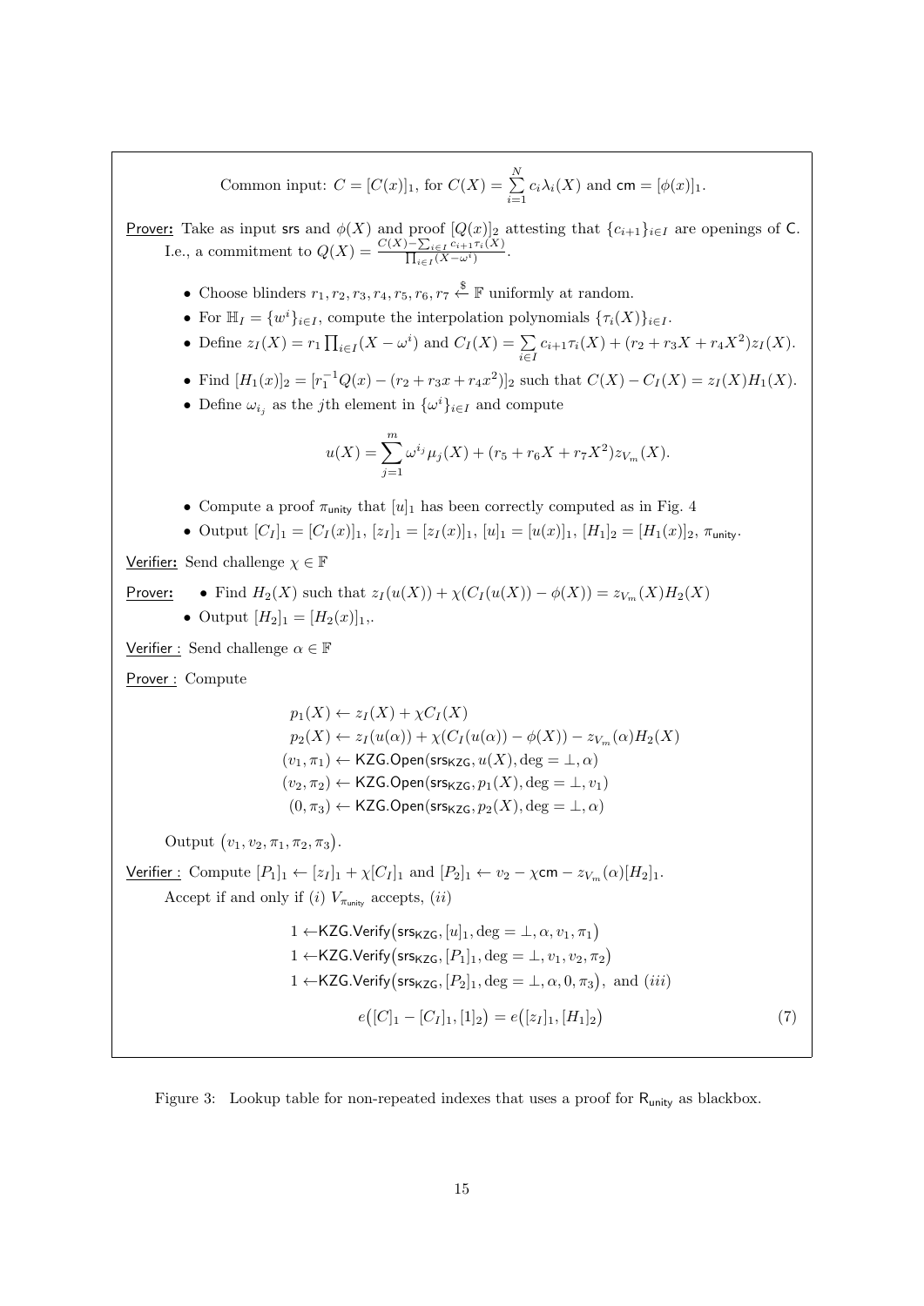Common input: $C = [C(x)]_1$, for $C(X) = \sum_{i=1}^{N} c_i \lambda_i(X)$ and $\mathsf{cm} = [\phi(x)]_1$.

<u>Prover:</u> Take as input srs and $\phi(X)$ and proof $[Q(x)]_2$ attesting that $\{c_{i+1}\}_{i \in I}$ are openings of C. I.e., a commitment to $Q(X) = \frac{C(X) - \sum_{i \in I} c_{i+1} \tau_i(X)}{\prod_{i \in I}(X - \omega^i)}$.

- Choose blinders $r_1, r_2, r_3, r_4, r_5, r_6, r_7 \xleftarrow{\$} \mathbb{F}$ uniformly at random.
- For $\mathbb{H}_I = \{w^i\}_{i \in I}$, compute the interpolation polynomials $\{\tau_i(X)\}_{i \in I}$.
- Define $z_I(X) = r_1 \prod_{i \in I}(X - \omega^i)$ and $C_I(X) = \sum_{i \in I} c_{i+1} \tau_i(X) + (r_2 + r_3 X + r_4 X^2) z_I(X)$.
- Find $[H_1(x)]_2 = [r_1^{-1} Q(x) - (r_2 + r_3 x + r_4 x^2)]_2$ such that $C(X) - C_I(X) = z_I(X) H_1(X)$.
- Define $\omega_{i_j}$ as the $j$th element in $\{\omega^i\}_{i \in I}$ and compute

$$u(X) = \sum_{j=1}^{m} \omega^{i_j} \mu_j(X) + (r_5 + r_6 X + r_7 X^2) z_{V_m}(X).$$

- Compute a proof $\pi_{\mathsf{unity}}$ that $[u]_1$ has been correctly computed as in Fig. 4
- Output $[C_I]_1 = [C_I(x)]_1$, $[z_I]_1 = [z_I(x)]_1$, $[u]_1 = [u(x)]_1$, $[H_1]_2 = [H_1(x)]_2$, $\pi_{\mathsf{unity}}$.

<u>Verifier:</u> Send challenge $\chi \in \mathbb{F}$

<u>Prover:</u>
- Find $H_2(X)$ such that $z_I(u(X)) + \chi(C_I(u(X)) - \phi(X)) = z_{V_m}(X) H_2(X)$
- Output $[H_2]_1 = [H_2(x)]_1$.

<u>Verifier :</u> Send challenge $\alpha \in \mathbb{F}$

<u>Prover :</u> Compute

$$
\begin{aligned}
p_1(X) &\leftarrow z_I(X) + \chi C_I(X) \\
p_2(X) &\leftarrow z_I(u(\alpha)) + \chi(C_I(u(\alpha)) - \phi(X)) - z_{V_m}(\alpha) H_2(X) \\
(v_1, \pi_1) &\leftarrow \mathsf{KZG.Open}(\mathsf{srs}_{\mathsf{KZG}}, u(X), \deg = \perp, \alpha) \\
(v_2, \pi_2) &\leftarrow \mathsf{KZG.Open}(\mathsf{srs}_{\mathsf{KZG}}, p_1(X), \deg = \perp, v_1) \\
(0, \pi_3) &\leftarrow \mathsf{KZG.Open}(\mathsf{srs}_{\mathsf{KZG}}, p_2(X), \deg = \perp, \alpha)
\end{aligned}
$$

Output $(v_1, v_2, \pi_1, \pi_2, \pi_3)$.

<u>Verifier :</u> Compute $[P_1]_1 \leftarrow [z_I]_1 + \chi [C_I]_1$ and $[P_2]_1 \leftarrow v_2 - \chi \mathsf{cm} - z_{V_m}(\alpha)[H_2]_1$.

Accept if and only if $(i)$ $V_{\pi_{\mathsf{unity}}}$ accepts, $(ii)$

$$
\begin{aligned}
1 &\leftarrow \mathsf{KZG.Verify}\big(\mathsf{srs}_{\mathsf{KZG}}, [u]_1, \deg = \perp, \alpha, v_1, \pi_1\big) \\
1 &\leftarrow \mathsf{KZG.Verify}\big(\mathsf{srs}_{\mathsf{KZG}}, [P_1]_1, \deg = \perp, v_1, v_2, \pi_2\big) \\
1 &\leftarrow \mathsf{KZG.Verify}\big(\mathsf{srs}_{\mathsf{KZG}}, [P_2]_1, \deg = \perp, \alpha, 0, \pi_3\big), \text{ and } (iii)
\end{aligned}
$$

$$e\big([C]_1 - [C_I]_1, [1]_2\big) = e\big([z_I]_1, [H_1]_2\big) \tag{7}$$

Figure 3: Lookup table for non-repeated indexes that uses a proof for $\mathsf{R}_{\mathsf{unity}}$ as blackbox.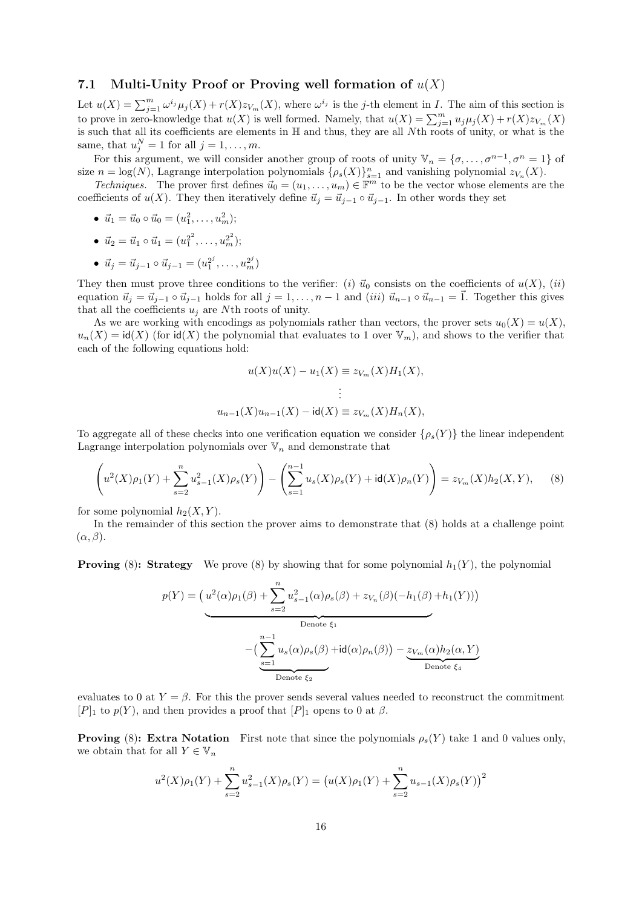### 7.1 Multi-Unity Proof or Proving well formation of $u(X)$

Let $u(X) = \sum_{j=1}^{m} \omega^{i_j} \mu_j(X) + r(X) z_{V_m}(X)$, where $\omega^{i_j}$ is the $j$-th element in $I$. The aim of this section is to prove in zero-knowledge that $u(X)$ is well formed. Namely, that $u(X) = \sum_{j=1}^{m} u_j \mu_j(X) + r(X) z_{V_m}(X)$ is such that all its coefficients are elements in $\mathbb{H}$ and thus, they are all $N$th roots of unity, or what is the same, that $u_j^N = 1$ for all $j = 1, \ldots, m$.

For this argument, we will consider another group of roots of unity $\mathbb{V}_n = \{\sigma, \ldots, \sigma^{n-1}, \sigma^n = 1\}$ of size $n = \log(N)$, Lagrange interpolation polynomials $\{\rho_s(X)\}_{s=1}^n$ and vanishing polynomial $z_{V_n}(X)$.

*Techniques.* The prover first defines $\vec{u}_0 = (u_1, \ldots, u_m) \in \mathbb{F}^m$ to be the vector whose elements are the coefficients of $u(X)$. They then iteratively define $\vec{u}_j = \vec{u}_{j-1} \circ \vec{u}_{j-1}$. In other words they set

- $\vec{u}_1 = \vec{u}_0 \circ \vec{u}_0 = (u_1^2, \ldots, u_m^2)$;
- $\vec{u}_2 = \vec{u}_1 \circ \vec{u}_1 = (u_1^{2^2}, \ldots, u_m^{2^2})$;
- $\vec{u}_j = \vec{u}_{j-1} \circ \vec{u}_{j-1} = (u_1^{2^j}, \ldots, u_m^{2^j})$

They then must prove three conditions to the verifier: $(i)$ $\vec{u}_0$ consists on the coefficients of $u(X)$, $(ii)$ equation $\vec{u}_j = \vec{u}_{j-1} \circ \vec{u}_{j-1}$ holds for all $j = 1, \ldots, n-1$ and $(iii)$ $\vec{u}_{n-1} \circ \vec{u}_{n-1} = \vec{1}$. Together this gives that all the coefficients $u_j$ are $N$th roots of unity.

As we are working with encodings as polynomials rather than vectors, the prover sets $u_0(X) = u(X)$, $u_n(X) = \mathsf{id}(X)$ (for $\mathsf{id}(X)$ the polynomial that evaluates to 1 over $\mathbb{V}_m$), and shows to the verifier that each of the following equations hold:

$$u(X)u(X) - u_1(X) \equiv z_{V_m}(X) H_1(X),$$
$$\vdots$$
$$u_{n-1}(X)u_{n-1}(X) - \mathsf{id}(X) \equiv z_{V_m}(X) H_n(X),$$

To aggregate all of these checks into one verification equation we consider $\{\rho_s(Y)\}$ the linear independent Lagrange interpolation polynomials over $\mathbb{V}_n$ and demonstrate that

$$\left( u^2(X)\rho_1(Y) + \sum_{s=2}^{n} u_{s-1}^2(X)\rho_s(Y) \right) - \left( \sum_{s=1}^{n-1} u_s(X)\rho_s(Y) + \mathsf{id}(X)\rho_n(Y) \right) = z_{V_m}(X) h_2(X, Y), \quad (8)$$

for some polynomial $h_2(X, Y)$.

In the remainder of this section the prover aims to demonstrate that (8) holds at a challenge point $(\alpha, \beta)$.

**Proving (8): Strategy** We prove (8) by showing that for some polynomial $h_1(Y)$, the polynomial

$$p(Y) = \underbrace{\Big( u^2(\alpha)\rho_1(\beta) + \sum_{s=2}^{n} u_{s-1}^2(\alpha)\rho_s(\beta) + z_{V_n}(\beta)(-h_1(\beta)} _{\text{Denote } \xi_1} + h_1(Y)) \Big)$$
$$- \Big( \underbrace{\sum_{s=1}^{n-1} u_s(\alpha)\rho_s(\beta)}_{\text{Denote } \xi_2} + \mathsf{id}(\alpha)\rho_n(\beta) \Big) - \underbrace{z_{V_m}(\alpha) h_2(\alpha, Y)}_{\text{Denote } \xi_4}$$

evaluates to 0 at $Y = \beta$. For this the prover sends several values needed to reconstruct the commitment $[P]_1$ to $p(Y)$, and then provides a proof that $[P]_1$ opens to 0 at $\beta$.

**Proving (8): Extra Notation** First note that since the polynomials $\rho_s(Y)$ take 1 and 0 values only, we obtain that for all $Y \in \mathbb{V}_n$

$$u^2(X)\rho_1(Y) + \sum_{s=2}^{n} u_{s-1}^2(X)\rho_s(Y) = \big( u(X)\rho_1(Y) + \sum_{s=2}^{n} u_{s-1}(X)\rho_s(Y) \big)^2$$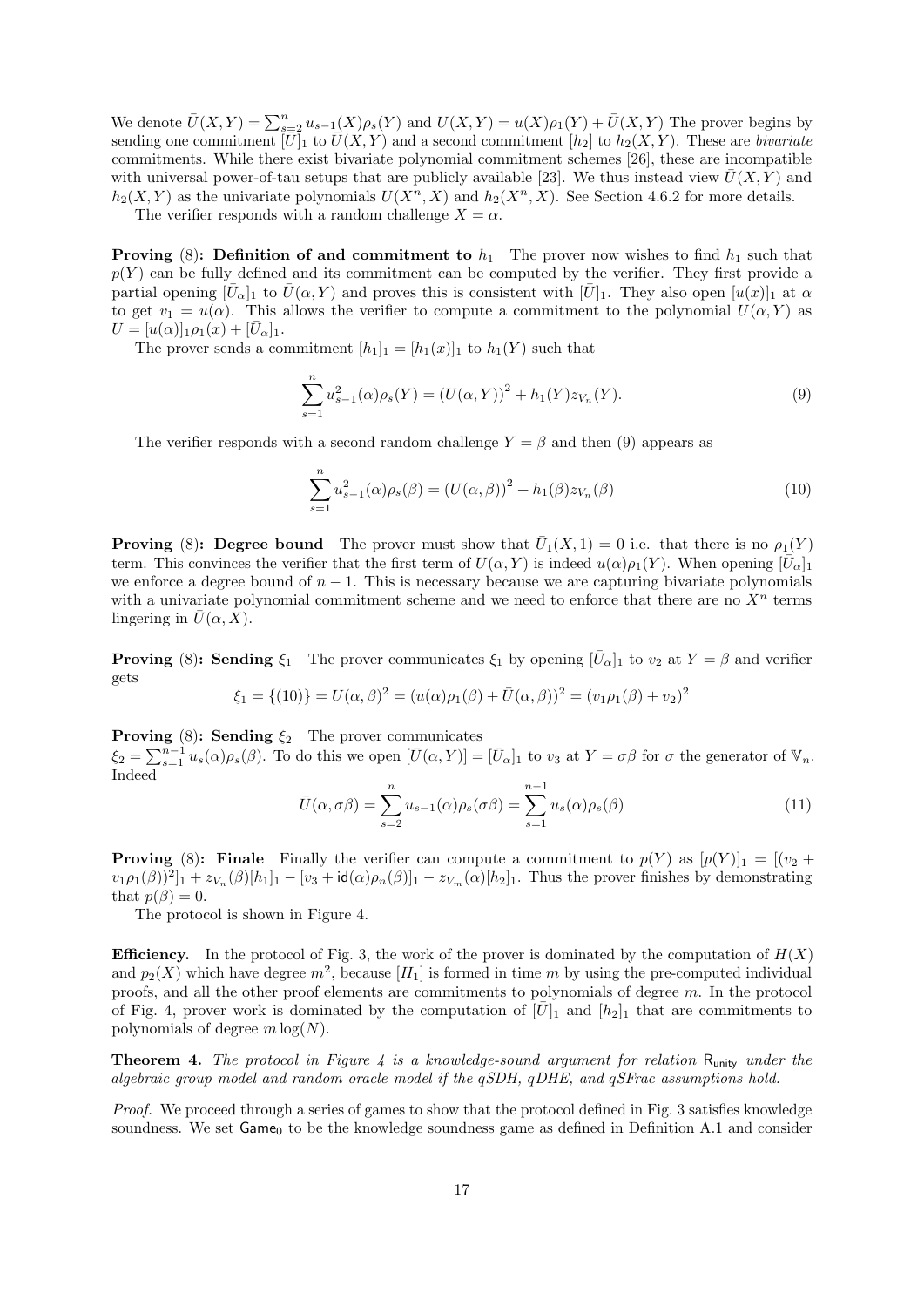We denote $\bar{U}(X,Y) = \sum_{s=2}^{n} u_{s-1}(X)\rho_s(Y)$ and $U(X,Y) = u(X)\rho_1(Y) + \bar{U}(X,Y)$ The prover begins by sending one commitment $[\bar{U}]_1$ to $\bar{U}(X,Y)$ and a second commitment $[h_2]$ to $h_2(X,Y)$. These are *bivariate* commitments. While there exist bivariate polynomial commitment schemes [26], these are incompatible with universal power-of-tau setups that are publicly available [23]. We thus instead view $\bar{U}(X,Y)$ and $h_2(X,Y)$ as the univariate polynomials $U(X^n, X)$ and $h_2(X^n, X)$. See Section 4.6.2 for more details.

The verifier responds with a random challenge $X = \alpha$.

**Proving (8): Definition of and commitment to $h_1$** The prover now wishes to find $h_1$ such that $p(Y)$ can be fully defined and its commitment can be computed by the verifier. They first provide a partial opening $[\bar{U}_\alpha]_1$ to $\bar{U}(\alpha, Y)$ and proves this is consistent with $[\bar{U}]_1$. They also open $[u(x)]_1$ at $\alpha$ to get $v_1 = u(\alpha)$. This allows the verifier to compute a commitment to the polynomial $U(\alpha, Y)$ as $U = [u(\alpha)]_1 \rho_1(x) + [\bar{U}_\alpha]_1$.

The prover sends a commitment $[h_1]_1 = [h_1(x)]_1$ to $h_1(Y)$ such that

$$\sum_{s=1}^{n} u_{s-1}^2(\alpha)\rho_s(Y) = (U(\alpha, Y))^2 + h_1(Y) z_{V_n}(Y). \tag{9}$$

The verifier responds with a second random challenge $Y = \beta$ and then (9) appears as

$$\sum_{s=1}^{n} u_{s-1}^2(\alpha)\rho_s(\beta) = (U(\alpha, \beta))^2 + h_1(\beta) z_{V_n}(\beta) \tag{10}$$

**Proving (8): Degree bound** The prover must show that $\bar{U}_1(X, 1) = 0$ i.e. that there is no $\rho_1(Y)$ term. This convinces the verifier that the first term of $U(\alpha, Y)$ is indeed $u(\alpha)\rho_1(Y)$. When opening $[\bar{U}_\alpha]_1$ we enforce a degree bound of $n-1$. This is necessary because we are capturing bivariate polynomials with a univariate polynomial commitment scheme and we need to enforce that there are no $X^n$ terms lingering in $\bar{U}(\alpha, X)$.

**Proving (8): Sending $\xi_1$** The prover communicates $\xi_1$ by opening $[\bar{U}_\alpha]_1$ to $v_2$ at $Y = \beta$ and verifier gets

$$\xi_1 = \{(10)\} = U(\alpha, \beta)^2 = (u(\alpha)\rho_1(\beta) + \bar{U}(\alpha, \beta))^2 = (v_1\rho_1(\beta) + v_2)^2$$

**Proving (8): Sending $\xi_2$** The prover communicates $\xi_2 = \sum_{s=1}^{n-1} u_s(\alpha)\rho_s(\beta)$. To do this we open $[\bar{U}(\alpha, Y)] = [\bar{U}_\alpha]_1$ to $v_3$ at $Y = \sigma\beta$ for $\sigma$ the generator of $\mathbb{V}_n$. Indeed

$$\bar{U}(\alpha, \sigma\beta) = \sum_{s=2}^{n} u_{s-1}(\alpha)\rho_s(\sigma\beta) = \sum_{s=1}^{n-1} u_s(\alpha)\rho_s(\beta) \tag{11}$$

**Proving (8): Finale** Finally the verifier can compute a commitment to $p(Y)$ as $[p(Y)]_1 = [(v_2 + v_1\rho_1(\beta))^2]_1 + z_{V_n}(\beta)[h_1]_1 - [v_3 + \mathsf{id}(\alpha)\rho_n(\beta)]_1 - z_{V_m}(\alpha)[h_2]_1$. Thus the prover finishes by demonstrating that $p(\beta) = 0$.

The protocol is shown in Figure 4.

**Efficiency.** In the protocol of Fig. 3, the work of the prover is dominated by the computation of $H(X)$ and $p_2(X)$ which have degree $m^2$, because $[H_1]$ is formed in time $m$ by using the pre-computed individual proofs, and all the other proof elements are commitments to polynomials of degree $m$. In the protocol of Fig. 4, prover work is dominated by the computation of $[\bar{U}]_1$ and $[h_2]_1$ that are commitments to polynomials of degree $m\log(N)$.

**Theorem 4.** *The protocol in Figure 4 is a knowledge-sound argument for relation $\mathsf{R}_{\mathsf{unity}}$ under the algebraic group model and random oracle model if the qSDH, qDHE, and qSFrac assumptions hold.*

*Proof.* We proceed through a series of games to show that the protocol defined in Fig. 3 satisfies knowledge soundness. We set $\mathsf{Game}_0$ to be the knowledge soundness game as defined in Definition A.1 and consider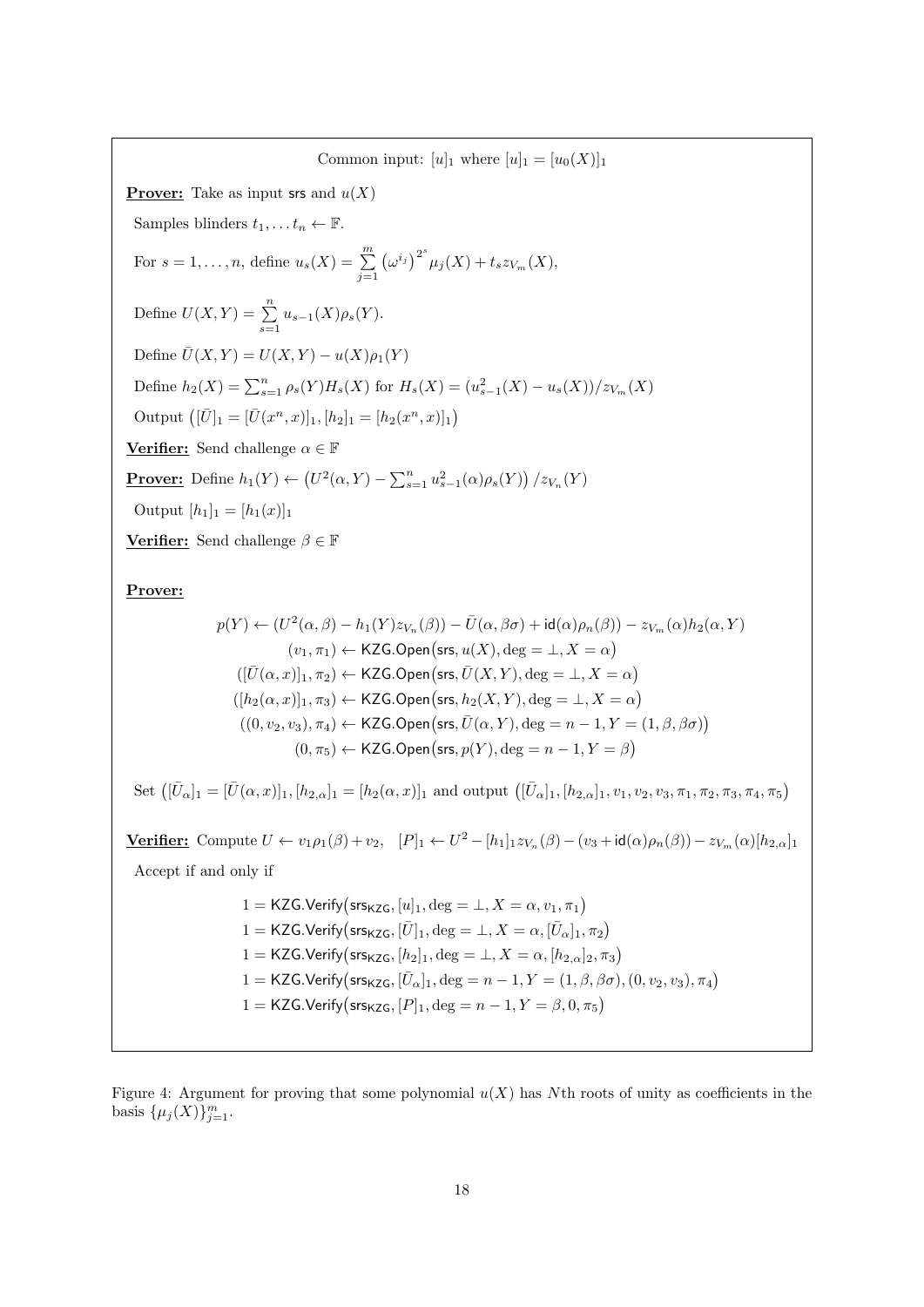Common input: $[u]_1$ where $[u]_1 = [u_0(X)]_1$

**Prover:** Take as input $\mathsf{srs}$ and $u(X)$

Samples blinders $t_1, \dots t_n \leftarrow \mathbb{F}$.

For $s = 1, \dots, n$, define $u_s(X) = \sum_{j=1}^{m} \left(\omega^{i_j}\right)^{2^s} \mu_j(X) + t_s z_{V_m}(X)$,

Define $U(X, Y) = \sum_{s=1}^{n} u_{s-1}(X)\rho_s(Y)$.

Define $\bar{U}(X, Y) = U(X, Y) - u(X)\rho_1(Y)$

Define $h_2(X) = \sum_{s=1}^{n} \rho_s(Y) H_s(X)$ for $H_s(X) = (u_{s-1}^2(X) - u_s(X))/z_{V_m}(X)$

Output $\left([\bar{U}]_1 = [\bar{U}(x^n, x)]_1, [h_2]_1 = [h_2(x^n, x)]_1\right)$

**Verifier:** Send challenge $\alpha \in \mathbb{F}$

**Prover:** Define $h_1(Y) \leftarrow \left(U^2(\alpha, Y) - \sum_{s=1}^{n} u_{s-1}^2(\alpha)\rho_s(Y)\right)/z_{V_n}(Y)$

Output $[h_1]_1 = [h_1(x)]_1$

**Verifier:** Send challenge $\beta \in \mathbb{F}$

**Prover:**

$$
\begin{gathered}
p(Y) \leftarrow (U^2(\alpha, \beta) - h_1(Y) z_{V_n}(\beta)) - \bar{U}(\alpha, \beta\sigma) + \mathsf{id}(\alpha)\rho_n(\beta)) - z_{V_m}(\alpha) h_2(\alpha, Y) \\
(v_1, \pi_1) \leftarrow \mathsf{KZG.Open}\big(\mathsf{srs}, u(X), \deg = \perp, X = \alpha\big) \\
([\bar{U}(\alpha, x)]_1, \pi_2) \leftarrow \mathsf{KZG.Open}\big(\mathsf{srs}, \bar{U}(X, Y), \deg = \perp, X = \alpha\big) \\
([h_2(\alpha, x)]_1, \pi_3) \leftarrow \mathsf{KZG.Open}\big(\mathsf{srs}, h_2(X, Y), \deg = \perp, X = \alpha\big) \\
((0, v_2, v_3), \pi_4) \leftarrow \mathsf{KZG.Open}\big(\mathsf{srs}, \bar{U}(\alpha, Y), \deg = n - 1, Y = (1, \beta, \beta\sigma)\big) \\
(0, \pi_5) \leftarrow \mathsf{KZG.Open}\big(\mathsf{srs}, p(Y), \deg = n - 1, Y = \beta\big)
\end{gathered}
$$

Set $\left([\bar{U}_\alpha]_1 = [\bar{U}(\alpha, x)]_1, [h_{2,\alpha}]_1 = [h_2(\alpha, x)]_1\right.$ and output $\left([\bar{U}_\alpha]_1, [h_{2,\alpha}]_1, v_1, v_2, v_3, \pi_1, \pi_2, \pi_3, \pi_4, \pi_5\right)$

**Verifier:** Compute $U \leftarrow v_1\rho_1(\beta) + v_2, \quad [P]_1 \leftarrow U^2 - [h_1]_1 z_{V_n}(\beta) - (v_3 + \mathsf{id}(\alpha)\rho_n(\beta)) - z_{V_m}(\alpha)[h_{2,\alpha}]_1$

Accept if and only if

$$
\begin{gathered}
1 = \mathsf{KZG.Verify}\big(\mathsf{srs_{KZG}}, [u]_1, \deg = \perp, X = \alpha, v_1, \pi_1\big) \\
1 = \mathsf{KZG.Verify}\big(\mathsf{srs_{KZG}}, [\bar{U}]_1, \deg = \perp, X = \alpha, [\bar{U}_\alpha]_1, \pi_2\big) \\
1 = \mathsf{KZG.Verify}\big(\mathsf{srs_{KZG}}, [h_2]_1, \deg = \perp, X = \alpha, [h_{2,\alpha}]_2, \pi_3\big) \\
1 = \mathsf{KZG.Verify}\big(\mathsf{srs_{KZG}}, [\bar{U}_\alpha]_1, \deg = n - 1, Y = (1, \beta, \beta\sigma), (0, v_2, v_3), \pi_4\big) \\
1 = \mathsf{KZG.Verify}\big(\mathsf{srs_{KZG}}, [P]_1, \deg = n - 1, Y = \beta, 0, \pi_5\big)
\end{gathered}
$$

Figure 4: Argument for proving that some polynomial $u(X)$ has $N$th roots of unity as coefficients in the basis $\{\mu_j(X)\}_{j=1}^m$.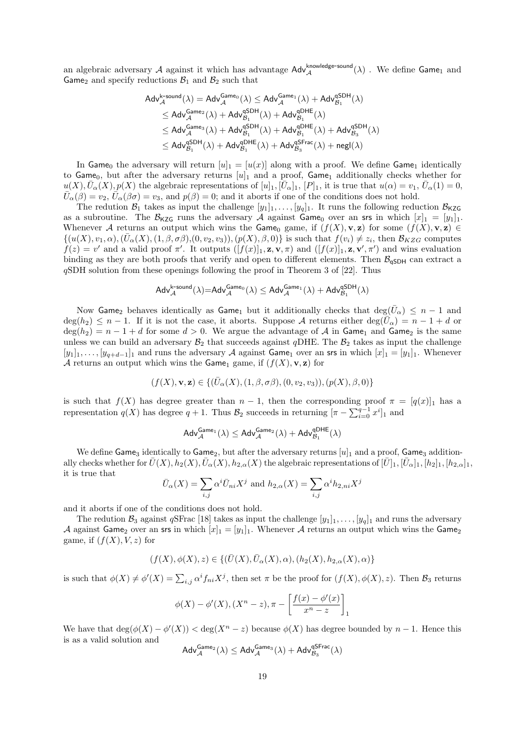an algebraic adversary $\mathcal{A}$ against it which has advantage $\mathsf{Adv}_{\mathcal{A}}^{\mathsf{knowledge\text{-}sound}}(\lambda)$ . We define $\mathsf{Game}_1$ and $\mathsf{Game}_2$ and specify reductions $\mathcal{B}_1$ and $\mathcal{B}_2$ such that

$$
\begin{aligned}
\mathsf{Adv}_{\mathcal{A}}^{\mathsf{k\text{-}sound}}(\lambda) = \mathsf{Adv}_{\mathcal{A}}^{\mathsf{Game}_0}(\lambda) &\leq \mathsf{Adv}_{\mathcal{A}}^{\mathsf{Game}_1}(\lambda) + \mathsf{Adv}_{\mathcal{B}_1}^{\mathsf{qSDH}}(\lambda) \\
&\leq \mathsf{Adv}_{\mathcal{A}}^{\mathsf{Game}_2}(\lambda) + \mathsf{Adv}_{\mathcal{B}_1}^{\mathsf{qSDH}}(\lambda) + \mathsf{Adv}_{\mathcal{B}_1}^{\mathsf{qDHE}}(\lambda) \\
&\leq \mathsf{Adv}_{\mathcal{A}}^{\mathsf{Game}_3}(\lambda) + \mathsf{Adv}_{\mathcal{B}_1}^{\mathsf{qSDH}}(\lambda) + \mathsf{Adv}_{\mathcal{B}_1}^{\mathsf{qDHE}}(\lambda) + \mathsf{Adv}_{\mathcal{B}_3}^{\mathsf{qSDH}}(\lambda) \\
&\leq \mathsf{Adv}_{\mathcal{B}_1}^{\mathsf{qSDH}}(\lambda) + \mathsf{Adv}_{\mathcal{B}_1}^{\mathsf{qDHE}}(\lambda) + \mathsf{Adv}_{\mathcal{B}_3}^{\mathsf{qSFrac}}(\lambda) + \mathsf{negl}(\lambda)
\end{aligned}
$$

In $\mathsf{Game}_0$ the adversary will return $[u]_1 = [u(x)]$ along with a proof. We define $\mathsf{Game}_1$ identically to $\mathsf{Game}_0$, but after the adversary returns $[u]_1$ and a proof, $\mathsf{Game}_1$ additionally checks whether for $u(X), \bar{U}_\alpha(X), p(X)$ the algebraic representations of $[u]_1, [\bar{U}_\alpha]_1, [P]_1$, it is true that $u(\alpha) = v_1$, $\bar{U}_\alpha(1) = 0$, $\bar{U}_\alpha(\beta) = v_2$, $\bar{U}_\alpha(\beta\sigma) = v_3$, and $p(\beta) = 0$; and it aborts if one of the conditions does not hold.

The reduction $\mathcal{B}_1$ takes as input the challenge $[y_1]_1, \ldots, [y_q]_1$. It runs the following reduction $\mathcal{B}_{\mathsf{KZG}}$ as a subroutine. The $\mathcal{B}_{\mathsf{KZG}}$ runs the adversary $\mathcal{A}$ against $\mathsf{Game}_0$ over an $\mathsf{srs}$ in which $[x]_1 = [y_1]_1$. Whenever $\mathcal{A}$ returns an output which wins the $\mathsf{Game}_0$ game, if $(f(X), \mathbf{v}, \mathbf{z})$ for some $(f(X), \mathbf{v}, \mathbf{z}) \in \{(u(X), v_1, \alpha), (\bar{U}_\alpha(X), (1, \beta, \sigma\beta), (0, v_2, v_3)), (p(X), \beta, 0)\}$ is such that $f(v_i) \neq z_i$, then $\mathcal{B}_{KZG}$ computes $f(z) = v'$ and a valid proof $\pi'$. It outputs $([f(x)]_1, \mathbf{z}, \mathbf{v}, \pi)$ and $([f(x)]_1, \mathbf{z}, \mathbf{v}', \pi')$ and wins evaluation binding as they are both proofs that verify and open to different elements. Then $\mathcal{B}_{\mathsf{qSDH}}$ can extract a $q$SDH solution from these openings following the proof in Theorem 3 of [22]. Thus

$$
\mathsf{Adv}_{\mathcal{A}}^{\mathsf{k\text{-}sound}}(\lambda) = \mathsf{Adv}_{\mathcal{A}}^{\mathsf{Game}_0}(\lambda) \leq \mathsf{Adv}_{\mathcal{A}}^{\mathsf{Game}_1}(\lambda) + \mathsf{Adv}_{\mathcal{B}_1}^{\mathsf{qSDH}}(\lambda)
$$

Now $\mathsf{Game}_2$ behaves identically as $\mathsf{Game}_1$ but it additionally checks that $\deg(\bar{U}_\alpha) \leq n-1$ and $\deg(h_2) \leq n-1$. If it is not the case, it aborts. Suppose $\mathcal{A}$ returns either $\deg(\bar{U}_\alpha) = n-1+d$ or $\deg(h_2) = n-1+d$ for some $d > 0$. We argue the advantage of $\mathcal{A}$ in $\mathsf{Game}_1$ and $\mathsf{Game}_2$ is the same unless we can build an adversary $\mathcal{B}_2$ that succeeds against $q$DHE. The $\mathcal{B}_2$ takes as input the challenge $[y_1]_1, \ldots, [y_{q+d-1}]_1$ and runs the adversary $\mathcal{A}$ against $\mathsf{Game}_1$ over an $\mathsf{srs}$ in which $[x]_1 = [y_1]_1$. Whenever $\mathcal{A}$ returns an output which wins the $\mathsf{Game}_1$ game, if $(f(X), \mathbf{v}, \mathbf{z})$ for

$$
(f(X), \mathbf{v}, \mathbf{z}) \in \{(\bar{U}_\alpha(X), (1, \beta, \sigma\beta), (0, v_2, v_3)), (p(X), \beta, 0)\}
$$

is such that $f(X)$ has degree greater than $n-1$, then the corresponding proof $\pi = [q(x)]_1$ has a representation $q(X)$ has degree $q+1$. Thus $\mathcal{B}_2$ succeeds in returning $[\pi - \sum_{i=0}^{q-1} x^i]_1$ and

$$
\mathsf{Adv}_{\mathcal{A}}^{\mathsf{Game}_1}(\lambda) \leq \mathsf{Adv}_{\mathcal{A}}^{\mathsf{Game}_2}(\lambda) + \mathsf{Adv}_{\mathcal{B}_1}^{\mathsf{qDHE}}(\lambda)
$$

We define $\mathsf{Game}_3$ identically to $\mathsf{Game}_2$, but after the adversary returns $[u]_1$ and a proof, $\mathsf{Game}_3$ additionally checks whether for $\bar{U}(X), h_2(X), \bar{U}_\alpha(X), h_{2,\alpha}(X)$ the algebraic representations of $[\bar{U}]_1, [\bar{U}_\alpha]_1, [h_2]_1, [h_{2,\alpha}]_1$, it is true that

$$
\bar{U}_\alpha(X) = \sum_{i,j} \alpha^i \bar{U}_{ni} X^j \text{ and } h_{2,\alpha}(X) = \sum_{i,j} \alpha^i h_{2,ni} X^j
$$

and it aborts if one of the conditions does not hold.

The redution $\mathcal{B}_3$ against $q$SFrac [18] takes as input the challenge $[y_1]_1, \ldots, [y_q]_1$ and runs the adversary $\mathcal{A}$ against $\mathsf{Game}_2$ over an $\mathsf{srs}$ in which $[x]_1 = [y_1]_1$. Whenever $\mathcal{A}$ returns an output which wins the $\mathsf{Game}_2$ game, if $(f(X), V, z)$ for

$$
(f(X), \phi(X), z) \in \{(\bar{U}(X), \bar{U}_\alpha(X), \alpha), (h_2(X), h_{2,\alpha}(X), \alpha)\}
$$

is such that $\phi(X) \neq \phi'(X) = \sum_{i,j} \alpha^i f_{ni} X^j$, then set $\pi$ be the proof for $(f(X), \phi(X), z)$. Then $\mathcal{B}_3$ returns

$$
\phi(X) - \phi'(X), (X^n - z), \pi - \left[\frac{f(x) - \phi'(x)}{x^n - z}\right]_1
$$

We have that $\deg(\phi(X) - \phi'(X)) < \deg(X^n - z)$ because $\phi(X)$ has degree bounded by $n-1$. Hence this is as a valid solution and

$$
\mathsf{Adv}_{\mathcal{A}}^{\mathsf{Game}_2}(\lambda) \leq \mathsf{Adv}_{\mathcal{A}}^{\mathsf{Game}_3}(\lambda) + \mathsf{Adv}_{\mathcal{B}_3}^{\mathsf{qSFrac}}(\lambda)
$$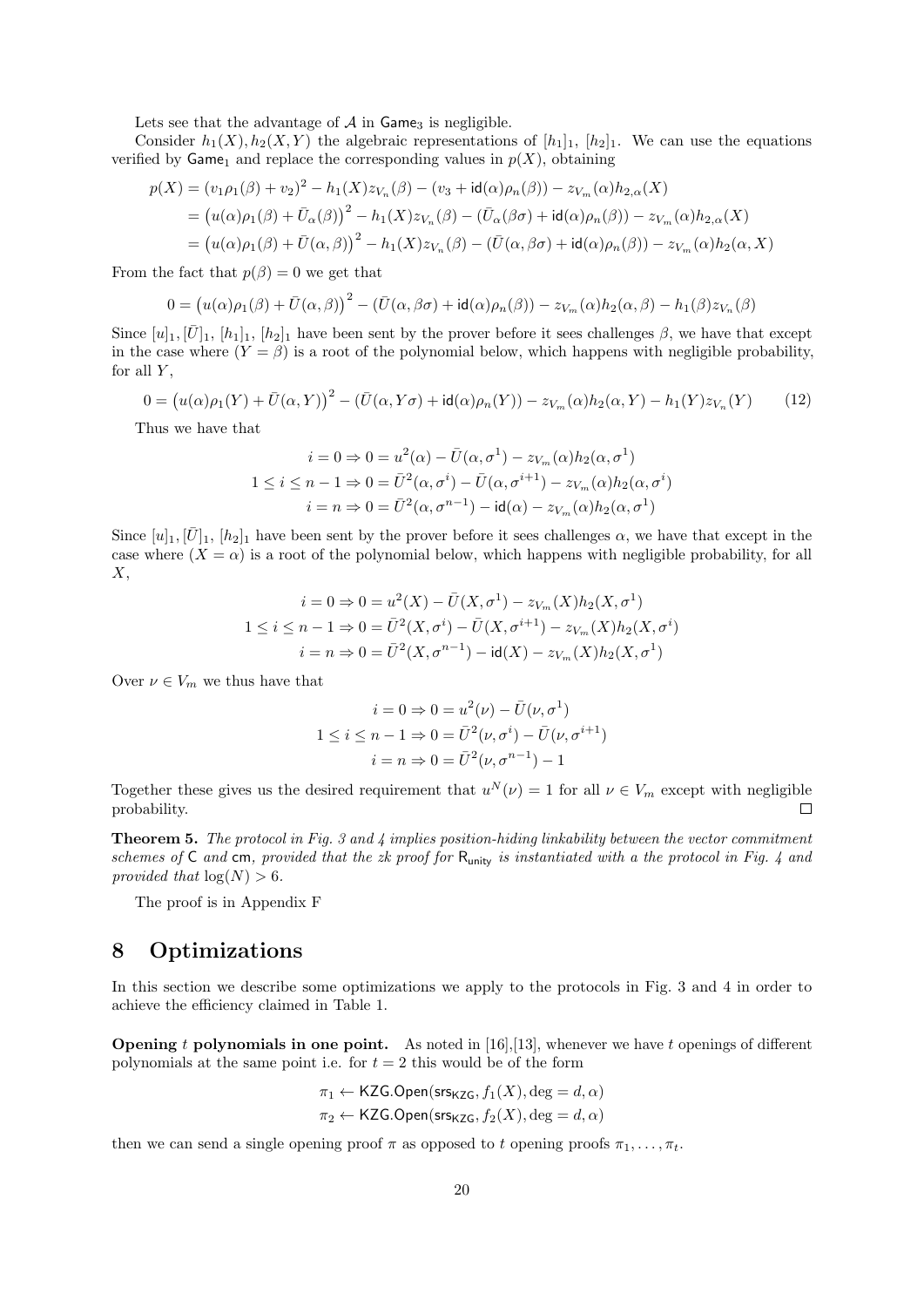Lets see that the advantage of $\mathcal{A}$ in $\mathsf{Game}_3$ is negligible.

Consider $h_1(X), h_2(X,Y)$ the algebraic representations of $[h_1]_1$, $[h_2]_1$. We can use the equations verified by $\mathsf{Game}_1$ and replace the corresponding values in $p(X)$, obtaining

$$
\begin{aligned}
p(X) &= (v_1\rho_1(\beta) + v_2)^2 - h_1(X)z_{V_n}(\beta) - (v_3 + \mathsf{id}(\alpha)\rho_n(\beta)) - z_{V_m}(\alpha)h_{2,\alpha}(X) \\
&= \left(u(\alpha)\rho_1(\beta) + \bar{U}_\alpha(\beta)\right)^2 - h_1(X)z_{V_n}(\beta) - (\bar{U}_\alpha(\beta\sigma) + \mathsf{id}(\alpha)\rho_n(\beta)) - z_{V_m}(\alpha)h_{2,\alpha}(X) \\
&= \left(u(\alpha)\rho_1(\beta) + \bar{U}(\alpha,\beta)\right)^2 - h_1(X)z_{V_n}(\beta) - (\bar{U}(\alpha,\beta\sigma) + \mathsf{id}(\alpha)\rho_n(\beta)) - z_{V_m}(\alpha)h_2(\alpha,X)
\end{aligned}
$$

From the fact that $p(\beta) = 0$ we get that

$$
0 = \left(u(\alpha)\rho_1(\beta) + \bar{U}(\alpha,\beta)\right)^2 - (\bar{U}(\alpha,\beta\sigma) + \mathsf{id}(\alpha)\rho_n(\beta)) - z_{V_m}(\alpha)h_2(\alpha,\beta) - h_1(\beta)z_{V_n}(\beta)
$$

Since $[u]_1, [\bar{U}]_1$, $[h_1]_1$, $[h_2]_1$ have been sent by the prover before it sees challenges $\beta$, we have that except in the case where $(Y = \beta)$ is a root of the polynomial below, which happens with negligible probability, for all $Y$,

$$
0 = \left(u(\alpha)\rho_1(Y) + \bar{U}(\alpha,Y)\right)^2 - (\bar{U}(\alpha,Y\sigma) + \mathsf{id}(\alpha)\rho_n(Y)) - z_{V_m}(\alpha)h_2(\alpha,Y) - h_1(Y)z_{V_n}(Y) \tag{12}
$$

Thus we have that

$$
\begin{aligned}
i = 0 &\Rightarrow 0 = u^2(\alpha) - \bar{U}(\alpha,\sigma^1) - z_{V_m}(\alpha)h_2(\alpha,\sigma^1) \\
1 \le i \le n-1 &\Rightarrow 0 = \bar{U}^2(\alpha,\sigma^i) - \bar{U}(\alpha,\sigma^{i+1}) - z_{V_m}(\alpha)h_2(\alpha,\sigma^i) \\
i = n &\Rightarrow 0 = \bar{U}^2(\alpha,\sigma^{n-1}) - \mathsf{id}(\alpha) - z_{V_m}(\alpha)h_2(\alpha,\sigma^1)
\end{aligned}
$$

Since $[u]_1, [\bar{U}]_1$, $[h_2]_1$ have been sent by the prover before it sees challenges $\alpha$, we have that except in the case where $(X = \alpha)$ is a root of the polynomial below, which happens with negligible probability, for all $X$,

$$
\begin{aligned}
i = 0 &\Rightarrow 0 = u^2(X) - \bar{U}(X,\sigma^1) - z_{V_m}(X)h_2(X,\sigma^1) \\
1 \le i \le n-1 &\Rightarrow 0 = \bar{U}^2(X,\sigma^i) - \bar{U}(X,\sigma^{i+1}) - z_{V_m}(X)h_2(X,\sigma^i) \\
i = n &\Rightarrow 0 = \bar{U}^2(X,\sigma^{n-1}) - \mathsf{id}(X) - z_{V_m}(X)h_2(X,\sigma^1)
\end{aligned}
$$

Over $\nu \in V_m$ we thus have that

$$
\begin{aligned}
i = 0 &\Rightarrow 0 = u^2(\nu) - \bar{U}(\nu,\sigma^1) \\
1 \le i \le n-1 &\Rightarrow 0 = \bar{U}^2(\nu,\sigma^i) - \bar{U}(\nu,\sigma^{i+1}) \\
i = n &\Rightarrow 0 = \bar{U}^2(\nu,\sigma^{n-1}) - 1
\end{aligned}
$$

Together these gives us the desired requirement that $u^N(\nu) = 1$ for all $\nu \in V_m$ except with negligible probability. □

**Theorem 5.** *The protocol in Fig. 3 and 4 implies position-hiding linkability between the vector commitment schemes of* $\mathsf{C}$ *and* $\mathsf{cm}$*, provided that the zk proof for* $\mathsf{R}_{\mathsf{unity}}$ *is instantiated with a the protocol in Fig. 4 and provided that* $\log(N) > 6$.

The proof is in Appendix F

# 8 Optimizations

In this section we describe some optimizations we apply to the protocols in Fig. 3 and 4 in order to achieve the efficiency claimed in Table 1.

**Opening $t$ polynomials in one point.** As noted in [16],[13], whenever we have $t$ openings of different polynomials at the same point i.e. for $t = 2$ this would be of the form

$$
\begin{aligned}
\pi_1 &\leftarrow \mathsf{KZG.Open}(\mathsf{srs}_{\mathsf{KZG}}, f_1(X), \deg = d, \alpha) \\
\pi_2 &\leftarrow \mathsf{KZG.Open}(\mathsf{srs}_{\mathsf{KZG}}, f_2(X), \deg = d, \alpha)
\end{aligned}
$$

then we can send a single opening proof $\pi$ as opposed to $t$ opening proofs $\pi_1, \ldots, \pi_t$.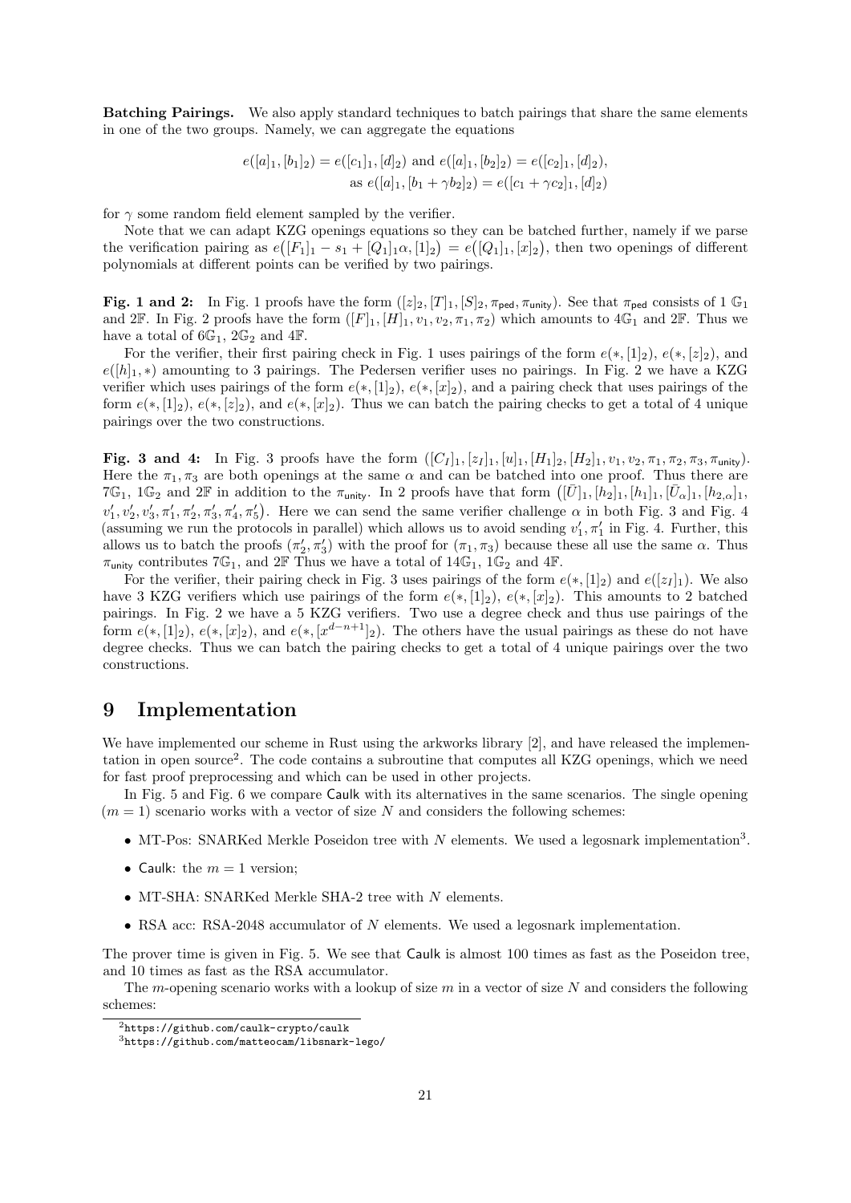**Batching Pairings.** We also apply standard techniques to batch pairings that share the same elements in one of the two groups. Namely, we can aggregate the equations

$$e([a]_1, [b_1]_2) = e([c_1]_1, [d]_2) \text{ and } e([a]_1, [b_2]_2) = e([c_2]_1, [d]_2),$$
$$\text{as } e([a]_1, [b_1 + \gamma b_2]_2) = e([c_1 + \gamma c_2]_1, [d]_2)$$

for $\gamma$ some random field element sampled by the verifier.

Note that we can adapt KZG openings equations so they can be batched further, namely if we parse the verification pairing as $e\big([F_1]_1 - s_1 + [Q_1]_1\alpha, [1]_2\big) = e\big([Q_1]_1, [x]_2\big)$, then two openings of different polynomials at different points can be verified by two pairings.

**Fig. 1 and 2:** In Fig. 1 proofs have the form $([z]_2, [T]_1, [S]_2, \pi_{\mathsf{ped}}, \pi_{\mathsf{unity}})$. See that $\pi_{\mathsf{ped}}$ consists of 1 $\mathbb{G}_1$ and $2\mathbb{F}$. In Fig. 2 proofs have the form $([F]_1, [H]_1, v_1, v_2, \pi_1, \pi_2)$ which amounts to $4\mathbb{G}_1$ and $2\mathbb{F}$. Thus we have a total of $6\mathbb{G}_1$, $2\mathbb{G}_2$ and $4\mathbb{F}$.

For the verifier, their first pairing check in Fig. 1 uses pairings of the form $e(*, [1]_2)$, $e(*, [z]_2)$, and $e([h]_1, *)$ amounting to 3 pairings. The Pedersen verifier uses no pairings. In Fig. 2 we have a KZG verifier which uses pairings of the form $e(*, [1]_2)$, $e(*, [x]_2)$, and a pairing check that uses pairings of the form $e(*, [1]_2)$, $e(*, [z]_2)$, and $e(*, [x]_2)$. Thus we can batch the pairing checks to get a total of 4 unique pairings over the two constructions.

**Fig. 3 and 4:** In Fig. 3 proofs have the form $([C_I]_1, [z_I]_1, [u]_1, [H_1]_2, [H_2]_1, v_1, v_2, \pi_1, \pi_2, \pi_3, \pi_{\mathsf{unity}})$. Here the $\pi_1, \pi_3$ are both openings at the same $\alpha$ and can be batched into one proof. Thus there are $7\mathbb{G}_1$, $1\mathbb{G}_2$ and $2\mathbb{F}$ in addition to the $\pi_{\mathsf{unity}}$. In 2 proofs have that form $\big([\bar{U}]_1, [h_2]_1, [h_1]_1, [\bar{U}_\alpha]_1, [h_{2,\alpha}]_1, v_1', v_2', v_3', \pi_1', \pi_2', \pi_3', \pi_4', \pi_5'\big)$. Here we can send the same verifier challenge $\alpha$ in both Fig. 3 and Fig. 4 (assuming we run the protocols in parallel) which allows us to avoid sending $v_1', \pi_1'$ in Fig. 4. Further, this allows us to batch the proofs $(\pi_2', \pi_3')$ with the proof for $(\pi_1, \pi_3)$ because these all use the same $\alpha$. Thus $\pi_{\mathsf{unity}}$ contributes $7\mathbb{G}_1$, and $2\mathbb{F}$ Thus we have a total of $14\mathbb{G}_1$, $1\mathbb{G}_2$ and $4\mathbb{F}$.

For the verifier, their pairing check in Fig. 3 uses pairings of the form $e(*, [1]_2)$ and $e([z_I]_1)$. We also have 3 KZG verifiers which use pairings of the form $e(*, [1]_2)$, $e(*, [x]_2)$. This amounts to 2 batched pairings. In Fig. 2 we have a 5 KZG verifiers. Two use a degree check and thus use pairings of the form $e(*, [1]_2)$, $e(*, [x]_2)$, and $e(*, [x^{d-n+1}]_2)$. The others have the usual pairings as these do not have degree checks. Thus we can batch the pairing checks to get a total of 4 unique pairings over the two constructions.

# 9 Implementation

We have implemented our scheme in Rust using the arkworks library [2], and have released the implementation in open source[2]. The code contains a subroutine that computes all KZG openings, which we need for fast proof preprocessing and which can be used in other projects.

In Fig. 5 and Fig. 6 we compare Caulk with its alternatives in the same scenarios. The single opening ($m = 1$) scenario works with a vector of size $N$ and considers the following schemes:

- MT-Pos: SNARKed Merkle Poseidon tree with $N$ elements. We used a legosnark implementation[3].
- Caulk: the $m = 1$ version;
- MT-SHA: SNARKed Merkle SHA-2 tree with $N$ elements.
- RSA acc: RSA-2048 accumulator of $N$ elements. We used a legosnark implementation.

The prover time is given in Fig. 5. We see that Caulk is almost 100 times as fast as the Poseidon tree, and 10 times as fast as the RSA accumulator.

The $m$-opening scenario works with a lookup of size $m$ in a vector of size $N$ and considers the following schemes:

[2] https://github.com/caulk-crypto/caulk

[3] https://github.com/matteocam/libsnark-lego/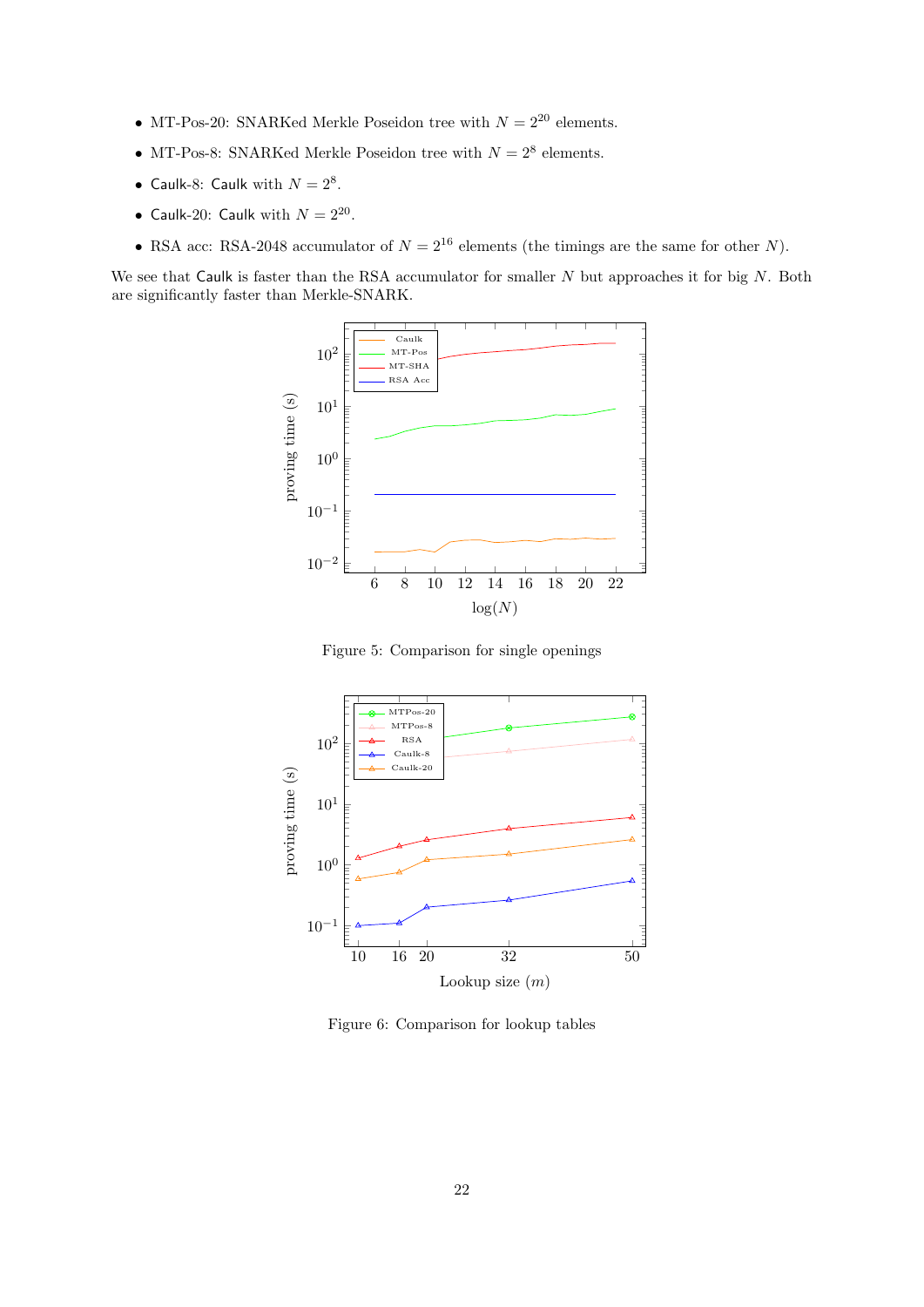- MT-Pos-20: SNARKed Merkle Poseidon tree with $N = 2^{20}$ elements.
- MT-Pos-8: SNARKed Merkle Poseidon tree with $N = 2^8$ elements.
- Caulk-8: Caulk with $N = 2^8$.
- Caulk-20: Caulk with $N = 2^{20}$.
- RSA acc: RSA-2048 accumulator of $N = 2^{16}$ elements (the timings are the same for other $N$).

We see that Caulk is faster than the RSA accumulator for smaller $N$ but approaches it for big $N$. Both are significantly faster than Merkle-SNARK.

Figure 5: Comparison for single openings

Figure 6: Comparison for lookup tables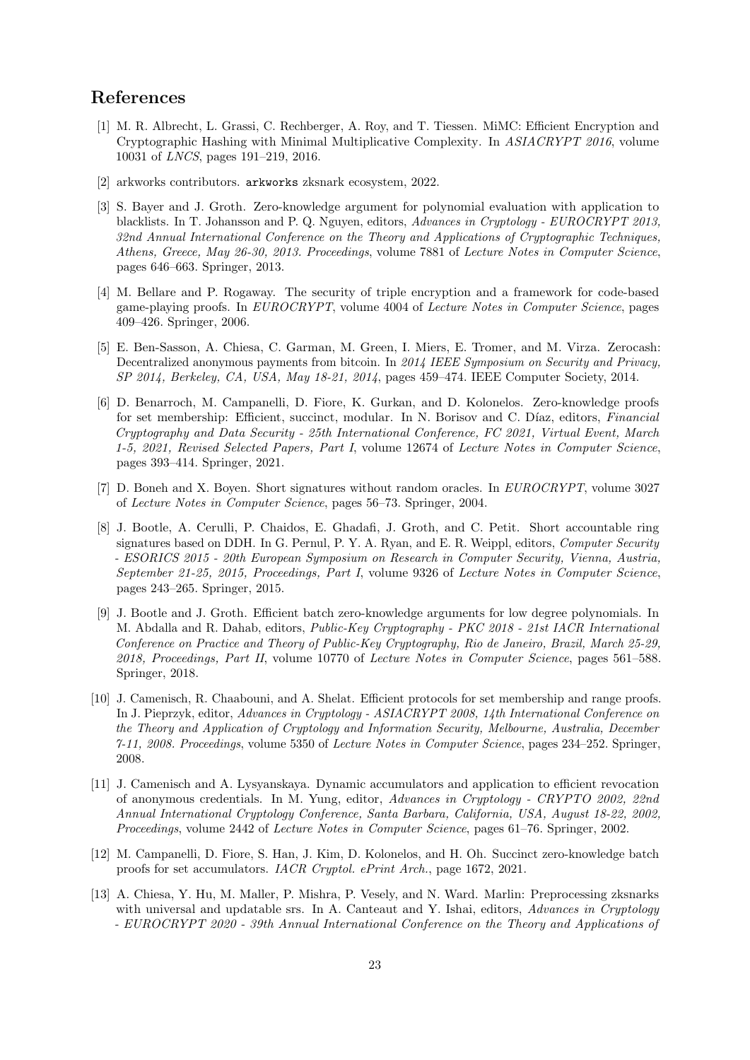## References

[1] M. R. Albrecht, L. Grassi, C. Rechberger, A. Roy, and T. Tiessen. MiMC: Efficient Encryption and Cryptographic Hashing with Minimal Multiplicative Complexity. In *ASIACRYPT 2016*, volume 10031 of *LNCS*, pages 191–219, 2016.

[2] arkworks contributors. `arkworks` zksnark ecosystem, 2022.

[3] S. Bayer and J. Groth. Zero-knowledge argument for polynomial evaluation with application to blacklists. In T. Johansson and P. Q. Nguyen, editors, *Advances in Cryptology - EUROCRYPT 2013, 32nd Annual International Conference on the Theory and Applications of Cryptographic Techniques, Athens, Greece, May 26-30, 2013. Proceedings*, volume 7881 of *Lecture Notes in Computer Science*, pages 646–663. Springer, 2013.

[4] M. Bellare and P. Rogaway. The security of triple encryption and a framework for code-based game-playing proofs. In *EUROCRYPT*, volume 4004 of *Lecture Notes in Computer Science*, pages 409–426. Springer, 2006.

[5] E. Ben-Sasson, A. Chiesa, C. Garman, M. Green, I. Miers, E. Tromer, and M. Virza. Zerocash: Decentralized anonymous payments from bitcoin. In *2014 IEEE Symposium on Security and Privacy, SP 2014, Berkeley, CA, USA, May 18-21, 2014*, pages 459–474. IEEE Computer Society, 2014.

[6] D. Benarroch, M. Campanelli, D. Fiore, K. Gurkan, and D. Kolonelos. Zero-knowledge proofs for set membership: Efficient, succinct, modular. In N. Borisov and C. Díaz, editors, *Financial Cryptography and Data Security - 25th International Conference, FC 2021, Virtual Event, March 1-5, 2021, Revised Selected Papers, Part I*, volume 12674 of *Lecture Notes in Computer Science*, pages 393–414. Springer, 2021.

[7] D. Boneh and X. Boyen. Short signatures without random oracles. In *EUROCRYPT*, volume 3027 of *Lecture Notes in Computer Science*, pages 56–73. Springer, 2004.

[8] J. Bootle, A. Cerulli, P. Chaidos, E. Ghadafi, J. Groth, and C. Petit. Short accountable ring signatures based on DDH. In G. Pernul, P. Y. A. Ryan, and E. R. Weippl, editors, *Computer Security - ESORICS 2015 - 20th European Symposium on Research in Computer Security, Vienna, Austria, September 21-25, 2015, Proceedings, Part I*, volume 9326 of *Lecture Notes in Computer Science*, pages 243–265. Springer, 2015.

[9] J. Bootle and J. Groth. Efficient batch zero-knowledge arguments for low degree polynomials. In M. Abdalla and R. Dahab, editors, *Public-Key Cryptography - PKC 2018 - 21st IACR International Conference on Practice and Theory of Public-Key Cryptography, Rio de Janeiro, Brazil, March 25-29, 2018, Proceedings, Part II*, volume 10770 of *Lecture Notes in Computer Science*, pages 561–588. Springer, 2018.

[10] J. Camenisch, R. Chaabouni, and A. Shelat. Efficient protocols for set membership and range proofs. In J. Pieprzyk, editor, *Advances in Cryptology - ASIACRYPT 2008, 14th International Conference on the Theory and Application of Cryptology and Information Security, Melbourne, Australia, December 7-11, 2008. Proceedings*, volume 5350 of *Lecture Notes in Computer Science*, pages 234–252. Springer, 2008.

[11] J. Camenisch and A. Lysyanskaya. Dynamic accumulators and application to efficient revocation of anonymous credentials. In M. Yung, editor, *Advances in Cryptology - CRYPTO 2002, 22nd Annual International Cryptology Conference, Santa Barbara, California, USA, August 18-22, 2002, Proceedings*, volume 2442 of *Lecture Notes in Computer Science*, pages 61–76. Springer, 2002.

[12] M. Campanelli, D. Fiore, S. Han, J. Kim, D. Kolonelos, and H. Oh. Succinct zero-knowledge batch proofs for set accumulators. *IACR Cryptol. ePrint Arch.*, page 1672, 2021.

[13] A. Chiesa, Y. Hu, M. Maller, P. Mishra, P. Vesely, and N. Ward. Marlin: Preprocessing zksnarks with universal and updatable srs. In A. Canteaut and Y. Ishai, editors, *Advances in Cryptology - EUROCRYPT 2020 - 39th Annual International Conference on the Theory and Applications of*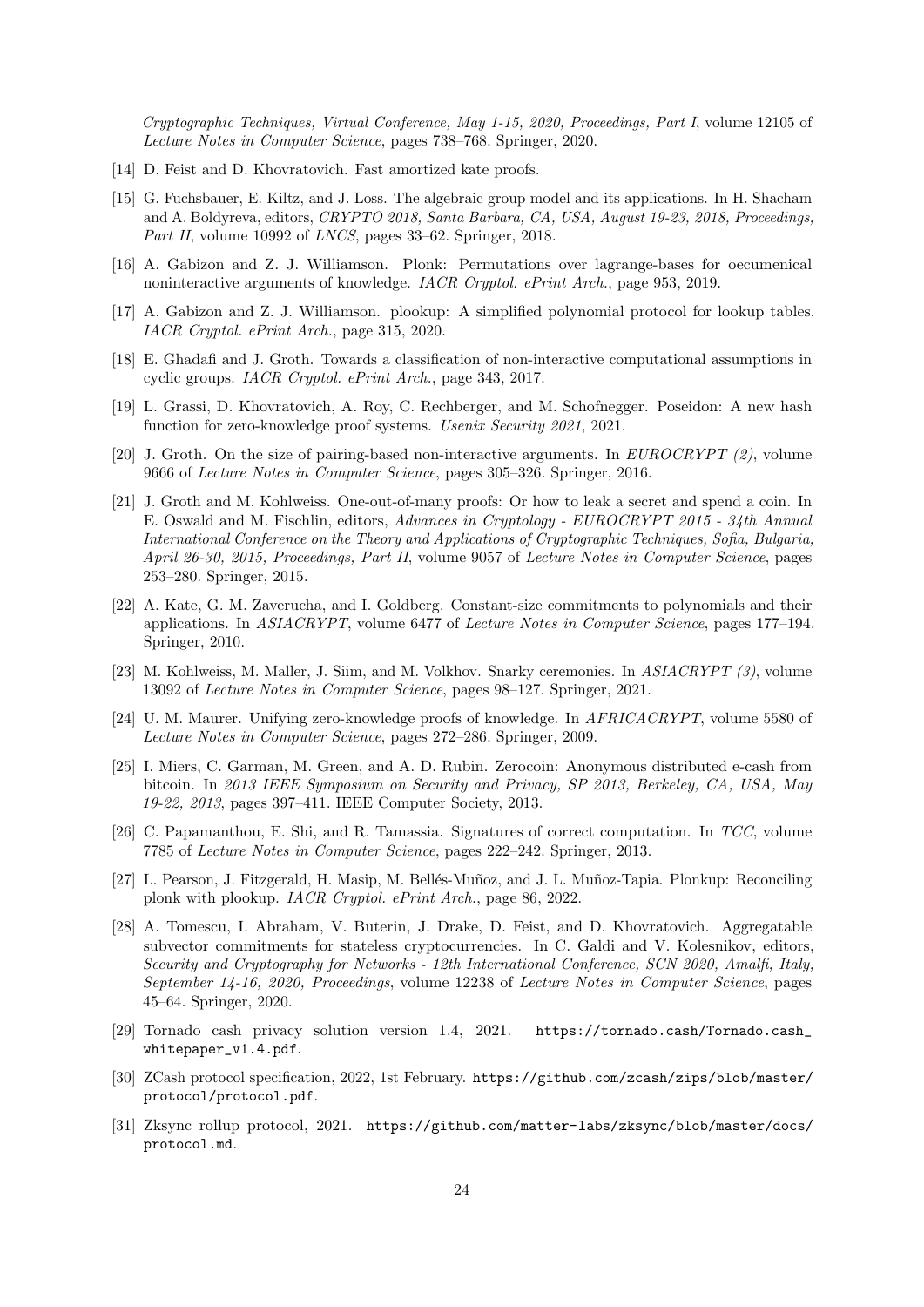*Cryptographic Techniques, Virtual Conference, May 1-15, 2020, Proceedings, Part I*, volume 12105 of *Lecture Notes in Computer Science*, pages 738–768. Springer, 2020.

[14] D. Feist and D. Khovratovich. Fast amortized kate proofs.

[15] G. Fuchsbauer, E. Kiltz, and J. Loss. The algebraic group model and its applications. In H. Shacham and A. Boldyreva, editors, *CRYPTO 2018, Santa Barbara, CA, USA, August 19-23, 2018, Proceedings, Part II*, volume 10992 of *LNCS*, pages 33–62. Springer, 2018.

[16] A. Gabizon and Z. J. Williamson. Plonk: Permutations over lagrange-bases for oecumenical noninteractive arguments of knowledge. *IACR Cryptol. ePrint Arch.*, page 953, 2019.

[17] A. Gabizon and Z. J. Williamson. plookup: A simplified polynomial protocol for lookup tables. *IACR Cryptol. ePrint Arch.*, page 315, 2020.

[18] E. Ghadafi and J. Groth. Towards a classification of non-interactive computational assumptions in cyclic groups. *IACR Cryptol. ePrint Arch.*, page 343, 2017.

[19] L. Grassi, D. Khovratovich, A. Roy, C. Rechberger, and M. Schofnegger. Poseidon: A new hash function for zero-knowledge proof systems. *Usenix Security 2021*, 2021.

[20] J. Groth. On the size of pairing-based non-interactive arguments. In *EUROCRYPT (2)*, volume 9666 of *Lecture Notes in Computer Science*, pages 305–326. Springer, 2016.

[21] J. Groth and M. Kohlweiss. One-out-of-many proofs: Or how to leak a secret and spend a coin. In E. Oswald and M. Fischlin, editors, *Advances in Cryptology - EUROCRYPT 2015 - 34th Annual International Conference on the Theory and Applications of Cryptographic Techniques, Sofia, Bulgaria, April 26-30, 2015, Proceedings, Part II*, volume 9057 of *Lecture Notes in Computer Science*, pages 253–280. Springer, 2015.

[22] A. Kate, G. M. Zaverucha, and I. Goldberg. Constant-size commitments to polynomials and their applications. In *ASIACRYPT*, volume 6477 of *Lecture Notes in Computer Science*, pages 177–194. Springer, 2010.

[23] M. Kohlweiss, M. Maller, J. Siim, and M. Volkhov. Snarky ceremonies. In *ASIACRYPT (3)*, volume 13092 of *Lecture Notes in Computer Science*, pages 98–127. Springer, 2021.

[24] U. M. Maurer. Unifying zero-knowledge proofs of knowledge. In *AFRICACRYPT*, volume 5580 of *Lecture Notes in Computer Science*, pages 272–286. Springer, 2009.

[25] I. Miers, C. Garman, M. Green, and A. D. Rubin. Zerocoin: Anonymous distributed e-cash from bitcoin. In *2013 IEEE Symposium on Security and Privacy, SP 2013, Berkeley, CA, USA, May 19-22, 2013*, pages 397–411. IEEE Computer Society, 2013.

[26] C. Papamanthou, E. Shi, and R. Tamassia. Signatures of correct computation. In *TCC*, volume 7785 of *Lecture Notes in Computer Science*, pages 222–242. Springer, 2013.

[27] L. Pearson, J. Fitzgerald, H. Masip, M. Bellés-Muñoz, and J. L. Muñoz-Tapia. Plonkup: Reconciling plonk with plookup. *IACR Cryptol. ePrint Arch.*, page 86, 2022.

[28] A. Tomescu, I. Abraham, V. Buterin, J. Drake, D. Feist, and D. Khovratovich. Aggregatable subvector commitments for stateless cryptocurrencies. In C. Galdi and V. Kolesnikov, editors, *Security and Cryptography for Networks - 12th International Conference, SCN 2020, Amalfi, Italy, September 14-16, 2020, Proceedings*, volume 12238 of *Lecture Notes in Computer Science*, pages 45–64. Springer, 2020.

[29] Tornado cash privacy solution version 1.4, 2021. https://tornado.cash/Tornado.cash_whitepaper_v1.4.pdf.

[30] ZCash protocol specification, 2022, 1st February. https://github.com/zcash/zips/blob/master/protocol/protocol.pdf.

[31] Zksync rollup protocol, 2021. https://github.com/matter-labs/zksync/blob/master/docs/protocol.md.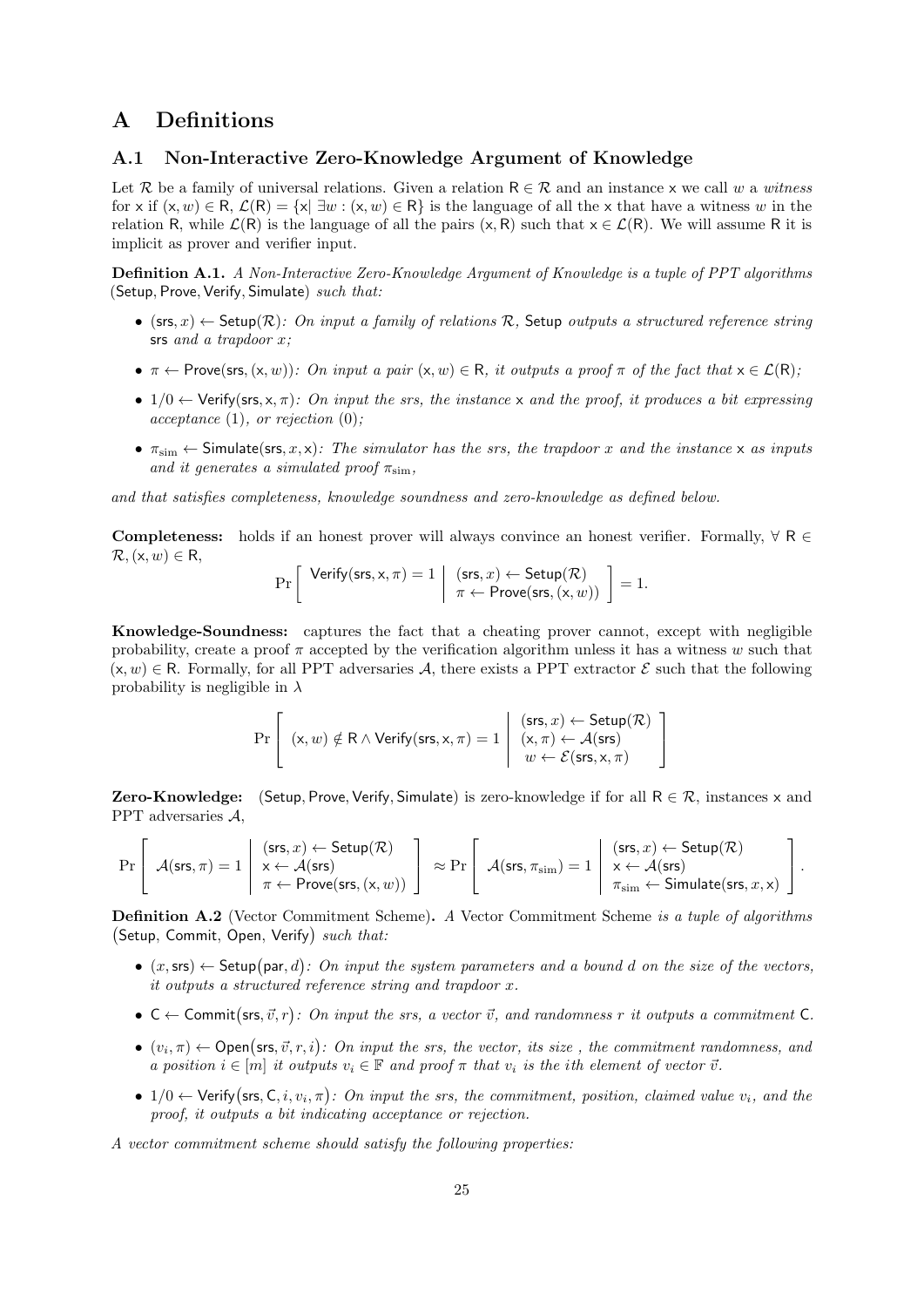# A Definitions

## A.1 Non-Interactive Zero-Knowledge Argument of Knowledge

Let $\mathcal{R}$ be a family of universal relations. Given a relation $\mathsf{R} \in \mathcal{R}$ and an instance $\mathsf{x}$ we call $w$ a *witness* for $\mathsf{x}$ if $(\mathsf{x}, w) \in \mathsf{R}$, $\mathcal{L}(\mathsf{R}) = \{\mathsf{x} | \exists w : (\mathsf{x}, w) \in \mathsf{R}\}$ is the language of all the $\mathsf{x}$ that have a witness $w$ in the relation $\mathsf{R}$, while $\mathcal{L}(\mathsf{R})$ is the language of all the pairs $(\mathsf{x}, \mathsf{R})$ such that $\mathsf{x} \in \mathcal{L}(\mathsf{R})$. We will assume $\mathsf{R}$ it is implicit as prover and verifier input.

**Definition A.1.** *A Non-Interactive Zero-Knowledge Argument of Knowledge is a tuple of PPT algorithms* $(\mathsf{Setup}, \mathsf{Prove}, \mathsf{Verify}, \mathsf{Simulate})$ *such that:*

- $(\mathsf{srs}, x) \leftarrow \mathsf{Setup}(\mathcal{R})$*: On input a family of relations* $\mathcal{R}$, $\mathsf{Setup}$ *outputs a structured reference string* $\mathsf{srs}$ *and a trapdoor* $x$*;*
- $\pi \leftarrow \mathsf{Prove}(\mathsf{srs}, (\mathsf{x}, w))$*: On input a pair* $(\mathsf{x}, w) \in \mathsf{R}$*, it outputs a proof* $\pi$ *of the fact that* $\mathsf{x} \in \mathcal{L}(\mathsf{R})$*;*
- $1/0 \leftarrow \mathsf{Verify}(\mathsf{srs}, \mathsf{x}, \pi)$*: On input the srs, the instance* $\mathsf{x}$ *and the proof, it produces a bit expressing acceptance* $(1)$*, or rejection* $(0)$*;*
- $\pi_{\mathrm{sim}} \leftarrow \mathsf{Simulate}(\mathsf{srs}, x, \mathsf{x})$*: The simulator has the srs, the trapdoor* $x$ *and the instance* $\mathsf{x}$ *as inputs and it generates a simulated proof* $\pi_{\mathrm{sim}}$*,*

*and that satisfies completeness, knowledge soundness and zero-knowledge as defined below.*

**Completeness:** holds if an honest prover will always convince an honest verifier. Formally, $\forall\ \mathsf{R} \in \mathcal{R}, (\mathsf{x}, w) \in \mathsf{R}$,

$$\Pr\left[\ \mathsf{Verify}(\mathsf{srs}, \mathsf{x}, \pi) = 1 \ \middle|\ \begin{array}{l} (\mathsf{srs}, x) \leftarrow \mathsf{Setup}(\mathcal{R}) \\ \pi \leftarrow \mathsf{Prove}(\mathsf{srs}, (\mathsf{x}, w)) \end{array} \right] = 1.$$

**Knowledge-Soundness:** captures the fact that a cheating prover cannot, except with negligible probability, create a proof $\pi$ accepted by the verification algorithm unless it has a witness $w$ such that $(\mathsf{x}, w) \in \mathsf{R}$. Formally, for all PPT adversaries $\mathcal{A}$, there exists a PPT extractor $\mathcal{E}$ such that the following probability is negligible in $\lambda$

$$\Pr\left[\ (\mathsf{x}, w) \notin \mathsf{R} \wedge \mathsf{Verify}(\mathsf{srs}, \mathsf{x}, \pi) = 1 \ \middle|\ \begin{array}{l} (\mathsf{srs}, x) \leftarrow \mathsf{Setup}(\mathcal{R}) \\ (\mathsf{x}, \pi) \leftarrow \mathcal{A}(\mathsf{srs}) \\ w \leftarrow \mathcal{E}(\mathsf{srs}, \mathsf{x}, \pi) \end{array} \right]$$

**Zero-Knowledge:** $(\mathsf{Setup}, \mathsf{Prove}, \mathsf{Verify}, \mathsf{Simulate})$ is zero-knowledge if for all $\mathsf{R} \in \mathcal{R}$, instances $\mathsf{x}$ and PPT adversaries $\mathcal{A}$,

$$\Pr\left[\ \mathcal{A}(\mathsf{srs}, \pi) = 1 \ \middle|\ \begin{array}{l} (\mathsf{srs}, x) \leftarrow \mathsf{Setup}(\mathcal{R}) \\ \mathsf{x} \leftarrow \mathcal{A}(\mathsf{srs}) \\ \pi \leftarrow \mathsf{Prove}(\mathsf{srs}, (\mathsf{x}, w)) \end{array} \right] \approx \Pr\left[\ \mathcal{A}(\mathsf{srs}, \pi_{\mathrm{sim}}) = 1 \ \middle|\ \begin{array}{l} (\mathsf{srs}, x) \leftarrow \mathsf{Setup}(\mathcal{R}) \\ \mathsf{x} \leftarrow \mathcal{A}(\mathsf{srs}) \\ \pi_{\mathrm{sim}} \leftarrow \mathsf{Simulate}(\mathsf{srs}, x, \mathsf{x}) \end{array} \right].$$

**Definition A.2** (Vector Commitment Scheme)**.** *A* Vector Commitment Scheme *is a tuple of algorithms* $\big(\mathsf{Setup}, \mathsf{Commit}, \mathsf{Open}, \mathsf{Verify}\big)$ *such that:*

- $(x, \mathsf{srs}) \leftarrow \mathsf{Setup}\big(\mathsf{par}, d\big)$*: On input the system parameters and a bound* $d$ *on the size of the vectors, it outputs a structured reference string and trapdoor* $x$*.*
- $\mathsf{C} \leftarrow \mathsf{Commit}\big(\mathsf{srs}, \vec{v}, r\big)$*: On input the srs, a vector* $\vec{v}$*, and randomness* $r$ *it outputs a commitment* $\mathsf{C}$*.*
- $(v_i, \pi) \leftarrow \mathsf{Open}\big(\mathsf{srs}, \vec{v}, r, i\big)$*: On input the srs, the vector, its size , the commitment randomness, and a position* $i \in [m]$ *it outputs* $v_i \in \mathbb{F}$ *and proof* $\pi$ *that* $v_i$ *is the ith element of vector* $\vec{v}$*.*
- $1/0 \leftarrow \mathsf{Verify}\big(\mathsf{srs}, \mathsf{C}, i, v_i, \pi\big)$*: On input the srs, the commitment, position, claimed value* $v_i$*, and the proof, it outputs a bit indicating acceptance or rejection.*

*A vector commitment scheme should satisfy the following properties:*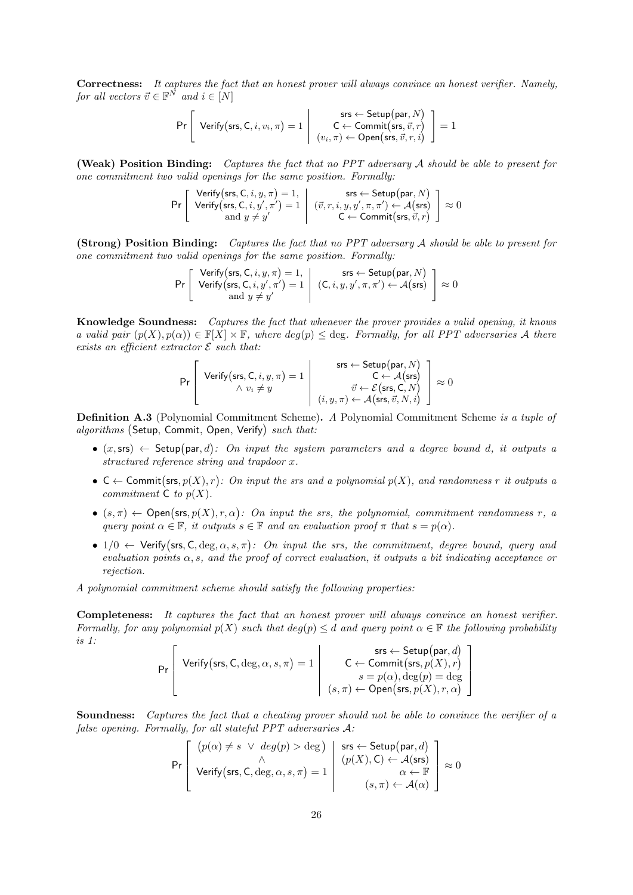**Correctness:** *It captures the fact that an honest prover will always convince an honest verifier. Namely, for all vectors $\vec{v} \in \mathbb{F}^N$ and $i \in [N]$*

$$\Pr\left[ \mathsf{Verify}(\mathsf{srs}, \mathsf{C}, i, v_i, \pi) = 1 \;\middle|\; \begin{array}{r} \mathsf{srs} \leftarrow \mathsf{Setup}(\mathsf{par}, N) \\ \mathsf{C} \leftarrow \mathsf{Commit}(\mathsf{srs}, \vec{v}, r) \\ (v_i, \pi) \leftarrow \mathsf{Open}(\mathsf{srs}, \vec{v}, r, i) \end{array} \right] = 1$$

**(Weak) Position Binding:** *Captures the fact that no PPT adversary $\mathcal{A}$ should be able to present for one commitment two valid openings for the same position. Formally:*

$$\Pr\left[ \begin{array}{c} \mathsf{Verify}(\mathsf{srs}, \mathsf{C}, i, y, \pi) = 1, \\ \mathsf{Verify}(\mathsf{srs}, \mathsf{C}, i, y', \pi') = 1 \\ \text{and } y \neq y' \end{array} \;\middle|\; \begin{array}{r} \mathsf{srs} \leftarrow \mathsf{Setup}(\mathsf{par}, N) \\ (\vec{v}, r, i, y, y', \pi, \pi') \leftarrow \mathcal{A}(\mathsf{srs}) \\ \mathsf{C} \leftarrow \mathsf{Commit}(\mathsf{srs}, \vec{v}, r) \end{array} \right] \approx 0$$

**(Strong) Position Binding:** *Captures the fact that no PPT adversary $\mathcal{A}$ should be able to present for one commitment two valid openings for the same position. Formally:*

$$\Pr\left[ \begin{array}{c} \mathsf{Verify}(\mathsf{srs}, \mathsf{C}, i, y, \pi) = 1, \\ \mathsf{Verify}(\mathsf{srs}, \mathsf{C}, i, y', \pi') = 1 \\ \text{and } y \neq y' \end{array} \;\middle|\; \begin{array}{r} \mathsf{srs} \leftarrow \mathsf{Setup}(\mathsf{par}, N) \\ (\mathsf{C}, i, y, y', \pi, \pi') \leftarrow \mathcal{A}(\mathsf{srs}) \end{array} \right] \approx 0$$

**Knowledge Soundness:** *Captures the fact that whenever the prover provides a valid opening, it knows a valid pair $(p(X), p(\alpha)) \in \mathbb{F}[X] \times \mathbb{F}$, where $deg(p) \leq \deg$. Formally, for all PPT adversaries $\mathcal{A}$ there exists an efficient extractor $\mathcal{E}$ such that:*

$$\Pr\left[ \begin{array}{c} \mathsf{Verify}(\mathsf{srs}, \mathsf{C}, i, y, \pi) = 1 \\ \wedge\ v_i \neq y \end{array} \;\middle|\; \begin{array}{r} \mathsf{srs} \leftarrow \mathsf{Setup}(\mathsf{par}, N) \\ \mathsf{C} \leftarrow \mathcal{A}(\mathsf{srs}) \\ \vec{v} \leftarrow \mathcal{E}(\mathsf{srs}, \mathsf{C}, N) \\ (i, y, \pi) \leftarrow \mathcal{A}(\mathsf{srs}, \vec{v}, N, i) \end{array} \right] \approx 0$$

**Definition A.3** (Polynomial Commitment Scheme)**.** *A* Polynomial Commitment Scheme *is a tuple of algorithms* $(\mathsf{Setup}, \mathsf{Commit}, \mathsf{Open}, \mathsf{Verify})$ *such that:*

- $(x, \mathsf{srs}) \leftarrow \mathsf{Setup}(\mathsf{par}, d)$*: On input the system parameters and a degree bound $d$, it outputs a structured reference string and trapdoor $x$.*
- $\mathsf{C} \leftarrow \mathsf{Commit}(\mathsf{srs}, p(X), r)$*: On input the srs and a polynomial $p(X)$, and randomness $r$ it outputs a commitment $\mathsf{C}$ to $p(X)$.*
- $(s, \pi) \leftarrow \mathsf{Open}(\mathsf{srs}, p(X), r, \alpha)$*: On input the srs, the polynomial, commitment randomness $r$, a query point $\alpha \in \mathbb{F}$, it outputs $s \in \mathbb{F}$ and an evaluation proof $\pi$ that $s = p(\alpha)$.*
- $1/0 \leftarrow \mathsf{Verify}(\mathsf{srs}, \mathsf{C}, \deg, \alpha, s, \pi)$*: On input the srs, the commitment, degree bound, query and evaluation points $\alpha, s$, and the proof of correct evaluation, it outputs a bit indicating acceptance or rejection.*

*A polynomial commitment scheme should satisfy the following properties:*

**Completeness:** *It captures the fact that an honest prover will always convince an honest verifier. Formally, for any polynomial $p(X)$ such that $deg(p) \leq d$ and query point $\alpha \in \mathbb{F}$ the following probability is 1:*

$$\Pr\left[ \mathsf{Verify}(\mathsf{srs}, \mathsf{C}, \deg, \alpha, s, \pi) = 1 \;\middle|\; \begin{array}{r} \mathsf{srs} \leftarrow \mathsf{Setup}(\mathsf{par}, d) \\ \mathsf{C} \leftarrow \mathsf{Commit}(\mathsf{srs}, p(X), r) \\ s = p(\alpha), \deg(p) = \deg \\ (s, \pi) \leftarrow \mathsf{Open}(\mathsf{srs}, p(X), r, \alpha) \end{array} \right]$$

**Soundness:** *Captures the fact that a cheating prover should not be able to convince the verifier of a false opening. Formally, for all stateful PPT adversaries $\mathcal{A}$:*

$$\Pr\left[ \begin{array}{c} (p(\alpha) \neq s \ \vee\ deg(p) > \deg) \\ \wedge \\ \mathsf{Verify}(\mathsf{srs}, \mathsf{C}, \deg, \alpha, s, \pi) = 1 \end{array} \;\middle|\; \begin{array}{r} \mathsf{srs} \leftarrow \mathsf{Setup}(\mathsf{par}, d) \\ (p(X), \mathsf{C}) \leftarrow \mathcal{A}(\mathsf{srs}) \\ \alpha \leftarrow \mathbb{F} \\ (s, \pi) \leftarrow \mathcal{A}(\alpha) \end{array} \right] \approx 0$$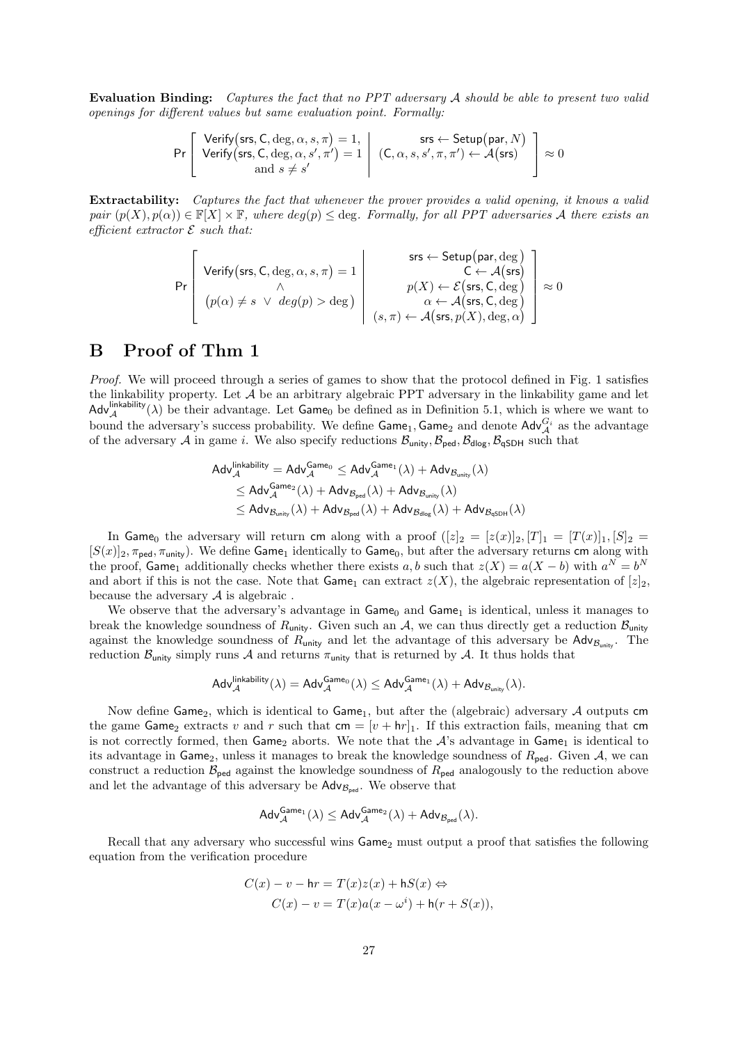**Evaluation Binding:** *Captures the fact that no PPT adversary $\mathcal{A}$ should be able to present two valid openings for different values but same evaluation point. Formally:*

$$\Pr\left[\begin{array}{c} \mathsf{Verify}(\mathsf{srs}, \mathsf{C}, \deg, \alpha, s, \pi) = 1, \\ \mathsf{Verify}(\mathsf{srs}, \mathsf{C}, \deg, \alpha, s', \pi') = 1 \\ \text{and } s \neq s' \end{array} \middle| \begin{array}{c} \mathsf{srs} \leftarrow \mathsf{Setup}(\mathsf{par}, N) \\ (\mathsf{C}, \alpha, s, s', \pi, \pi') \leftarrow \mathcal{A}(\mathsf{srs}) \end{array}\right] \approx 0$$

**Extractability:** *Captures the fact that whenever the prover provides a valid opening, it knows a valid pair $(p(X), p(\alpha)) \in \mathbb{F}[X] \times \mathbb{F}$, where $deg(p) \leq \deg$. Formally, for all PPT adversaries $\mathcal{A}$ there exists an efficient extractor $\mathcal{E}$ such that:*

$$\Pr\left[\begin{array}{c} \mathsf{Verify}(\mathsf{srs}, \mathsf{C}, \deg, \alpha, s, \pi) = 1 \\ \wedge \\ \big(p(\alpha) \neq s \ \vee \ deg(p) > \deg\big) \end{array} \middle| \begin{array}{c} \mathsf{srs} \leftarrow \mathsf{Setup}(\mathsf{par}, \deg) \\ \mathsf{C} \leftarrow \mathcal{A}(\mathsf{srs}) \\ p(X) \leftarrow \mathcal{E}(\mathsf{srs}, \mathsf{C}, \deg) \\ \alpha \leftarrow \mathcal{A}(\mathsf{srs}, \mathsf{C}, \deg) \\ (s, \pi) \leftarrow \mathcal{A}(\mathsf{srs}, p(X), \deg, \alpha) \end{array}\right] \approx 0$$

# B Proof of Thm 1

*Proof.* We will proceed through a series of games to show that the protocol defined in Fig. 1 satisfies the linkability property. Let $\mathcal{A}$ be an arbitrary algebraic PPT adversary in the linkability game and let $\mathsf{Adv}_{\mathcal{A}}^{\mathsf{linkability}}(\lambda)$ be their advantage. Let $\mathsf{Game}_0$ be defined as in Definition 5.1, which is where we want to bound the adversary's success probability. We define $\mathsf{Game}_1, \mathsf{Game}_2$ and denote $\mathsf{Adv}_{\mathcal{A}}^{G_i}$ as the advantage of the adversary $\mathcal{A}$ in game $i$. We also specify reductions $\mathcal{B}_{\mathsf{unity}}, \mathcal{B}_{\mathsf{ped}}, \mathcal{B}_{\mathsf{dlog}}, \mathcal{B}_{\mathsf{qSDH}}$ such that

$$\begin{aligned}
\mathsf{Adv}_{\mathcal{A}}^{\mathsf{linkability}} = \mathsf{Adv}_{\mathcal{A}}^{\mathsf{Game}_0} &\leq \mathsf{Adv}_{\mathcal{A}}^{\mathsf{Game}_1}(\lambda) + \mathsf{Adv}_{\mathcal{B}_{\mathsf{unity}}}(\lambda) \\
&\leq \mathsf{Adv}_{\mathcal{A}}^{\mathsf{Game}_2}(\lambda) + \mathsf{Adv}_{\mathcal{B}_{\mathsf{ped}}}(\lambda) + \mathsf{Adv}_{\mathcal{B}_{\mathsf{unity}}}(\lambda) \\
&\leq \mathsf{Adv}_{\mathcal{B}_{\mathsf{unity}}}(\lambda) + \mathsf{Adv}_{\mathcal{B}_{\mathsf{ped}}}(\lambda) + \mathsf{Adv}_{\mathcal{B}_{\mathsf{dlog}}}(\lambda) + \mathsf{Adv}_{\mathcal{B}_{\mathsf{qSDH}}}(\lambda)
\end{aligned}$$

In $\mathsf{Game}_0$ the adversary will return $\mathsf{cm}$ along with a proof $([z]_2 = [z(x)]_2, [T]_1 = [T(x)]_1, [S]_2 = [S(x)]_2, \pi_{\mathsf{ped}}, \pi_{\mathsf{unity}})$. We define $\mathsf{Game}_1$ identically to $\mathsf{Game}_0$, but after the adversary returns $\mathsf{cm}$ along with the proof, $\mathsf{Game}_1$ additionally checks whether there exists $a, b$ such that $z(X) = a(X - b)$ with $a^N = b^N$ and abort if this is not the case. Note that $\mathsf{Game}_1$ can extract $z(X)$, the algebraic representation of $[z]_2$, because the adversary $\mathcal{A}$ is algebraic .

We observe that the adversary's advantage in $\mathsf{Game}_0$ and $\mathsf{Game}_1$ is identical, unless it manages to break the knowledge soundness of $R_{\mathsf{unity}}$. Given such an $\mathcal{A}$, we can thus directly get a reduction $\mathcal{B}_{\mathsf{unity}}$ against the knowledge soundness of $R_{\mathsf{unity}}$ and let the advantage of this adversary be $\mathsf{Adv}_{\mathcal{B}_{\mathsf{unity}}}$. The reduction $\mathcal{B}_{\mathsf{unity}}$ simply runs $\mathcal{A}$ and returns $\pi_{\mathsf{unity}}$ that is returned by $\mathcal{A}$. It thus holds that

$$\mathsf{Adv}_{\mathcal{A}}^{\mathsf{linkability}}(\lambda) = \mathsf{Adv}_{\mathcal{A}}^{\mathsf{Game}_0}(\lambda) \leq \mathsf{Adv}_{\mathcal{A}}^{\mathsf{Game}_1}(\lambda) + \mathsf{Adv}_{\mathcal{B}_{\mathsf{unity}}}(\lambda).$$

Now define $\mathsf{Game}_2$, which is identical to $\mathsf{Game}_1$, but after the (algebraic) adversary $\mathcal{A}$ outputs $\mathsf{cm}$ the game $\mathsf{Game}_2$ extracts $v$ and $r$ such that $\mathsf{cm} = [v + \mathsf{h}r]_1$. If this extraction fails, meaning that $\mathsf{cm}$ is not correctly formed, then $\mathsf{Game}_2$ aborts. We note that the $\mathcal{A}$'s advantage in $\mathsf{Game}_1$ is identical to its advantage in $\mathsf{Game}_2$, unless it manages to break the knowledge soundness of $R_{\mathsf{ped}}$. Given $\mathcal{A}$, we can construct a reduction $\mathcal{B}_{\mathsf{ped}}$ against the knowledge soundness of $R_{\mathsf{ped}}$ analogously to the reduction above and let the advantage of this adversary be $\mathsf{Adv}_{\mathcal{B}_{\mathsf{ped}}}$. We observe that

$$\mathsf{Adv}_{\mathcal{A}}^{\mathsf{Game}_1}(\lambda) \leq \mathsf{Adv}_{\mathcal{A}}^{\mathsf{Game}_2}(\lambda) + \mathsf{Adv}_{\mathcal{B}_{\mathsf{ped}}}(\lambda).$$

Recall that any adversary who successful wins $\mathsf{Game}_2$ must output a proof that satisfies the following equation from the verification procedure

$$\begin{aligned}
C(x) - v - \mathsf{h}r = T(x)z(x) + \mathsf{h}S(x) &\Leftrightarrow \\
C(x) - v &= T(x)a(x - \omega^i) + \mathsf{h}(r + S(x)),
\end{aligned}$$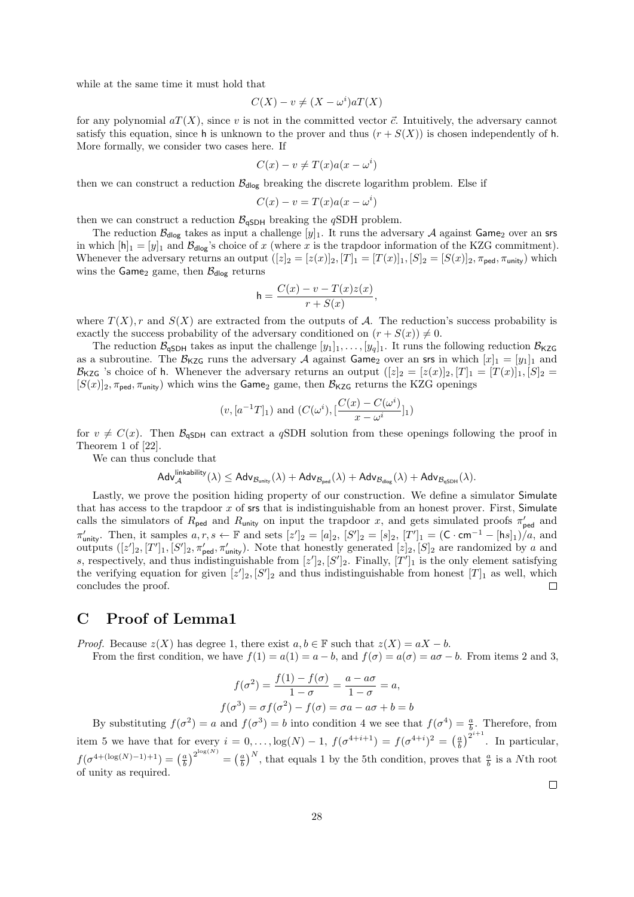while at the same time it must hold that

$$C(X) - v \neq (X - \omega^i)aT(X)$$

for any polynomial $aT(X)$, since $v$ is not in the committed vector $\vec{c}$. Intuitively, the adversary cannot satisfy this equation, since $\mathsf{h}$ is unknown to the prover and thus $(r + S(X))$ is chosen independently of $\mathsf{h}$. More formally, we consider two cases here. If

$$C(x) - v \neq T(x)a(x - \omega^i)$$

then we can construct a reduction $\mathcal{B}_{\mathsf{dlog}}$ breaking the discrete logarithm problem. Else if

$$C(x) - v = T(x)a(x - \omega^i)$$

then we can construct a reduction $\mathcal{B}_{\mathsf{qSDH}}$ breaking the $q$SDH problem.

The reduction $\mathcal{B}_{\mathsf{dlog}}$ takes as input a challenge $[y]_1$. It runs the adversary $\mathcal{A}$ against $\mathsf{Game}_2$ over an $\mathsf{srs}$ in which $[\mathsf{h}]_1 = [y]_1$ and $\mathcal{B}_{\mathsf{dlog}}$'s choice of $x$ (where $x$ is the trapdoor information of the KZG commitment). Whenever the adversary returns an output $([z]_2 = [z(x)]_2, [T]_1 = [T(x)]_1, [S]_2 = [S(x)]_2, \pi_{\mathsf{ped}}, \pi_{\mathsf{unity}})$ which wins the $\mathsf{Game}_2$ game, then $\mathcal{B}_{\mathsf{dlog}}$ returns

$$\mathsf{h} = \frac{C(x) - v - T(x)z(x)}{r + S(x)},$$

where $T(X), r$ and $S(X)$ are extracted from the outputs of $\mathcal{A}$. The reduction's success probability is exactly the success probability of the adversary conditioned on $(r + S(x)) \neq 0$.

The reduction $\mathcal{B}_{\mathsf{qSDH}}$ takes as input the challenge $[y_1]_1, \ldots, [y_q]_1$. It runs the following reduction $\mathcal{B}_{\mathsf{KZG}}$ as a subroutine. The $\mathcal{B}_{\mathsf{KZG}}$ runs the adversary $\mathcal{A}$ against $\mathsf{Game}_2$ over an $\mathsf{srs}$ in which $[x]_1 = [y_1]_1$ and $\mathcal{B}_{\mathsf{KZG}}$ 's choice of $\mathsf{h}$. Whenever the adversary returns an output $([z]_2 = [z(x)]_2, [T]_1 = [T(x)]_1, [S]_2 = [S(x)]_2, \pi_{\mathsf{ped}}, \pi_{\mathsf{unity}})$ which wins the $\mathsf{Game}_2$ game, then $\mathcal{B}_{\mathsf{KZG}}$ returns the KZG openings

$$(v, [a^{-1}T]_1) \text{ and } (C(\omega^i), [\frac{C(x) - C(\omega^i)}{x - \omega^i}]_1)$$

for $v \neq C(x)$. Then $\mathcal{B}_{\mathsf{qSDH}}$ can extract a $q$SDH solution from these openings following the proof in Theorem 1 of [22].

We can thus conclude that

$$\mathsf{Adv}^{\mathsf{linkability}}_{\mathcal{A}}(\lambda) \leq \mathsf{Adv}_{\mathcal{B}_{\mathsf{unity}}}(\lambda) + \mathsf{Adv}_{\mathcal{B}_{\mathsf{ped}}}(\lambda) + \mathsf{Adv}_{\mathcal{B}_{\mathsf{dlog}}}(\lambda) + \mathsf{Adv}_{\mathcal{B}_{\mathsf{qSDH}}}(\lambda).$$

Lastly, we prove the position hiding property of our construction. We define a simulator $\mathsf{Simulate}$ that has access to the trapdoor $x$ of $\mathsf{srs}$ that is indistinguishable from an honest prover. First, $\mathsf{Simulate}$ calls the simulators of $R_{\mathsf{ped}}$ and $R_{\mathsf{unity}}$ on input the trapdoor $x$, and gets simulated proofs $\pi'_{\mathsf{ped}}$ and $\pi'_{\mathsf{unity}}$. Then, it samples $a, r, s \leftarrow \mathbb{F}$ and sets $[z']_2 = [a]_2$, $[S']_2 = [s]_2$, $[T']_1 = (\mathsf{C} \cdot \mathsf{cm}^{-1} - [\mathsf{h}s]_1)/a$, and outputs $([z']_2, [T']_1, [S']_2, \pi'_{\mathsf{ped}}, \pi'_{\mathsf{unity}})$. Note that honestly generated $[z]_2, [S]_2$ are randomized by $a$ and $s$, respectively, and thus indistinguishable from $[z']_2, [S']_2$. Finally, $[T']_1$ is the only element satisfying the verifying equation for given $[z']_2, [S']_2$ and thus indistinguishable from honest $[T]_1$ as well, which concludes the proof. □

## C Proof of Lemma1

*Proof.* Because $z(X)$ has degree 1, there exist $a, b \in \mathbb{F}$ such that $z(X) = aX - b$.

From the first condition, we have $f(1) = a(1) = a - b$, and $f(\sigma) = a(\sigma) = a\sigma - b$. From items 2 and 3,

$$f(\sigma^2) = \frac{f(1) - f(\sigma)}{1 - \sigma} = \frac{a - a\sigma}{1 - \sigma} = a,$$

$$f(\sigma^3) = \sigma f(\sigma^2) - f(\sigma) = \sigma a - a\sigma + b = b$$

By substituting $f(\sigma^2) = a$ and $f(\sigma^3) = b$ into condition 4 we see that $f(\sigma^4) = \frac{a}{b}$. Therefore, from item 5 we have that for every $i = 0, \ldots, \log(N) - 1$, $f(\sigma^{4+i+1}) = f(\sigma^{4+i})^2 = \left(\frac{a}{b}\right)^{2^{i+1}}$. In particular, $f(\sigma^{4+(\log(N)-1)+1}) = \left(\frac{a}{b}\right)^{2^{\log(N)}} = \left(\frac{a}{b}\right)^N$, that equals 1 by the 5th condition, proves that $\frac{a}{b}$ is a $N$th root of unity as required.

□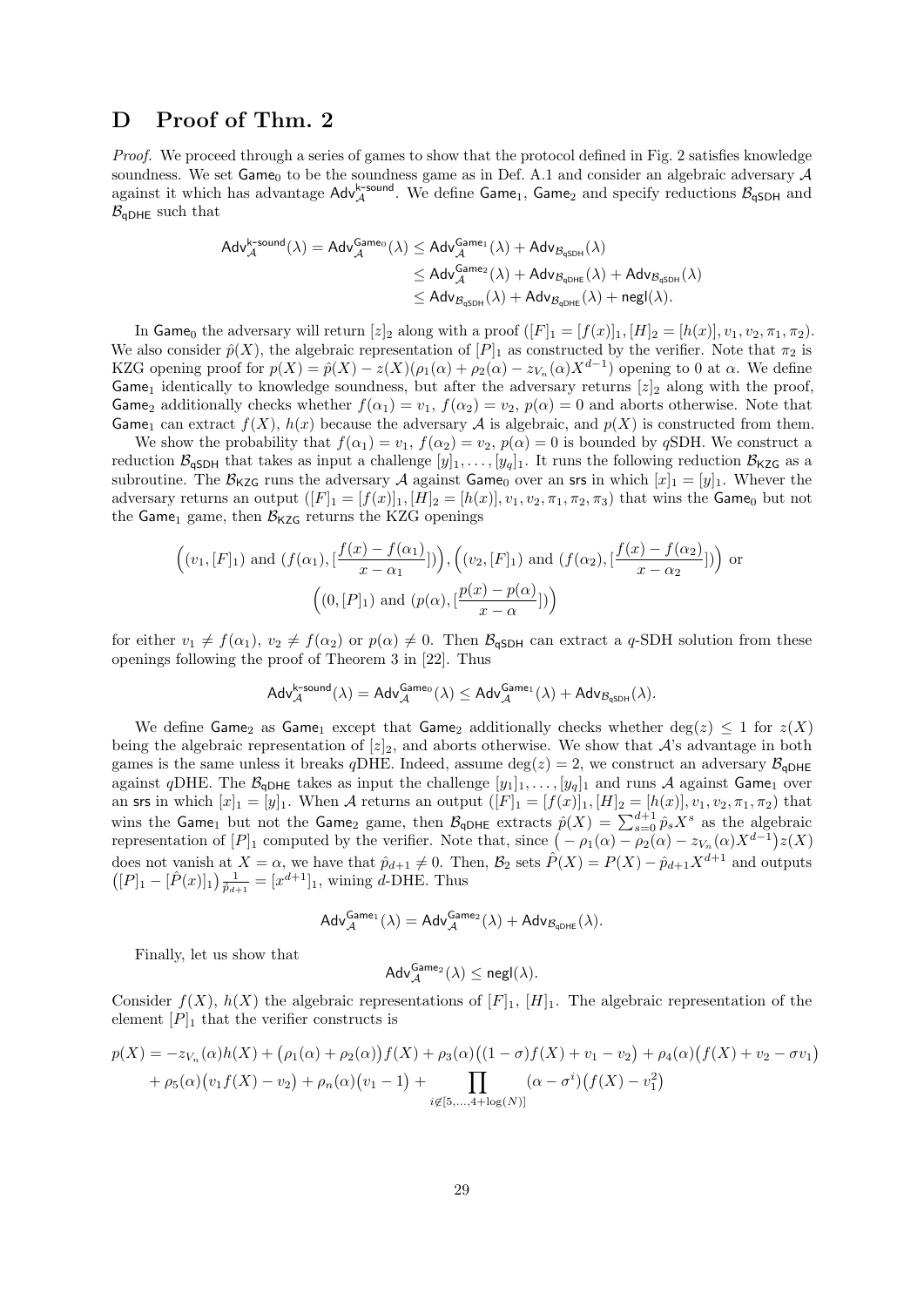# D Proof of Thm. 2

*Proof.* We proceed through a series of games to show that the protocol defined in Fig. 2 satisfies knowledge soundness. We set $\mathsf{Game}_0$ to be the soundness game as in Def. A.1 and consider an algebraic adversary $\mathcal{A}$ against it which has advantage $\mathsf{Adv}_{\mathcal{A}}^{\mathsf{k\text{-}sound}}$. We define $\mathsf{Game}_1$, $\mathsf{Game}_2$ and specify reductions $\mathcal{B}_{\mathsf{qSDH}}$ and $\mathcal{B}_{\mathsf{qDHE}}$ such that

$$\begin{aligned}\mathsf{Adv}_{\mathcal{A}}^{\mathsf{k\text{-}sound}}(\lambda) = \mathsf{Adv}_{\mathcal{A}}^{\mathsf{Game}_0}(\lambda) &\leq \mathsf{Adv}_{\mathcal{A}}^{\mathsf{Game}_1}(\lambda) + \mathsf{Adv}_{\mathcal{B}_{\mathsf{qSDH}}}(\lambda)\\ &\leq \mathsf{Adv}_{\mathcal{A}}^{\mathsf{Game}_2}(\lambda) + \mathsf{Adv}_{\mathcal{B}_{\mathsf{qDHE}}}(\lambda) + \mathsf{Adv}_{\mathcal{B}_{\mathsf{qSDH}}}(\lambda)\\ &\leq \mathsf{Adv}_{\mathcal{B}_{\mathsf{qSDH}}}(\lambda) + \mathsf{Adv}_{\mathcal{B}_{\mathsf{qDHE}}}(\lambda) + \mathsf{negl}(\lambda).\end{aligned}$$

In $\mathsf{Game}_0$ the adversary will return $[z]_2$ along with a proof $([F]_1 = [f(x)]_1, [H]_2 = [h(x)], v_1, v_2, \pi_1, \pi_2)$. We also consider $\hat{p}(X)$, the algebraic representation of $[P]_1$ as constructed by the verifier. Note that $\pi_2$ is KZG opening proof for $p(X) = \hat{p}(X) - z(X)(\rho_1(\alpha) + \rho_2(\alpha) - z_{V_n}(\alpha)X^{d-1})$ opening to 0 at $\alpha$. We define $\mathsf{Game}_1$ identically to knowledge soundness, but after the adversary returns $[z]_2$ along with the proof, $\mathsf{Game}_2$ additionally checks whether $f(\alpha_1) = v_1$, $f(\alpha_2) = v_2$, $p(\alpha) = 0$ and aborts otherwise. Note that $\mathsf{Game}_1$ can extract $f(X)$, $h(x)$ because the adversary $\mathcal{A}$ is algebraic, and $p(X)$ is constructed from them.

We show the probability that $f(\alpha_1) = v_1$, $f(\alpha_2) = v_2$, $p(\alpha) = 0$ is bounded by $q$SDH. We construct a reduction $\mathcal{B}_{\mathsf{qSDH}}$ that takes as input a challenge $[y]_1, \ldots, [y_q]_1$. It runs the following reduction $\mathcal{B}_{\mathsf{KZG}}$ as a subroutine. The $\mathcal{B}_{\mathsf{KZG}}$ runs the adversary $\mathcal{A}$ against $\mathsf{Game}_0$ over an $\mathsf{srs}$ in which $[x]_1 = [y]_1$. Whever the adversary returns an output $([F]_1 = [f(x)]_1, [H]_2 = [h(x)], v_1, v_2, \pi_1, \pi_2, \pi_3)$ that wins the $\mathsf{Game}_0$ but not the $\mathsf{Game}_1$ game, then $\mathcal{B}_{\mathsf{KZG}}$ returns the KZG openings

$$\Big((v_1, [F]_1) \text{ and } (f(\alpha_1), [\frac{f(x) - f(\alpha_1)}{x - \alpha_1}])\Big), \Big((v_2, [F]_1) \text{ and } (f(\alpha_2), [\frac{f(x) - f(\alpha_2)}{x - \alpha_2}])\Big) \text{ or}$$
$$\Big((0, [P]_1) \text{ and } (p(\alpha), [\frac{p(x) - p(\alpha)}{x - \alpha}])\Big)$$

for either $v_1 \neq f(\alpha_1)$, $v_2 \neq f(\alpha_2)$ or $p(\alpha) \neq 0$. Then $\mathcal{B}_{\mathsf{qSDH}}$ can extract a $q$-SDH solution from these openings following the proof of Theorem 3 in [22]. Thus

$$\mathsf{Adv}_{\mathcal{A}}^{\mathsf{k\text{-}sound}}(\lambda) = \mathsf{Adv}_{\mathcal{A}}^{\mathsf{Game}_0}(\lambda) \leq \mathsf{Adv}_{\mathcal{A}}^{\mathsf{Game}_1}(\lambda) + \mathsf{Adv}_{\mathcal{B}_{\mathsf{qSDH}}}(\lambda).$$

We define $\mathsf{Game}_2$ as $\mathsf{Game}_1$ except that $\mathsf{Game}_2$ additionally checks whether $\deg(z) \leq 1$ for $z(X)$ being the algebraic representation of $[z]_2$, and aborts otherwise. We show that $\mathcal{A}$'s advantage in both games is the same unless it breaks $q$DHE. Indeed, assume $\deg(z) = 2$, we construct an adversary $\mathcal{B}_{\mathsf{qDHE}}$ against $q$DHE. The $\mathcal{B}_{\mathsf{qDHE}}$ takes as input the challenge $[y_1]_1, \ldots, [y_q]_1$ and runs $\mathcal{A}$ against $\mathsf{Game}_1$ over an $\mathsf{srs}$ in which $[x]_1 = [y]_1$. When $\mathcal{A}$ returns an output $([F]_1 = [f(x)]_1, [H]_2 = [h(x)], v_1, v_2, \pi_1, \pi_2)$ that wins the $\mathsf{Game}_1$ but not the $\mathsf{Game}_2$ game, then $\mathcal{B}_{\mathsf{qDHE}}$ extracts $\hat{p}(X) = \sum_{s=0}^{d+1} \hat{p}_s X^s$ as the algebraic representation of $[P]_1$ computed by the verifier. Note that, since $\big(-\rho_1(\alpha) - \rho_2(\alpha) - z_{V_n}(\alpha)X^{d-1}\big)z(X)$ does not vanish at $X = \alpha$, we have that $\hat{p}_{d+1} \neq 0$. Then, $\mathcal{B}_2$ sets $\hat{P}(X) = P(X) - \hat{p}_{d+1}X^{d+1}$ and outputs $\big([P]_1 - [\hat{P}(x)]_1\big)\frac{1}{\hat{p}_{d+1}} = [x^{d+1}]_1$, wining $d$-DHE. Thus

$$\mathsf{Adv}_{\mathcal{A}}^{\mathsf{Game}_1}(\lambda) = \mathsf{Adv}_{\mathcal{A}}^{\mathsf{Game}_2}(\lambda) + \mathsf{Adv}_{\mathcal{B}_{\mathsf{qDHE}}}(\lambda).$$

Finally, let us show that

$$\mathsf{Adv}_{\mathcal{A}}^{\mathsf{Game}_2}(\lambda) \leq \mathsf{negl}(\lambda).$$

Consider $f(X)$, $h(X)$ the algebraic representations of $[F]_1$, $[H]_1$. The algebraic representation of the element $[P]_1$ that the verifier constructs is

$$\begin{aligned}p(X) = &-z_{V_n}(\alpha)h(X) + \big(\rho_1(\alpha) + \rho_2(\alpha)\big)f(X) + \rho_3(\alpha)\big((1-\sigma)f(X) + v_1 - v_2\big) + \rho_4(\alpha)\big(f(X) + v_2 - \sigma v_1\big)\\ &+ \rho_5(\alpha)\big(v_1 f(X) - v_2\big) + \rho_n(\alpha)\big(v_1 - 1\big) + \prod_{i \notin [5, \ldots, 4+\log(N)]} (\alpha - \sigma^i)\big(f(X) - v_1^2\big)\end{aligned}$$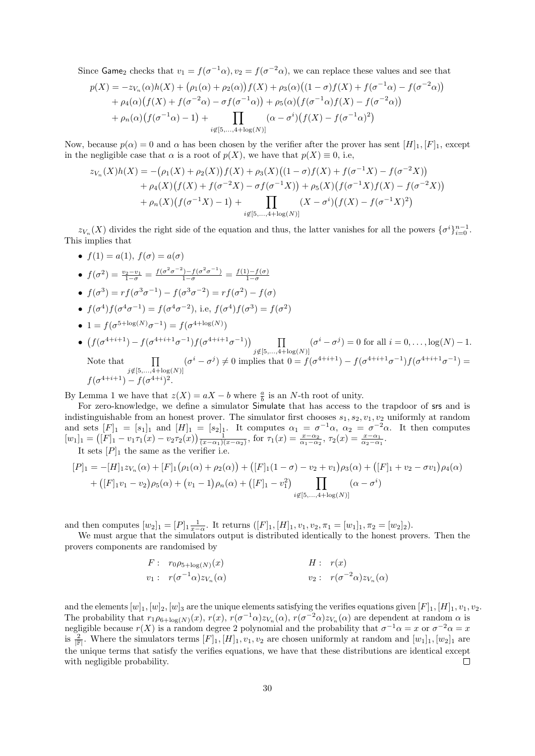Since $\mathsf{Game}_2$ checks that $v_1 = f(\sigma^{-1}\alpha), v_2 = f(\sigma^{-2}\alpha)$, we can replace these values and see that

$$
\begin{aligned}
p(X) = &-z_{V_n}(\alpha)h(X) + \big(\rho_1(\alpha) + \rho_2(\alpha)\big)f(X) + \rho_3(\alpha)\big((1-\sigma)f(X) + f(\sigma^{-1}\alpha) - f(\sigma^{-2}\alpha)\big) \\
&+ \rho_4(\alpha)\big(f(X) + f(\sigma^{-2}\alpha) - \sigma f(\sigma^{-1}\alpha)\big) + \rho_5(\alpha)\big(f(\sigma^{-1}\alpha)f(X) - f(\sigma^{-2}\alpha)\big) \\
&+ \rho_n(\alpha)\big(f(\sigma^{-1}\alpha) - 1\big) + \prod_{i \notin [5,\ldots,4+\log(N)]} (\alpha - \sigma^i)\big(f(X) - f(\sigma^{-1}\alpha)^2\big)
\end{aligned}
$$

Now, because $p(\alpha) = 0$ and $\alpha$ has been chosen by the verifier after the prover has sent $[H]_1, [F]_1$, except in the negligible case that $\alpha$ is a root of $p(X)$, we have that $p(X) \equiv 0$, i.e,

$$
\begin{aligned}
z_{V_n}(X)h(X) = &-\big(\rho_1(X) + \rho_2(X)\big)f(X) + \rho_3(X)\big((1-\sigma)f(X) + f(\sigma^{-1}X) - f(\sigma^{-2}X)\big) \\
&+ \rho_4(X)\big(f(X) + f(\sigma^{-2}X) - \sigma f(\sigma^{-1}X)\big) + \rho_5(X)\big(f(\sigma^{-1}X)f(X) - f(\sigma^{-2}X)\big) \\
&+ \rho_n(X)\big(f(\sigma^{-1}X) - 1\big) + \prod_{i \notin [5,\ldots,4+\log(N)]} (X - \sigma^i)\big(f(X) - f(\sigma^{-1}X)^2\big)
\end{aligned}
$$

$z_{V_n}(X)$ divides the right side of the equation and thus, the latter vanishes for all the powers $\{\sigma^i\}_{i=0}^{n-1}$. This implies that

- $f(1) = a(1),\ f(\sigma) = a(\sigma)$
- $f(\sigma^2) = \frac{v_2 - v_1}{1-\sigma} = \frac{f(\sigma^2\sigma^{-2}) - f(\sigma^2\sigma^{-1})}{1-\sigma} = \frac{f(1) - f(\sigma)}{1-\sigma}$
- $f(\sigma^3) = rf(\sigma^3\sigma^{-1}) - f(\sigma^3\sigma^{-2}) = rf(\sigma^2) - f(\sigma)$
- $f(\sigma^4)f(\sigma^4\sigma^{-1}) = f(\sigma^4\sigma^{-2})$, i.e, $f(\sigma^4)f(\sigma^3) = f(\sigma^2)$
- $1 = f(\sigma^{5+\log(N)}\sigma^{-1}) = f(\sigma^{4+\log(N)})$
- $\big(f(\sigma^{4+i+1}) - f(\sigma^{4+i+1}\sigma^{-1})f(\sigma^{4+i+1}\sigma^{-1})\big) \prod_{j \notin [5,\ldots,4+\log(N)]} (\sigma^i - \sigma^j) = 0$ for all $i = 0,\ldots,\log(N)-1$.

  Note that $\prod_{j \notin [5,\ldots,4+\log(N)]} (\sigma^i - \sigma^j) \neq 0$ implies that $0 = f(\sigma^{4+i+1}) - f(\sigma^{4+i+1}\sigma^{-1})f(\sigma^{4+i+1}\sigma^{-1}) = f(\sigma^{4+i+1}) - f(\sigma^{4+i})^2$.

By Lemma 1 we have that $z(X) = aX - b$ where $\frac{a}{b}$ is an $N$-th root of unity.

For zero-knowledge, we define a simulator $\mathsf{Simulate}$ that has access to the trapdoor of $\mathsf{srs}$ and is indistinguishable from an honest prover. The simulator first chooses $s_1, s_2, v_1, v_2$ uniformly at random and sets $[F]_1 = [s_1]_1$ and $[H]_1 = [s_2]_1$. It computes $\alpha_1 = \sigma^{-1}\alpha$, $\alpha_2 = \sigma^{-2}\alpha$. It then computes $[w_1]_1 = \big([F]_1 - v_1\tau_1(x) - v_2\tau_2(x)\big)\frac{1}{(x-\alpha_1)(x-\alpha_2)}$, for $\tau_1(x) = \frac{x-\alpha_2}{\alpha_1-\alpha_2}$, $\tau_2(x) = \frac{x-\alpha_1}{\alpha_2-\alpha_1}$.

It sets $[P]_1$ the same as the verifier i.e.

$$
\begin{aligned}
[P]_1 = &-[H]_1 z_{V_n}(\alpha) + [F]_1\big(\rho_1(\alpha) + \rho_2(\alpha)\big) + \big([F]_1(1-\sigma) - v_2 + v_1\big)\rho_3(\alpha) + \big([F]_1 + v_2 - \sigma v_1\big)\rho_4(\alpha) \\
&+ \big([F]_1 v_1 - v_2\big)\rho_5(\alpha) + \big(v_1 - 1\big)\rho_n(\alpha) + \big([F]_1 - v_1^2\big) \prod_{i \notin [5,\ldots,4+\log(N)]} (\alpha - \sigma^i)
\end{aligned}
$$

and then computes $[w_2]_1 = [P]_1 \frac{1}{x-\alpha}$. It returns $([F]_1, [H]_1, v_1, v_2, \pi_1 = [w_1]_1, \pi_2 = [w_2]_2)$.

We must argue that the simulators output is distributed identically to the honest provers. Then the provers components are randomised by

$$
\begin{aligned}
&F: \ r_0\rho_{5+\log(N)}(x) && H: \ r(x) \\
&v_1: \ r(\sigma^{-1}\alpha)z_{V_n}(\alpha) && v_2: \ r(\sigma^{-2}\alpha)z_{V_n}(\alpha)
\end{aligned}
$$

and the elements $[w]_1, [w]_2, [w]_3$ are the unique elements satisfying the verifies equations given $[F]_1, [H]_1, v_1, v_2$. The probability that $r_1\rho_{6+\log(N)}(x)$, $r(x)$, $r(\sigma^{-1}\alpha)z_{V_n}(\alpha)$, $r(\sigma^{-2}\alpha)z_{V_n}(\alpha)$ are dependent at random $\alpha$ is negligible because $r(X)$ is a random degree 2 polynomial and the probability that $\sigma^{-1}\alpha = x$ or $\sigma^{-2}\alpha = x$ is $\frac{2}{|\mathbb{F}|}$. Where the simulators terms $[F]_1, [H]_1, v_1, v_2$ are chosen uniformly at random and $[w_1]_1, [w_2]_1$ are the unique terms that satisfy the verifies equations, we have that these distributions are identical except with negligible probability. □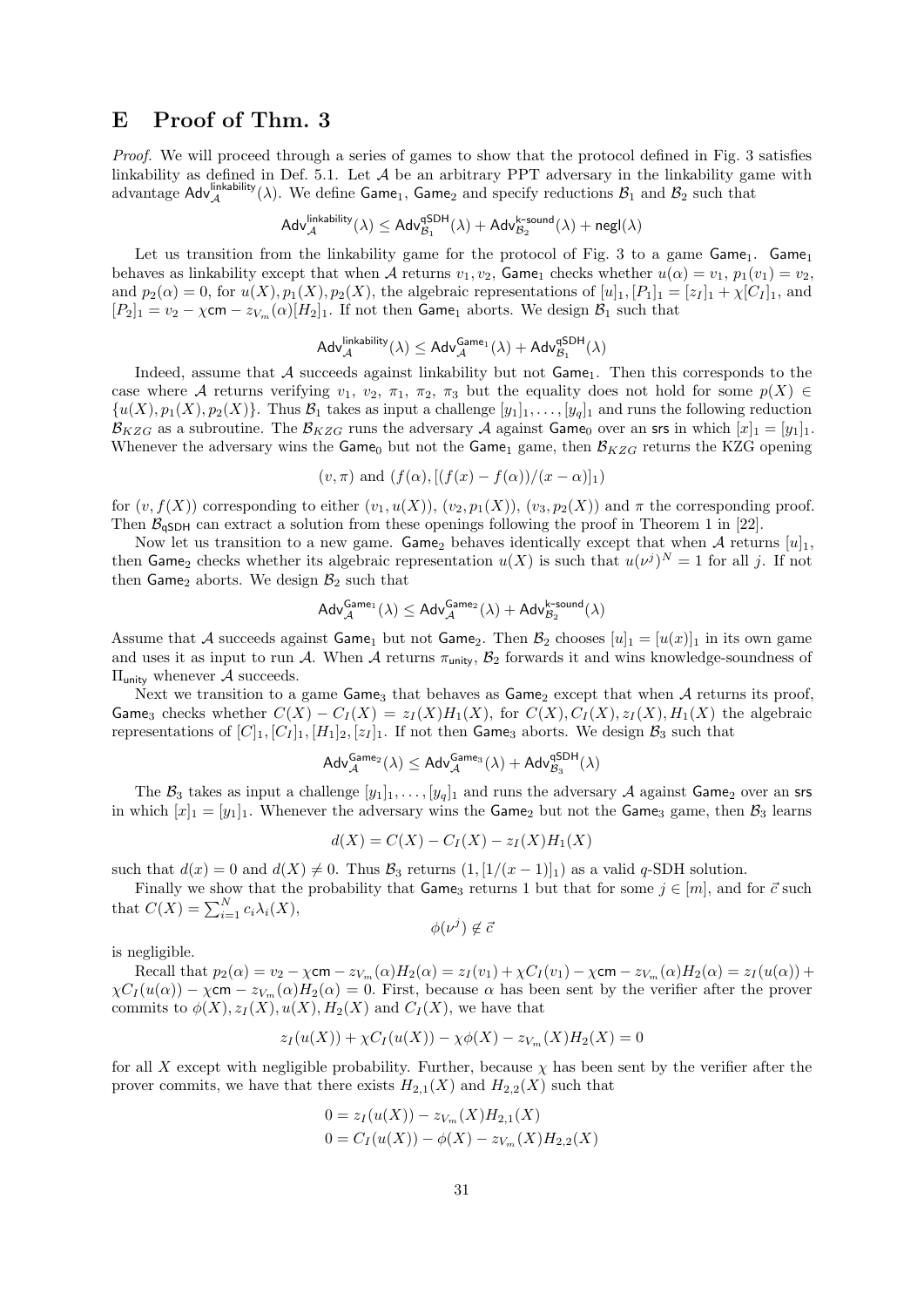## E Proof of Thm. 3

*Proof.* We will proceed through a series of games to show that the protocol defined in Fig. 3 satisfies linkability as defined in Def. 5.1. Let $\mathcal{A}$ be an arbitrary PPT adversary in the linkability game with advantage $\mathsf{Adv}^{\mathsf{linkability}}_{\mathcal{A}}(\lambda)$. We define $\mathsf{Game}_1$, $\mathsf{Game}_2$ and specify reductions $\mathcal{B}_1$ and $\mathcal{B}_2$ such that

$$\mathsf{Adv}^{\mathsf{linkability}}_{\mathcal{A}}(\lambda) \leq \mathsf{Adv}^{\mathsf{qSDH}}_{\mathcal{B}_1}(\lambda) + \mathsf{Adv}^{\mathsf{k\text{-}sound}}_{\mathcal{B}_2}(\lambda) + \mathsf{negl}(\lambda)$$

Let us transition from the linkability game for the protocol of Fig. 3 to a game $\mathsf{Game}_1$. $\mathsf{Game}_1$ behaves as linkability except that when $\mathcal{A}$ returns $v_1, v_2$, $\mathsf{Game}_1$ checks whether $u(\alpha) = v_1$, $p_1(v_1) = v_2$, and $p_2(\alpha) = 0$, for $u(X), p_1(X), p_2(X)$, the algebraic representations of $[u]_1, [P_1]_1 = [z_I]_1 + \chi[C_I]_1$, and $[P_2]_1 = v_2 - \chi\mathsf{cm} - z_{V_m}(\alpha)[H_2]_1$. If not then $\mathsf{Game}_1$ aborts. We design $\mathcal{B}_1$ such that

$$\mathsf{Adv}^{\mathsf{linkability}}_{\mathcal{A}}(\lambda) \leq \mathsf{Adv}^{\mathsf{Game}_1}_{\mathcal{A}}(\lambda) + \mathsf{Adv}^{\mathsf{qSDH}}_{\mathcal{B}_1}(\lambda)$$

Indeed, assume that $\mathcal{A}$ succeeds against linkability but not $\mathsf{Game}_1$. Then this corresponds to the case where $\mathcal{A}$ returns verifying $v_1$, $v_2$, $\pi_1$, $\pi_2$, $\pi_3$ but the equality does not hold for some $p(X) \in \{u(X), p_1(X), p_2(X)\}$. Thus $\mathcal{B}_1$ takes as input a challenge $[y_1]_1, \ldots, [y_q]_1$ and runs the following reduction $\mathcal{B}_{KZG}$ as a subroutine. The $\mathcal{B}_{KZG}$ runs the adversary $\mathcal{A}$ against $\mathsf{Game}_0$ over an $\mathsf{srs}$ in which $[x]_1 = [y_1]_1$. Whenever the adversary wins the $\mathsf{Game}_0$ but not the $\mathsf{Game}_1$ game, then $\mathcal{B}_{KZG}$ returns the KZG opening

$$(v, \pi) \text{ and } (f(\alpha), [(f(x) - f(\alpha))/(x - \alpha)]_1)$$

for $(v, f(X))$ corresponding to either $(v_1, u(X))$, $(v_2, p_1(X))$, $(v_3, p_2(X))$ and $\pi$ the corresponding proof. Then $\mathcal{B}_{\mathsf{qSDH}}$ can extract a solution from these openings following the proof in Theorem 1 in [22].

Now let us transition to a new game. $\mathsf{Game}_2$ behaves identically except that when $\mathcal{A}$ returns $[u]_1$, then $\mathsf{Game}_2$ checks whether its algebraic representation $u(X)$ is such that $u(\nu^j)^N = 1$ for all $j$. If not then $\mathsf{Game}_2$ aborts. We design $\mathcal{B}_2$ such that

$$\mathsf{Adv}^{\mathsf{Game}_1}_{\mathcal{A}}(\lambda) \leq \mathsf{Adv}^{\mathsf{Game}_2}_{\mathcal{A}}(\lambda) + \mathsf{Adv}^{\mathsf{k\text{-}sound}}_{\mathcal{B}_2}(\lambda)$$

Assume that $\mathcal{A}$ succeeds against $\mathsf{Game}_1$ but not $\mathsf{Game}_2$. Then $\mathcal{B}_2$ chooses $[u]_1 = [u(x)]_1$ in its own game and uses it as input to run $\mathcal{A}$. When $\mathcal{A}$ returns $\pi_{\mathsf{unity}}$, $\mathcal{B}_2$ forwards it and wins knowledge-soundness of $\Pi_{\mathsf{unity}}$ whenever $\mathcal{A}$ succeeds.

Next we transition to a game $\mathsf{Game}_3$ that behaves as $\mathsf{Game}_2$ except that when $\mathcal{A}$ returns its proof, $\mathsf{Game}_3$ checks whether $C(X) - C_I(X) = z_I(X)H_1(X)$, for $C(X), C_I(X), z_I(X), H_1(X)$ the algebraic representations of $[C]_1, [C_I]_1, [H_1]_2, [z_I]_1$. If not then $\mathsf{Game}_3$ aborts. We design $\mathcal{B}_3$ such that

$$\mathsf{Adv}^{\mathsf{Game}_2}_{\mathcal{A}}(\lambda) \leq \mathsf{Adv}^{\mathsf{Game}_3}_{\mathcal{A}}(\lambda) + \mathsf{Adv}^{\mathsf{qSDH}}_{\mathcal{B}_3}(\lambda)$$

The $\mathcal{B}_3$ takes as input a challenge $[y_1]_1, \ldots, [y_q]_1$ and runs the adversary $\mathcal{A}$ against $\mathsf{Game}_2$ over an $\mathsf{srs}$ in which $[x]_1 = [y_1]_1$. Whenever the adversary wins the $\mathsf{Game}_2$ but not the $\mathsf{Game}_3$ game, then $\mathcal{B}_3$ learns

$$d(X) = C(X) - C_I(X) - z_I(X)H_1(X)$$

such that $d(x) = 0$ and $d(X) \neq 0$. Thus $\mathcal{B}_3$ returns $(1, [1/(x-1)]_1)$ as a valid $q$-SDH solution.

Finally we show that the probability that $\mathsf{Game}_3$ returns 1 but that for some $j \in [m]$, and for $\vec{c}$ such that $C(X) = \sum_{i=1}^{N} c_i \lambda_i(X)$,

$$\phi(\nu^j) \notin \vec{c}$$

is negligible.

Recall that $p_2(\alpha) = v_2 - \chi\mathsf{cm} - z_{V_m}(\alpha)H_2(\alpha) = z_I(v_1) + \chi C_I(v_1) - \chi\mathsf{cm} - z_{V_m}(\alpha)H_2(\alpha) = z_I(u(\alpha)) + \chi C_I(u(\alpha)) - \chi\mathsf{cm} - z_{V_m}(\alpha)H_2(\alpha) = 0$. First, because $\alpha$ has been sent by the verifier after the prover commits to $\phi(X), z_I(X), u(X), H_2(X)$ and $C_I(X)$, we have that

$$z_I(u(X)) + \chi C_I(u(X)) - \chi\phi(X) - z_{V_m}(X)H_2(X) = 0$$

for all $X$ except with negligible probability. Further, because $\chi$ has been sent by the verifier after the prover commits, we have that there exists $H_{2,1}(X)$ and $H_{2,2}(X)$ such that

$$\begin{aligned}
0 &= z_I(u(X)) - z_{V_m}(X)H_{2,1}(X) \\
0 &= C_I(u(X)) - \phi(X) - z_{V_m}(X)H_{2,2}(X)
\end{aligned}$$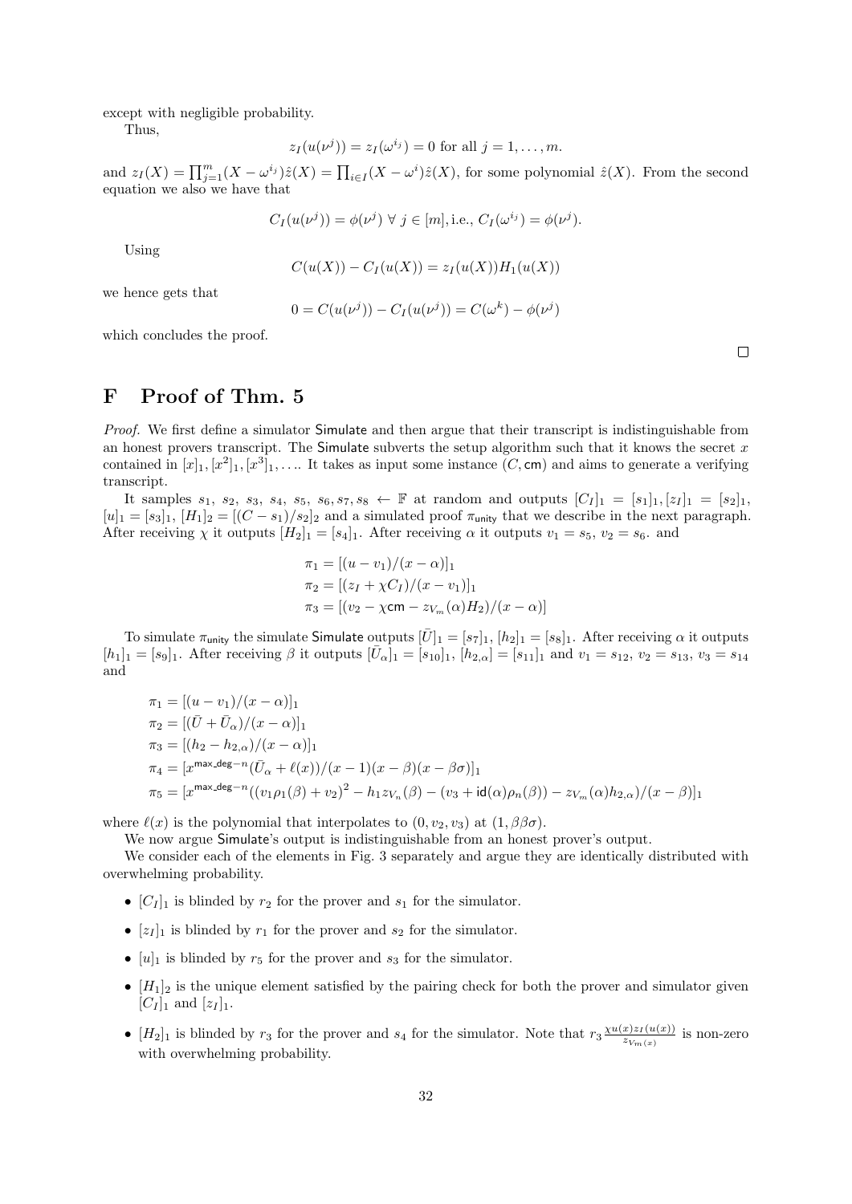except with negligible probability.

Thus,

$$z_I(u(\nu^j)) = z_I(\omega^{i_j}) = 0 \text{ for all } j = 1, \ldots, m.$$

and $z_I(X) = \prod_{j=1}^{m}(X - \omega^{i_j})\hat{z}(X) = \prod_{i \in I}(X - \omega^i)\hat{z}(X)$, for some polynomial $\hat{z}(X)$. From the second equation we also we have that

$$C_I(u(\nu^j)) = \phi(\nu^j) \; \forall \; j \in [m], \text{i.e., } C_I(\omega^{i_j}) = \phi(\nu^j).$$

Using

$$C(u(X)) - C_I(u(X)) = z_I(u(X))H_1(u(X))$$

we hence gets that

$$0 = C(u(\nu^j)) - C_I(u(\nu^j)) = C(\omega^k) - \phi(\nu^j)$$

which concludes the proof. □

# F Proof of Thm. 5

*Proof.* We first define a simulator Simulate and then argue that their transcript is indistinguishable from an honest provers transcript. The Simulate subverts the setup algorithm such that it knows the secret $x$ contained in $[x]_1, [x^2]_1, [x^3]_1, \ldots$. It takes as input some instance $(C, \mathsf{cm})$ and aims to generate a verifying transcript.

It samples $s_1, s_2, s_3, s_4, s_5, s_6, s_7, s_8 \leftarrow \mathbb{F}$ at random and outputs $[C_I]_1 = [s_1]_1, [z_I]_1 = [s_2]_1$, $[u]_1 = [s_3]_1$, $[H_1]_2 = [(C - s_1)/s_2]_2$ and a simulated proof $\pi_{\mathsf{unity}}$ that we describe in the next paragraph. After receiving $\chi$ it outputs $[H_2]_1 = [s_4]_1$. After receiving $\alpha$ it outputs $v_1 = s_5$, $v_2 = s_6$. and

$$\begin{aligned}
\pi_1 &= [(u - v_1)/(x - \alpha)]_1 \\
\pi_2 &= [(z_I + \chi C_I)/(x - v_1)]_1 \\
\pi_3 &= [(v_2 - \chi \mathsf{cm} - z_{V_m}(\alpha)H_2)/(x - \alpha)]
\end{aligned}$$

To simulate $\pi_{\mathsf{unity}}$ the simulate Simulate outputs $[\bar{U}]_1 = [s_7]_1$, $[h_2]_1 = [s_8]_1$. After receiving $\alpha$ it outputs $[h_1]_1 = [s_9]_1$. After receiving $\beta$ it outputs $[\bar{U}_\alpha]_1 = [s_{10}]_1$, $[h_{2,\alpha}] = [s_{11}]_1$ and $v_1 = s_{12}$, $v_2 = s_{13}$, $v_3 = s_{14}$ and

$$\begin{aligned}
\pi_1 &= [(u - v_1)/(x - \alpha)]_1 \\
\pi_2 &= [(\bar{U} + \bar{U}_\alpha)/(x - \alpha)]_1 \\
\pi_3 &= [(h_2 - h_{2,\alpha})/(x - \alpha)]_1 \\
\pi_4 &= [x^{\mathsf{max\_deg} - n}(\bar{U}_\alpha + \ell(x))/(x - 1)(x - \beta)(x - \beta\sigma)]_1 \\
\pi_5 &= [x^{\mathsf{max\_deg} - n}((v_1\rho_1(\beta) + v_2)^2 - h_1 z_{V_n}(\beta) - (v_3 + \mathsf{id}(\alpha)\rho_n(\beta)) - z_{V_m}(\alpha)h_{2,\alpha})/(x - \beta)]_1
\end{aligned}$$

where $\ell(x)$ is the polynomial that interpolates to $(0, v_2, v_3)$ at $(1, \beta\beta\sigma)$.

We now argue Simulate's output is indistinguishable from an honest prover's output.

We consider each of the elements in Fig. 3 separately and argue they are identically distributed with overwhelming probability.

- $[C_I]_1$ is blinded by $r_2$ for the prover and $s_1$ for the simulator.
- $[z_I]_1$ is blinded by $r_1$ for the prover and $s_2$ for the simulator.
- $[u]_1$ is blinded by $r_5$ for the prover and $s_3$ for the simulator.
- $[H_1]_2$ is the unique element satisfied by the pairing check for both the prover and simulator given $[C_I]_1$ and $[z_I]_1$.
- $[H_2]_1$ is blinded by $r_3$ for the prover and $s_4$ for the simulator. Note that $r_3 \frac{\chi u(x) z_I(u(x))}{z_{V_m(x)}}$ is non-zero with overwhelming probability.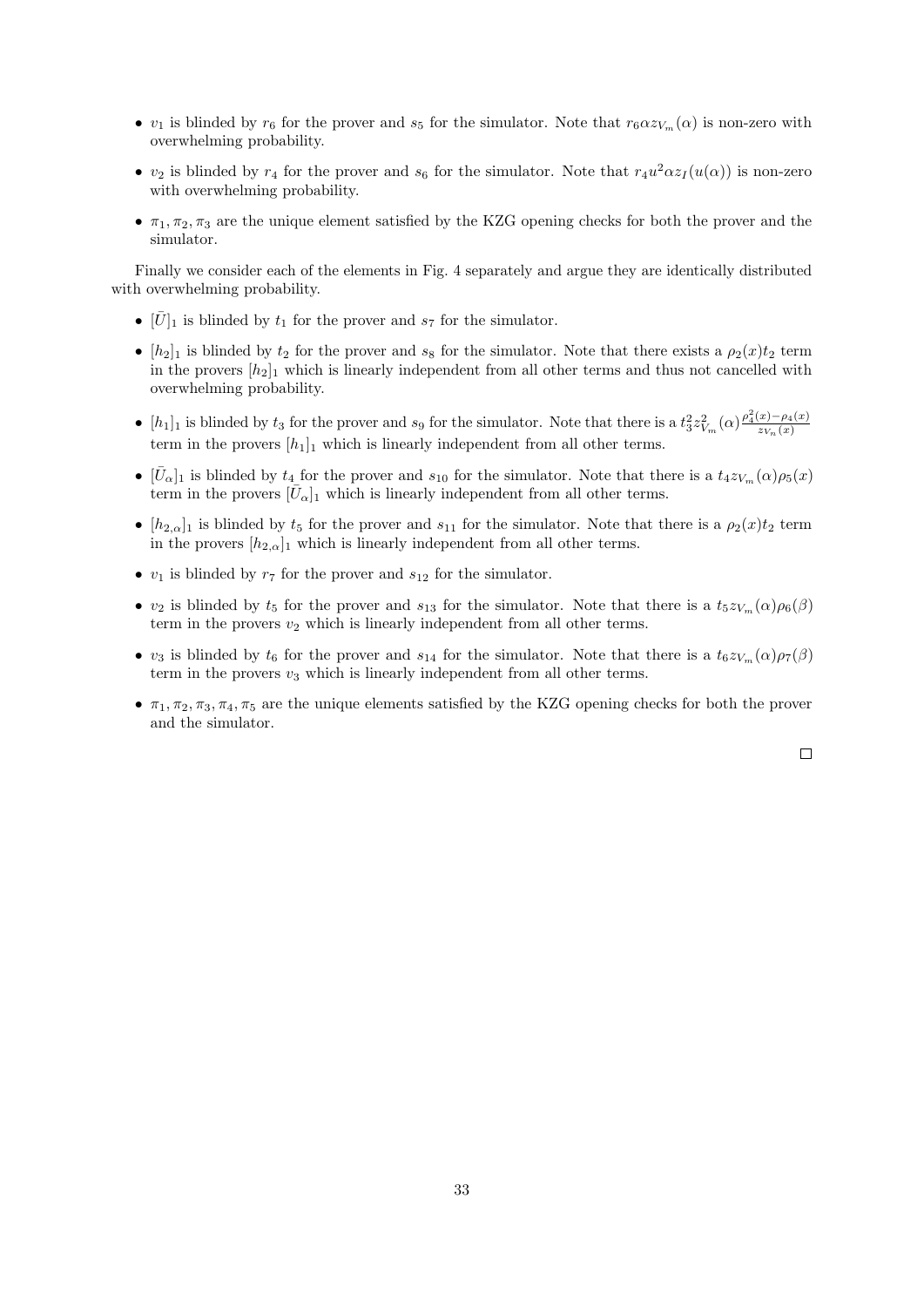- $v_1$ is blinded by $r_6$ for the prover and $s_5$ for the simulator. Note that $r_6 \alpha z_{V_m}(\alpha)$ is non-zero with overwhelming probability.
- $v_2$ is blinded by $r_4$ for the prover and $s_6$ for the simulator. Note that $r_4 u^2 \alpha z_I(u(\alpha))$ is non-zero with overwhelming probability.
- $\pi_1, \pi_2, \pi_3$ are the unique element satisfied by the KZG opening checks for both the prover and the simulator.

Finally we consider each of the elements in Fig. 4 separately and argue they are identically distributed with overwhelming probability.

- $[\bar{U}]_1$ is blinded by $t_1$ for the prover and $s_7$ for the simulator.
- $[h_2]_1$ is blinded by $t_2$ for the prover and $s_8$ for the simulator. Note that there exists a $\rho_2(x)t_2$ term in the provers $[h_2]_1$ which is linearly independent from all other terms and thus not cancelled with overwhelming probability.
- $[h_1]_1$ is blinded by $t_3$ for the prover and $s_9$ for the simulator. Note that there is a $t_3^2 z_{V_m}^2(\alpha)\frac{\rho_4^2(x)-\rho_4(x)}{z_{V_n}(x)}$ term in the provers $[h_1]_1$ which is linearly independent from all other terms.
- $[\bar{U}_\alpha]_1$ is blinded by $t_4$ for the prover and $s_{10}$ for the simulator. Note that there is a $t_4 z_{V_m}(\alpha)\rho_5(x)$ term in the provers $[\bar{U}_\alpha]_1$ which is linearly independent from all other terms.
- $[h_{2,\alpha}]_1$ is blinded by $t_5$ for the prover and $s_{11}$ for the simulator. Note that there is a $\rho_2(x)t_2$ term in the provers $[h_{2,\alpha}]_1$ which is linearly independent from all other terms.
- $v_1$ is blinded by $r_7$ for the prover and $s_{12}$ for the simulator.
- $v_2$ is blinded by $t_5$ for the prover and $s_{13}$ for the simulator. Note that there is a $t_5 z_{V_m}(\alpha)\rho_6(\beta)$ term in the provers $v_2$ which is linearly independent from all other terms.
- $v_3$ is blinded by $t_6$ for the prover and $s_{14}$ for the simulator. Note that there is a $t_6 z_{V_m}(\alpha)\rho_7(\beta)$ term in the provers $v_3$ which is linearly independent from all other terms.
- $\pi_1, \pi_2, \pi_3, \pi_4, \pi_5$ are the unique elements satisfied by the KZG opening checks for both the prover and the simulator.

□